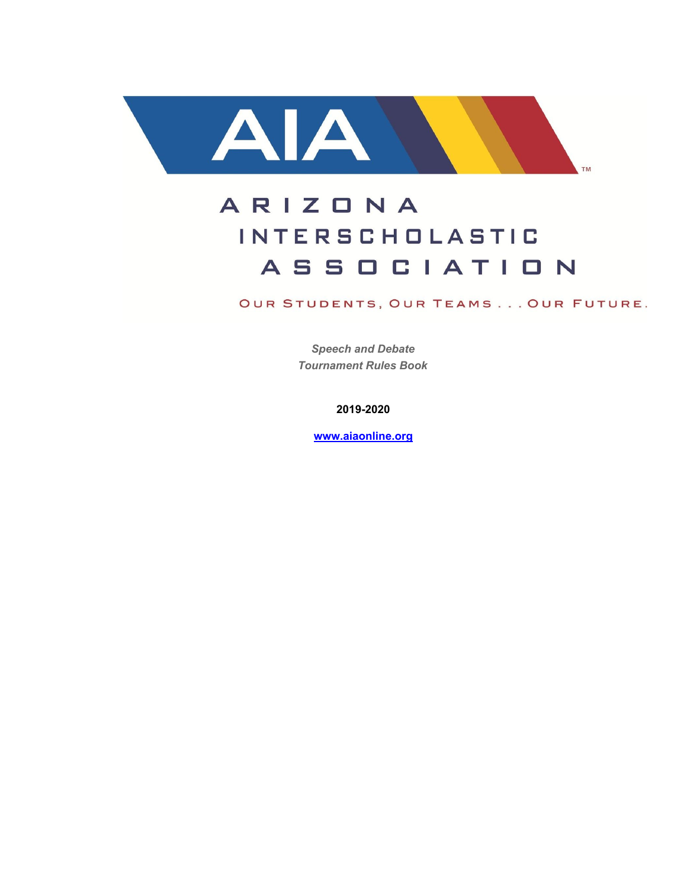AIA™

# ARIZONA INTERSCHOLASTIC ASSOCIATION

OUR STUDENTS, OUR TEAMS . . . OUR FUTURE.

***Speech and Debate***
***Tournament Rules Book***

**2019-2020**

**www.aiaonline.org**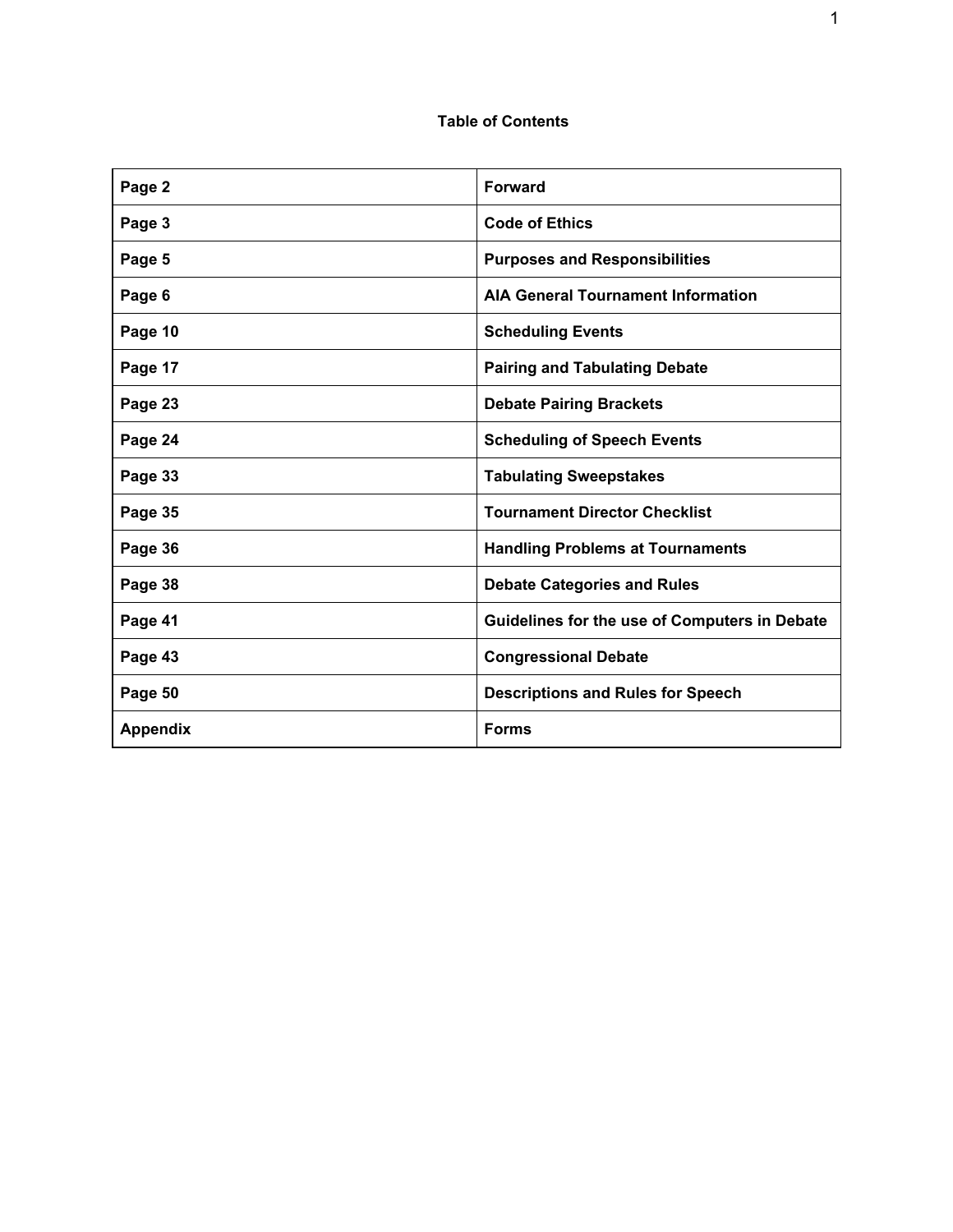**Table of Contents**

| Page 2 | Forward |
|---|---|
| Page 3 | Code of Ethics |
| Page 5 | Purposes and Responsibilities |
| Page 6 | AIA General Tournament Information |
| Page 10 | Scheduling Events |
| Page 17 | Pairing and Tabulating Debate |
| Page 23 | Debate Pairing Brackets |
| Page 24 | Scheduling of Speech Events |
| Page 33 | Tabulating Sweepstakes |
| Page 35 | Tournament Director Checklist |
| Page 36 | Handling Problems at Tournaments |
| Page 38 | Debate Categories and Rules |
| Page 41 | Guidelines for the use of Computers in Debate |
| Page 43 | Congressional Debate |
| Page 50 | Descriptions and Rules for Speech |
| Appendix | Forms |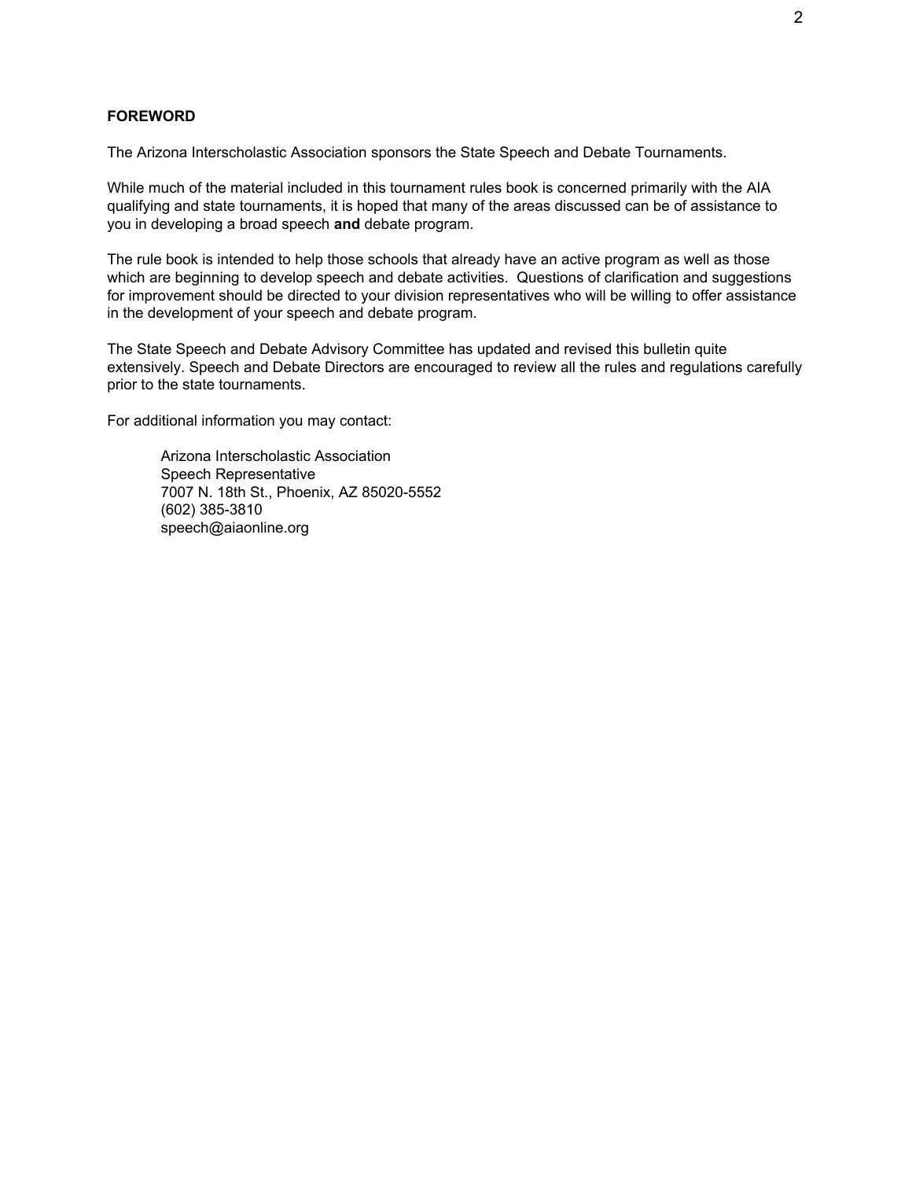## FOREWORD

The Arizona Interscholastic Association sponsors the State Speech and Debate Tournaments.

While much of the material included in this tournament rules book is concerned primarily with the AIA qualifying and state tournaments, it is hoped that many of the areas discussed can be of assistance to you in developing a broad speech **and** debate program.

The rule book is intended to help those schools that already have an active program as well as those which are beginning to develop speech and debate activities. Questions of clarification and suggestions for improvement should be directed to your division representatives who will be willing to offer assistance in the development of your speech and debate program.

The State Speech and Debate Advisory Committee has updated and revised this bulletin quite extensively. Speech and Debate Directors are encouraged to review all the rules and regulations carefully prior to the state tournaments.

For additional information you may contact:

> Arizona Interscholastic Association
> Speech Representative
> 7007 N. 18th St., Phoenix, AZ 85020-5552
> (602) 385-3810
> speech@aiaonline.org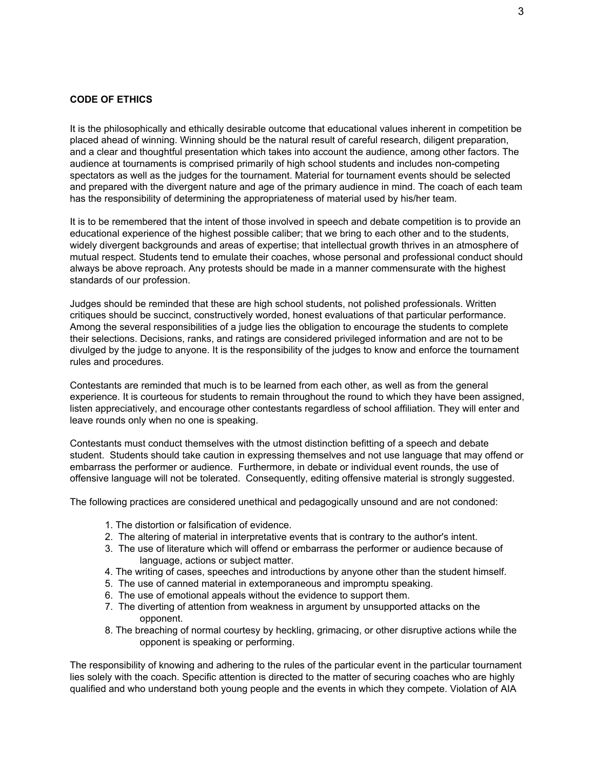**CODE OF ETHICS**

It is the philosophically and ethically desirable outcome that educational values inherent in competition be placed ahead of winning. Winning should be the natural result of careful research, diligent preparation, and a clear and thoughtful presentation which takes into account the audience, among other factors. The audience at tournaments is comprised primarily of high school students and includes non-competing spectators as well as the judges for the tournament. Material for tournament events should be selected and prepared with the divergent nature and age of the primary audience in mind. The coach of each team has the responsibility of determining the appropriateness of material used by his/her team.

It is to be remembered that the intent of those involved in speech and debate competition is to provide an educational experience of the highest possible caliber; that we bring to each other and to the students, widely divergent backgrounds and areas of expertise; that intellectual growth thrives in an atmosphere of mutual respect. Students tend to emulate their coaches, whose personal and professional conduct should always be above reproach. Any protests should be made in a manner commensurate with the highest standards of our profession.

Judges should be reminded that these are high school students, not polished professionals. Written critiques should be succinct, constructively worded, honest evaluations of that particular performance. Among the several responsibilities of a judge lies the obligation to encourage the students to complete their selections. Decisions, ranks, and ratings are considered privileged information and are not to be divulged by the judge to anyone. It is the responsibility of the judges to know and enforce the tournament rules and procedures.

Contestants are reminded that much is to be learned from each other, as well as from the general experience. It is courteous for students to remain throughout the round to which they have been assigned, listen appreciatively, and encourage other contestants regardless of school affiliation. They will enter and leave rounds only when no one is speaking.

Contestants must conduct themselves with the utmost distinction befitting of a speech and debate student. Students should take caution in expressing themselves and not use language that may offend or embarrass the performer or audience. Furthermore, in debate or individual event rounds, the use of offensive language will not be tolerated. Consequently, editing offensive material is strongly suggested.

The following practices are considered unethical and pedagogically unsound and are not condoned:

1. The distortion or falsification of evidence.
2. The altering of material in interpretative events that is contrary to the author's intent.
3. The use of literature which will offend or embarrass the performer or audience because of language, actions or subject matter.
4. The writing of cases, speeches and introductions by anyone other than the student himself.
5. The use of canned material in extemporaneous and impromptu speaking.
6. The use of emotional appeals without the evidence to support them.
7. The diverting of attention from weakness in argument by unsupported attacks on the opponent.
8. The breaching of normal courtesy by heckling, grimacing, or other disruptive actions while the opponent is speaking or performing.

The responsibility of knowing and adhering to the rules of the particular event in the particular tournament lies solely with the coach. Specific attention is directed to the matter of securing coaches who are highly qualified and who understand both young people and the events in which they compete. Violation of AIA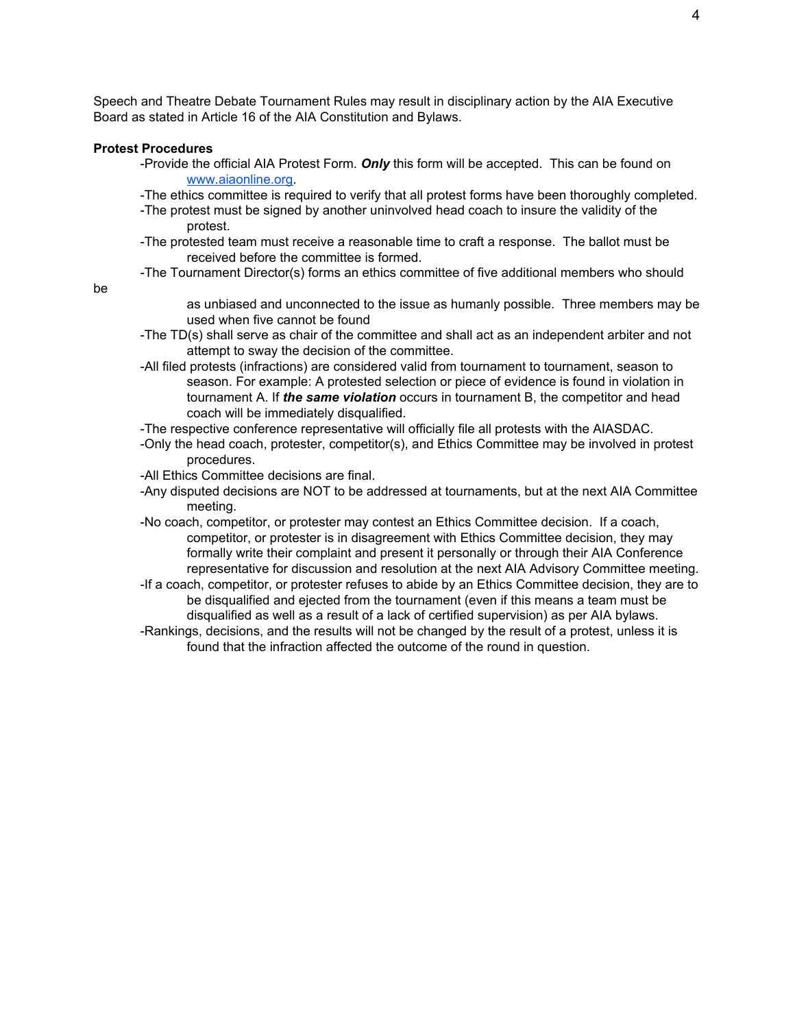Speech and Theatre Debate Tournament Rules may result in disciplinary action by the AIA Executive Board as stated in Article 16 of the AIA Constitution and Bylaws.

**Protest Procedures**

- Provide the official AIA Protest Form. ***Only*** this form will be accepted. This can be found on [www.aiaonline.org](http://www.aiaonline.org).
- The ethics committee is required to verify that all protest forms have been thoroughly completed.
- The protest must be signed by another uninvolved head coach to insure the validity of the protest.
- The protested team must receive a reasonable time to craft a response. The ballot must be received before the committee is formed.
- The Tournament Director(s) forms an ethics committee of five additional members who should be as unbiased and unconnected to the issue as humanly possible. Three members may be used when five cannot be found
- The TD(s) shall serve as chair of the committee and shall act as an independent arbiter and not attempt to sway the decision of the committee.
- All filed protests (infractions) are considered valid from tournament to tournament, season to season. For example: A protested selection or piece of evidence is found in violation in tournament A. If ***the same violation*** occurs in tournament B, the competitor and head coach will be immediately disqualified.
- The respective conference representative will officially file all protests with the AIASDAC.
- Only the head coach, protester, competitor(s), and Ethics Committee may be involved in protest procedures.
- All Ethics Committee decisions are final.
- Any disputed decisions are NOT to be addressed at tournaments, but at the next AIA Committee meeting.
- No coach, competitor, or protester may contest an Ethics Committee decision. If a coach, competitor, or protester is in disagreement with Ethics Committee decision, they may formally write their complaint and present it personally or through their AIA Conference representative for discussion and resolution at the next AIA Advisory Committee meeting.
- If a coach, competitor, or protester refuses to abide by an Ethics Committee decision, they are to be disqualified and ejected from the tournament (even if this means a team must be disqualified as well as a result of a lack of certified supervision) as per AIA bylaws.
- Rankings, decisions, and the results will not be changed by the result of a protest, unless it is found that the infraction affected the outcome of the round in question.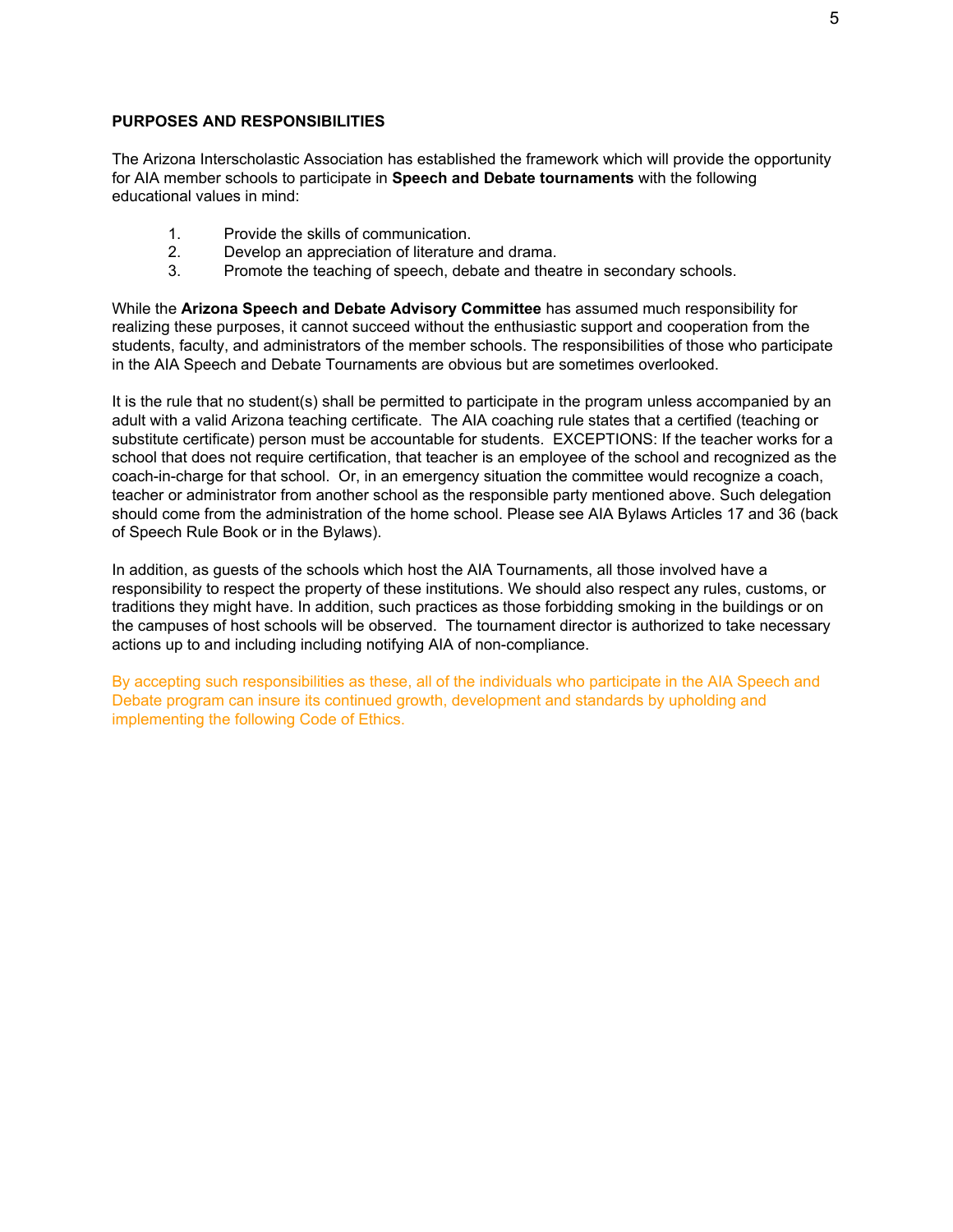**PURPOSES AND RESPONSIBILITIES**

The Arizona Interscholastic Association has established the framework which will provide the opportunity for AIA member schools to participate in **Speech and Debate tournaments** with the following educational values in mind:

1. Provide the skills of communication.
2. Develop an appreciation of literature and drama.
3. Promote the teaching of speech, debate and theatre in secondary schools.

While the **Arizona Speech and Debate Advisory Committee** has assumed much responsibility for realizing these purposes, it cannot succeed without the enthusiastic support and cooperation from the students, faculty, and administrators of the member schools. The responsibilities of those who participate in the AIA Speech and Debate Tournaments are obvious but are sometimes overlooked.

It is the rule that no student(s) shall be permitted to participate in the program unless accompanied by an adult with a valid Arizona teaching certificate. The AIA coaching rule states that a certified (teaching or substitute certificate) person must be accountable for students. EXCEPTIONS: If the teacher works for a school that does not require certification, that teacher is an employee of the school and recognized as the coach-in-charge for that school. Or, in an emergency situation the committee would recognize a coach, teacher or administrator from another school as the responsible party mentioned above. Such delegation should come from the administration of the home school. Please see AIA Bylaws Articles 17 and 36 (back of Speech Rule Book or in the Bylaws).

In addition, as guests of the schools which host the AIA Tournaments, all those involved have a responsibility to respect the property of these institutions. We should also respect any rules, customs, or traditions they might have. In addition, such practices as those forbidding smoking in the buildings or on the campuses of host schools will be observed. The tournament director is authorized to take necessary actions up to and including including notifying AIA of non-compliance.

By accepting such responsibilities as these, all of the individuals who participate in the AIA Speech and Debate program can insure its continued growth, development and standards by upholding and implementing the following Code of Ethics.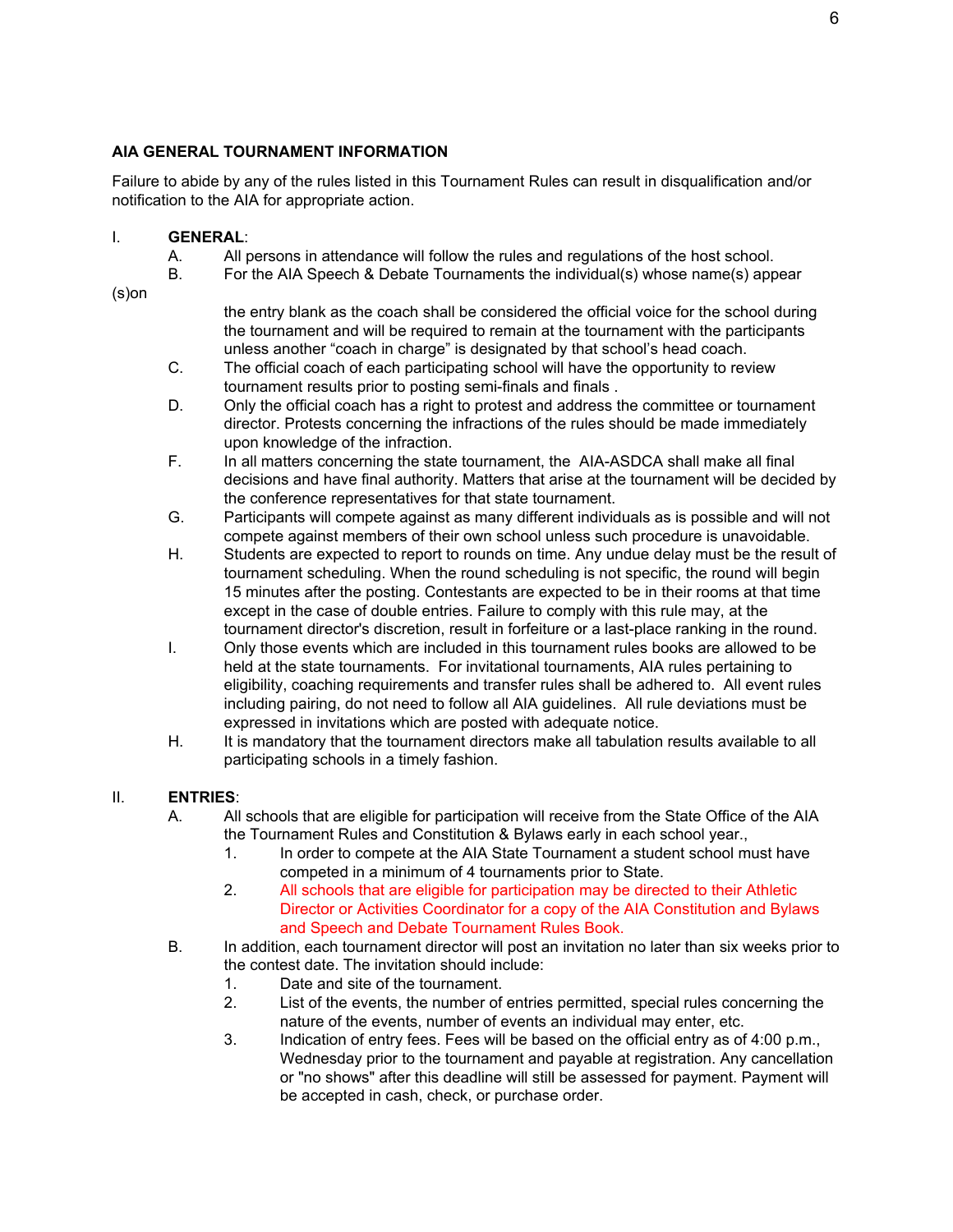**AIA GENERAL TOURNAMENT INFORMATION**

Failure to abide by any of the rules listed in this Tournament Rules can result in disqualification and/or notification to the AIA for appropriate action.

I. **GENERAL**:

A. All persons in attendance will follow the rules and regulations of the host school.

B. For the AIA Speech & Debate Tournaments the individual(s) whose name(s) appear (s)on the entry blank as the coach shall be considered the official voice for the school during the tournament and will be required to remain at the tournament with the participants unless another "coach in charge" is designated by that school's head coach.

C. The official coach of each participating school will have the opportunity to review tournament results prior to posting semi-finals and finals .

D. Only the official coach has a right to protest and address the committee or tournament director. Protests concerning the infractions of the rules should be made immediately upon knowledge of the infraction.

F. In all matters concerning the state tournament, the AIA-ASDCA shall make all final decisions and have final authority. Matters that arise at the tournament will be decided by the conference representatives for that state tournament.

G. Participants will compete against as many different individuals as is possible and will not compete against members of their own school unless such procedure is unavoidable.

H. Students are expected to report to rounds on time. Any undue delay must be the result of tournament scheduling. When the round scheduling is not specific, the round will begin 15 minutes after the posting. Contestants are expected to be in their rooms at that time except in the case of double entries. Failure to comply with this rule may, at the tournament director's discretion, result in forfeiture or a last-place ranking in the round.

I. Only those events which are included in this tournament rules books are allowed to be held at the state tournaments. For invitational tournaments, AIA rules pertaining to eligibility, coaching requirements and transfer rules shall be adhered to. All event rules including pairing, do not need to follow all AIA guidelines. All rule deviations must be expressed in invitations which are posted with adequate notice.

H. It is mandatory that the tournament directors make all tabulation results available to all participating schools in a timely fashion.

II. **ENTRIES**:

A. All schools that are eligible for participation will receive from the State Office of the AIA the Tournament Rules and Constitution & Bylaws early in each school year.,

1. In order to compete at the AIA State Tournament a student school must have competed in a minimum of 4 tournaments prior to State.
2. All schools that are eligible for participation may be directed to their Athletic Director or Activities Coordinator for a copy of the AIA Constitution and Bylaws and Speech and Debate Tournament Rules Book.

B. In addition, each tournament director will post an invitation no later than six weeks prior to the contest date. The invitation should include:

1. Date and site of the tournament.
2. List of the events, the number of entries permitted, special rules concerning the nature of the events, number of events an individual may enter, etc.
3. Indication of entry fees. Fees will be based on the official entry as of 4:00 p.m., Wednesday prior to the tournament and payable at registration. Any cancellation or "no shows" after this deadline will still be assessed for payment. Payment will be accepted in cash, check, or purchase order.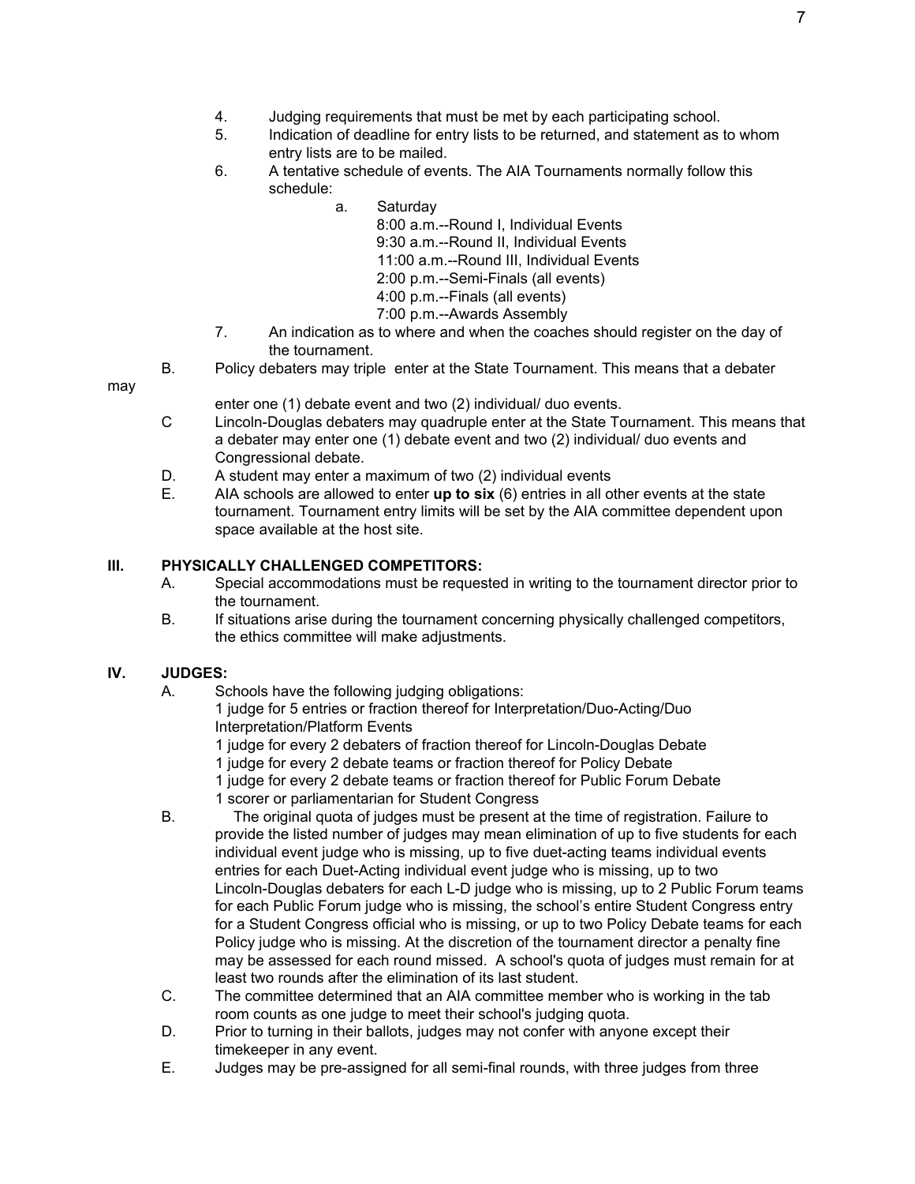4. Judging requirements that must be met by each participating school.
5. Indication of deadline for entry lists to be returned, and statement as to whom entry lists are to be mailed.
6. A tentative schedule of events. The AIA Tournaments normally follow this schedule:
   a. Saturday
      8:00 a.m.--Round I, Individual Events
      9:30 a.m.--Round II, Individual Events
      11:00 a.m.--Round III, Individual Events
      2:00 p.m.--Semi-Finals (all events)
      4:00 p.m.--Finals (all events)
      7:00 p.m.--Awards Assembly
7. An indication as to where and when the coaches should register on the day of the tournament.

B. Policy debaters may triple enter at the State Tournament. This means that a debater may enter one (1) debate event and two (2) individual/ duo events.

C Lincoln-Douglas debaters may quadruple enter at the State Tournament. This means that a debater may enter one (1) debate event and two (2) individual/ duo events and Congressional debate.

D. A student may enter a maximum of two (2) individual events

E. AIA schools are allowed to enter **up to six** (6) entries in all other events at the state tournament. Tournament entry limits will be set by the AIA committee dependent upon space available at the host site.

## III. PHYSICALLY CHALLENGED COMPETITORS:

A. Special accommodations must be requested in writing to the tournament director prior to the tournament.

B. If situations arise during the tournament concerning physically challenged competitors, the ethics committee will make adjustments.

## IV. JUDGES:

A. Schools have the following judging obligations:
   1 judge for 5 entries or fraction thereof for Interpretation/Duo-Acting/Duo Interpretation/Platform Events
   1 judge for every 2 debaters of fraction thereof for Lincoln-Douglas Debate
   1 judge for every 2 debate teams or fraction thereof for Policy Debate
   1 judge for every 2 debate teams or fraction thereof for Public Forum Debate
   1 scorer or parliamentarian for Student Congress

B. The original quota of judges must be present at the time of registration. Failure to provide the listed number of judges may mean elimination of up to five students for each individual event judge who is missing, up to five duet-acting teams individual events entries for each Duet-Acting individual event judge who is missing, up to two Lincoln-Douglas debaters for each L-D judge who is missing, up to 2 Public Forum teams for each Public Forum judge who is missing, the school's entire Student Congress entry for a Student Congress official who is missing, or up to two Policy Debate teams for each Policy judge who is missing. At the discretion of the tournament director a penalty fine may be assessed for each round missed. A school's quota of judges must remain for at least two rounds after the elimination of its last student.

C. The committee determined that an AIA committee member who is working in the tab room counts as one judge to meet their school's judging quota.

D. Prior to turning in their ballots, judges may not confer with anyone except their timekeeper in any event.

E. Judges may be pre-assigned for all semi-final rounds, with three judges from three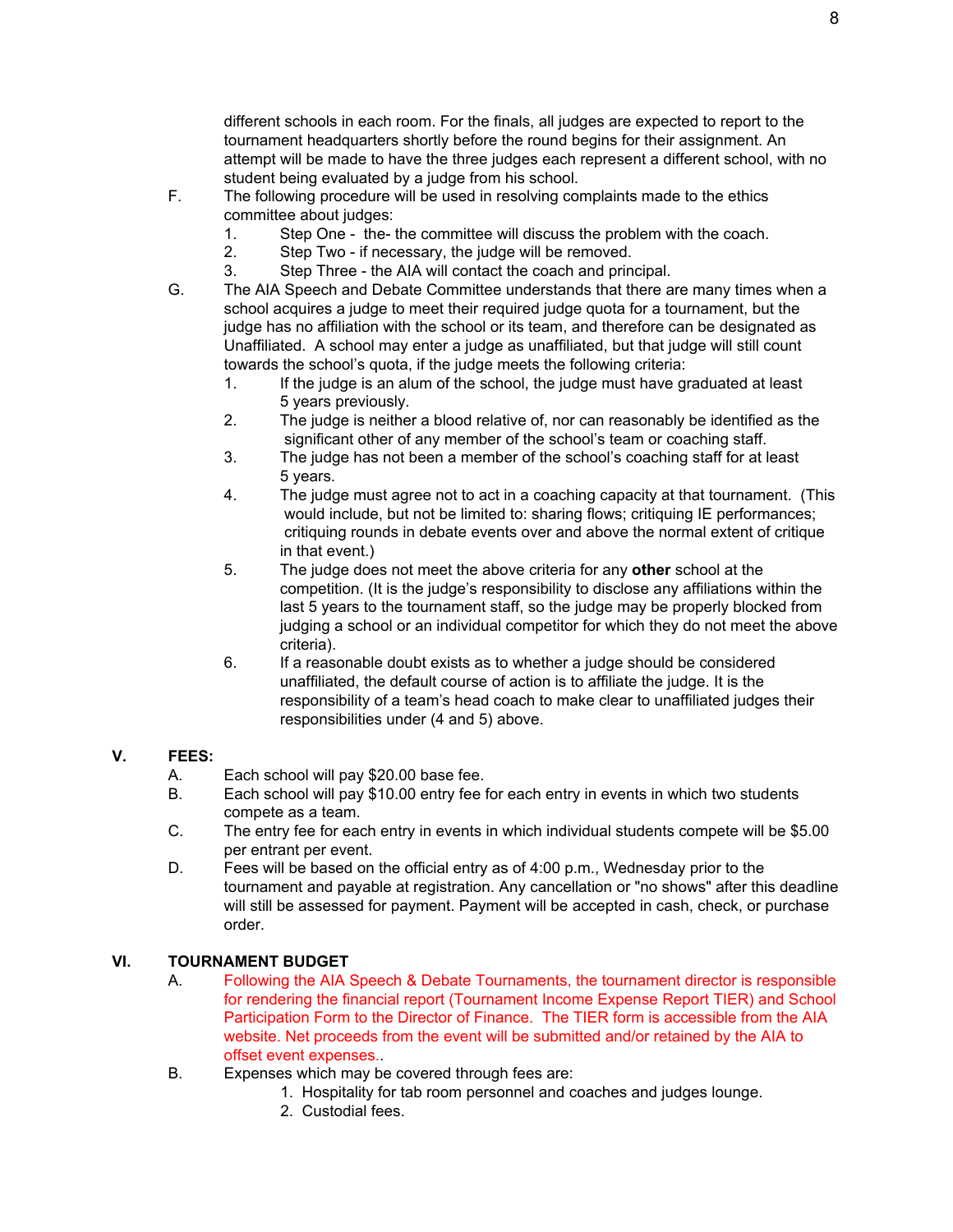different schools in each room. For the finals, all judges are expected to report to the tournament headquarters shortly before the round begins for their assignment. An attempt will be made to have the three judges each represent a different school, with no student being evaluated by a judge from his school.

F. The following procedure will be used in resolving complaints made to the ethics committee about judges:
   1. Step One - the- the committee will discuss the problem with the coach.
   2. Step Two - if necessary, the judge will be removed.
   3. Step Three - the AIA will contact the coach and principal.

G. The AIA Speech and Debate Committee understands that there are many times when a school acquires a judge to meet their required judge quota for a tournament, but the judge has no affiliation with the school or its team, and therefore can be designated as Unaffiliated. A school may enter a judge as unaffiliated, but that judge will still count towards the school's quota, if the judge meets the following criteria:
   1. If the judge is an alum of the school, the judge must have graduated at least 5 years previously.
   2. The judge is neither a blood relative of, nor can reasonably be identified as the significant other of any member of the school's team or coaching staff.
   3. The judge has not been a member of the school's coaching staff for at least 5 years.
   4. The judge must agree not to act in a coaching capacity at that tournament. (This would include, but not be limited to: sharing flows; critiquing IE performances; critiquing rounds in debate events over and above the normal extent of critique in that event.)
   5. The judge does not meet the above criteria for any **other** school at the competition. (It is the judge's responsibility to disclose any affiliations within the last 5 years to the tournament staff, so the judge may be properly blocked from judging a school or an individual competitor for which they do not meet the above criteria).
   6. If a reasonable doubt exists as to whether a judge should be considered unaffiliated, the default course of action is to affiliate the judge. It is the responsibility of a team's head coach to make clear to unaffiliated judges their responsibilities under (4 and 5) above.

## V. FEES:

A. Each school will pay $20.00 base fee.

B. Each school will pay $10.00 entry fee for each entry in events in which two students compete as a team.

C. The entry fee for each entry in events in which individual students compete will be $5.00 per entrant per event.

D. Fees will be based on the official entry as of 4:00 p.m., Wednesday prior to the tournament and payable at registration. Any cancellation or "no shows" after this deadline will still be assessed for payment. Payment will be accepted in cash, check, or purchase order.

## VI. TOURNAMENT BUDGET

A. Following the AIA Speech & Debate Tournaments, the tournament director is responsible for rendering the financial report (Tournament Income Expense Report TIER) and School Participation Form to the Director of Finance. The TIER form is accessible from the AIA website. Net proceeds from the event will be submitted and/or retained by the AIA to offset event expenses..

B. Expenses which may be covered through fees are:
   1. Hospitality for tab room personnel and coaches and judges lounge.
   2. Custodial fees.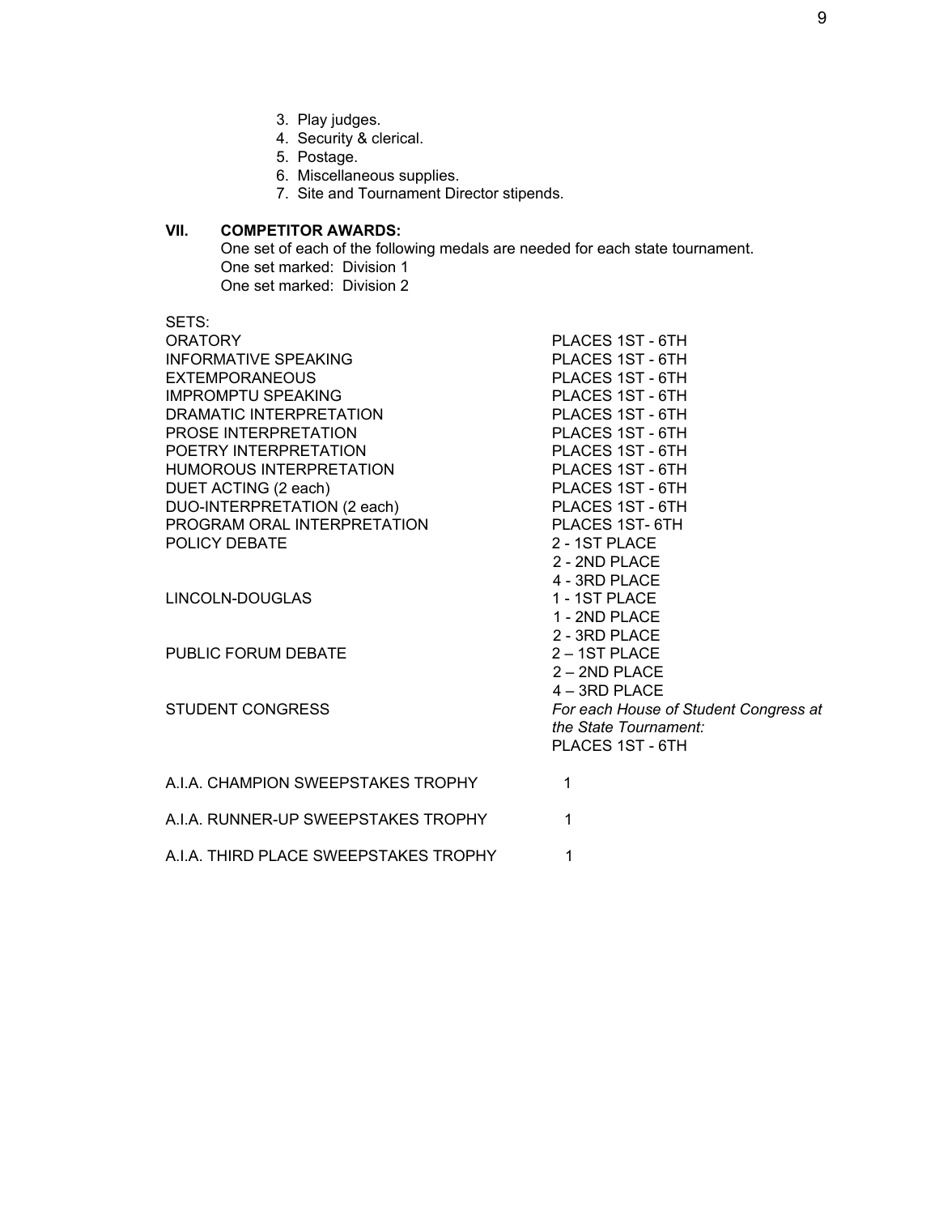3. Play judges.
4. Security & clerical.
5. Postage.
6. Miscellaneous supplies.
7. Site and Tournament Director stipends.

### VII. COMPETITOR AWARDS:

One set of each of the following medals are needed for each state tournament.
One set marked: Division 1
One set marked: Division 2

| SETS: | |
|---|---|
| ORATORY | PLACES 1ST - 6TH |
| INFORMATIVE SPEAKING | PLACES 1ST - 6TH |
| EXTEMPORANEOUS | PLACES 1ST - 6TH |
| IMPROMPTU SPEAKING | PLACES 1ST - 6TH |
| DRAMATIC INTERPRETATION | PLACES 1ST - 6TH |
| PROSE INTERPRETATION | PLACES 1ST - 6TH |
| POETRY INTERPRETATION | PLACES 1ST - 6TH |
| HUMOROUS INTERPRETATION | PLACES 1ST - 6TH |
| DUET ACTING (2 each) | PLACES 1ST - 6TH |
| DUO-INTERPRETATION (2 each) | PLACES 1ST - 6TH |
| PROGRAM ORAL INTERPRETATION | PLACES 1ST- 6TH |
| POLICY DEBATE | 2 - 1ST PLACE<br>2 - 2ND PLACE<br>4 - 3RD PLACE |
| LINCOLN-DOUGLAS | 1 - 1ST PLACE<br>1 - 2ND PLACE<br>2 - 3RD PLACE |
| PUBLIC FORUM DEBATE | 2 – 1ST PLACE<br>2 – 2ND PLACE<br>4 – 3RD PLACE |
| STUDENT CONGRESS | *For each House of Student Congress at the State Tournament:*<br>PLACES 1ST - 6TH |
| A.I.A. CHAMPION SWEEPSTAKES TROPHY | 1 |
| A.I.A. RUNNER-UP SWEEPSTAKES TROPHY | 1 |
| A.I.A. THIRD PLACE SWEEPSTAKES TROPHY | 1 |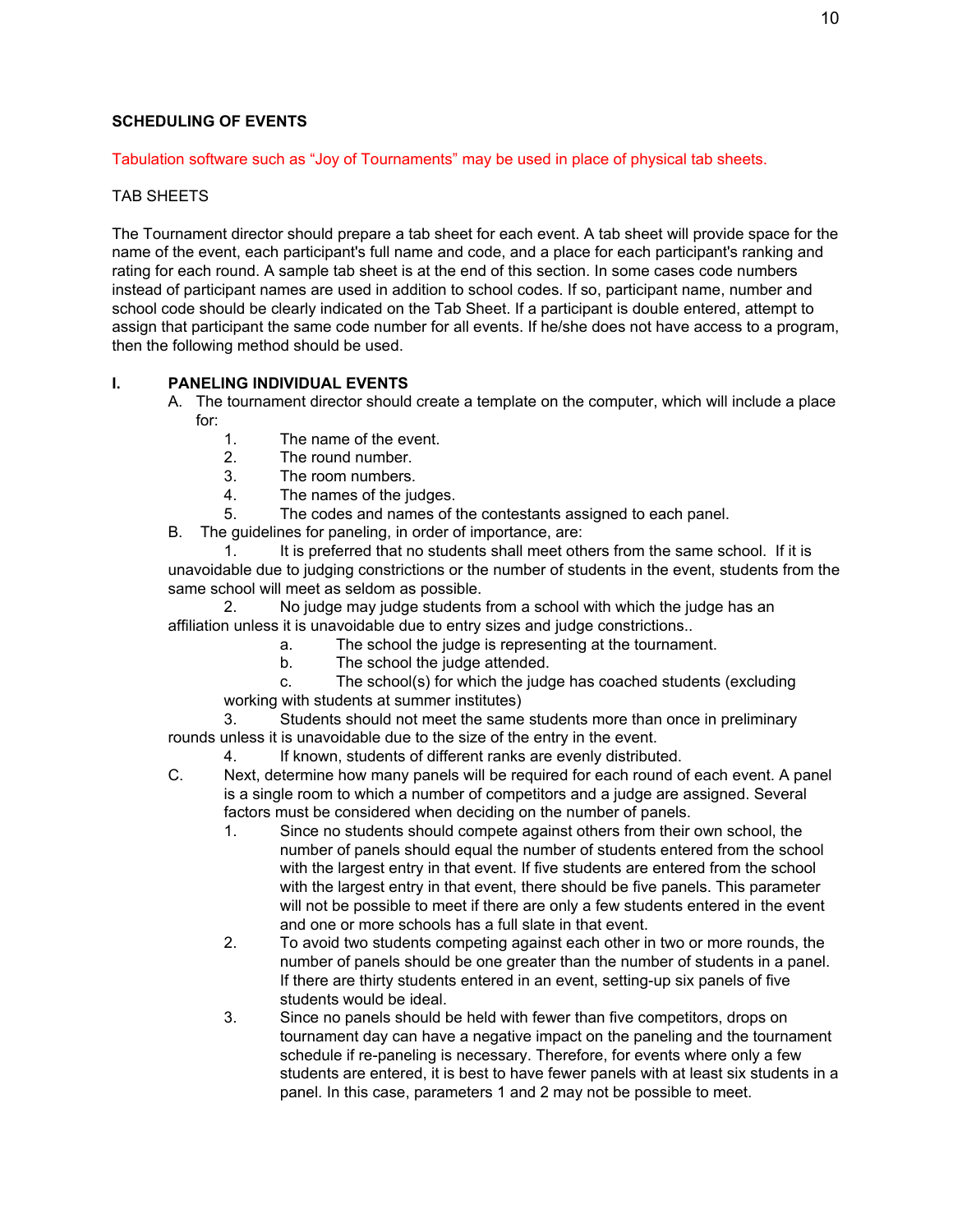**SCHEDULING OF EVENTS**

Tabulation software such as “Joy of Tournaments” may be used in place of physical tab sheets.

TAB SHEETS

The Tournament director should prepare a tab sheet for each event. A tab sheet will provide space for the name of the event, each participant's full name and code, and a place for each participant's ranking and rating for each round. A sample tab sheet is at the end of this section. In some cases code numbers instead of participant names are used in addition to school codes. If so, participant name, number and school code should be clearly indicated on the Tab Sheet. If a participant is double entered, attempt to assign that participant the same code number for all events. If he/she does not have access to a program, then the following method should be used.

**I. PANELING INDIVIDUAL EVENTS**

A. The tournament director should create a template on the computer, which will include a place for:

1. The name of the event.
2. The round number.
3. The room numbers.
4. The names of the judges.
5. The codes and names of the contestants assigned to each panel.

B. The guidelines for paneling, in order of importance, are:

1. It is preferred that no students shall meet others from the same school. If it is unavoidable due to judging constrictions or the number of students in the event, students from the same school will meet as seldom as possible.

2. No judge may judge students from a school with which the judge has an affiliation unless it is unavoidable due to entry sizes and judge constrictions..

   a. The school the judge is representing at the tournament.
   
   b. The school the judge attended.
   
   c. The school(s) for which the judge has coached students (excluding working with students at summer institutes)

3. Students should not meet the same students more than once in preliminary rounds unless it is unavoidable due to the size of the entry in the event.

4. If known, students of different ranks are evenly distributed.

C. Next, determine how many panels will be required for each round of each event. A panel is a single room to which a number of competitors and a judge are assigned. Several factors must be considered when deciding on the number of panels.

1. Since no students should compete against others from their own school, the number of panels should equal the number of students entered from the school with the largest entry in that event. If five students are entered from the school with the largest entry in that event, there should be five panels. This parameter will not be possible to meet if there are only a few students entered in the event and one or more schools has a full slate in that event.

2. To avoid two students competing against each other in two or more rounds, the number of panels should be one greater than the number of students in a panel. If there are thirty students entered in an event, setting-up six panels of five students would be ideal.

3. Since no panels should be held with fewer than five competitors, drops on tournament day can have a negative impact on the paneling and the tournament schedule if re-paneling is necessary. Therefore, for events where only a few students are entered, it is best to have fewer panels with at least six students in a panel. In this case, parameters 1 and 2 may not be possible to meet.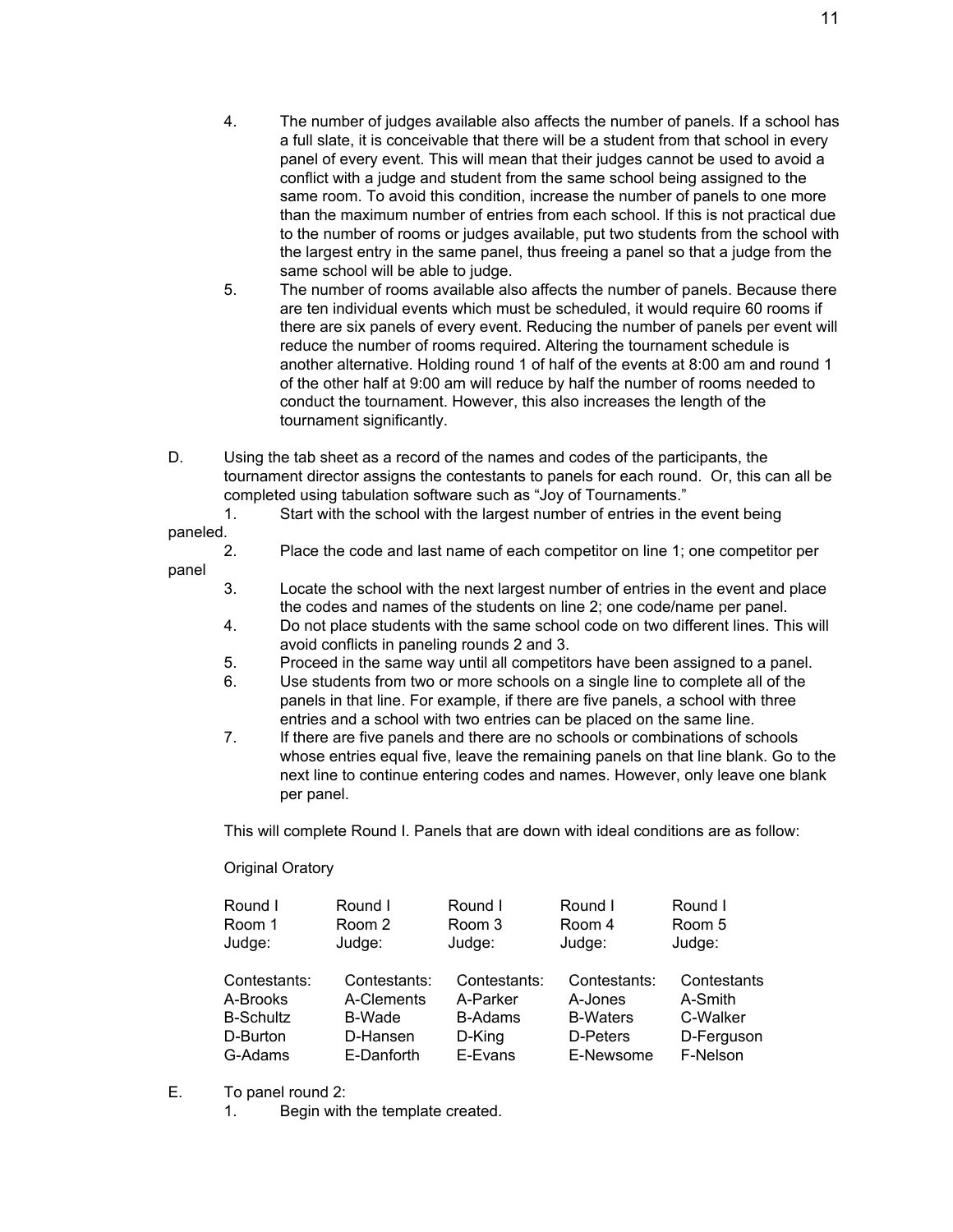4. The number of judges available also affects the number of panels. If a school has a full slate, it is conceivable that there will be a student from that school in every panel of every event. This will mean that their judges cannot be used to avoid a conflict with a judge and student from the same school being assigned to the same room. To avoid this condition, increase the number of panels to one more than the maximum number of entries from each school. If this is not practical due to the number of rooms or judges available, put two students from the school with the largest entry in the same panel, thus freeing a panel so that a judge from the same school will be able to judge.
5. The number of rooms available also affects the number of panels. Because there are ten individual events which must be scheduled, it would require 60 rooms if there are six panels of every event. Reducing the number of panels per event will reduce the number of rooms required. Altering the tournament schedule is another alternative. Holding round 1 of half of the events at 8:00 am and round 1 of the other half at 9:00 am will reduce by half the number of rooms needed to conduct the tournament. However, this also increases the length of the tournament significantly.

D. Using the tab sheet as a record of the names and codes of the participants, the tournament director assigns the contestants to panels for each round. Or, this can all be completed using tabulation software such as "Joy of Tournaments."

1. Start with the school with the largest number of entries in the event being paneled.
2. Place the code and last name of each competitor on line 1; one competitor per panel
3. Locate the school with the next largest number of entries in the event and place the codes and names of the students on line 2; one code/name per panel.
4. Do not place students with the same school code on two different lines. This will avoid conflicts in paneling rounds 2 and 3.
5. Proceed in the same way until all competitors have been assigned to a panel.
6. Use students from two or more schools on a single line to complete all of the panels in that line. For example, if there are five panels, a school with three entries and a school with two entries can be placed on the same line.
7. If there are five panels and there are no schools or combinations of schools whose entries equal five, leave the remaining panels on that line blank. Go to the next line to continue entering codes and names. However, only leave one blank per panel.

This will complete Round I. Panels that are down with ideal conditions are as follow:

Original Oratory

| Round I<br>Room 1<br>Judge: | Round I<br>Room 2<br>Judge: | Round I<br>Room 3<br>Judge: | Round I<br>Room 4<br>Judge: | Round I<br>Room 5<br>Judge: |
|---|---|---|---|---|
| Contestants: | Contestants: | Contestants: | Contestants: | Contestants |
| A-Brooks | A-Clements | A-Parker | A-Jones | A-Smith |
| B-Schultz | B-Wade | B-Adams | B-Waters | C-Walker |
| D-Burton | D-Hansen | D-King | D-Peters | D-Ferguson |
| G-Adams | E-Danforth | E-Evans | E-Newsome | F-Nelson |

E. To panel round 2:

1. Begin with the template created.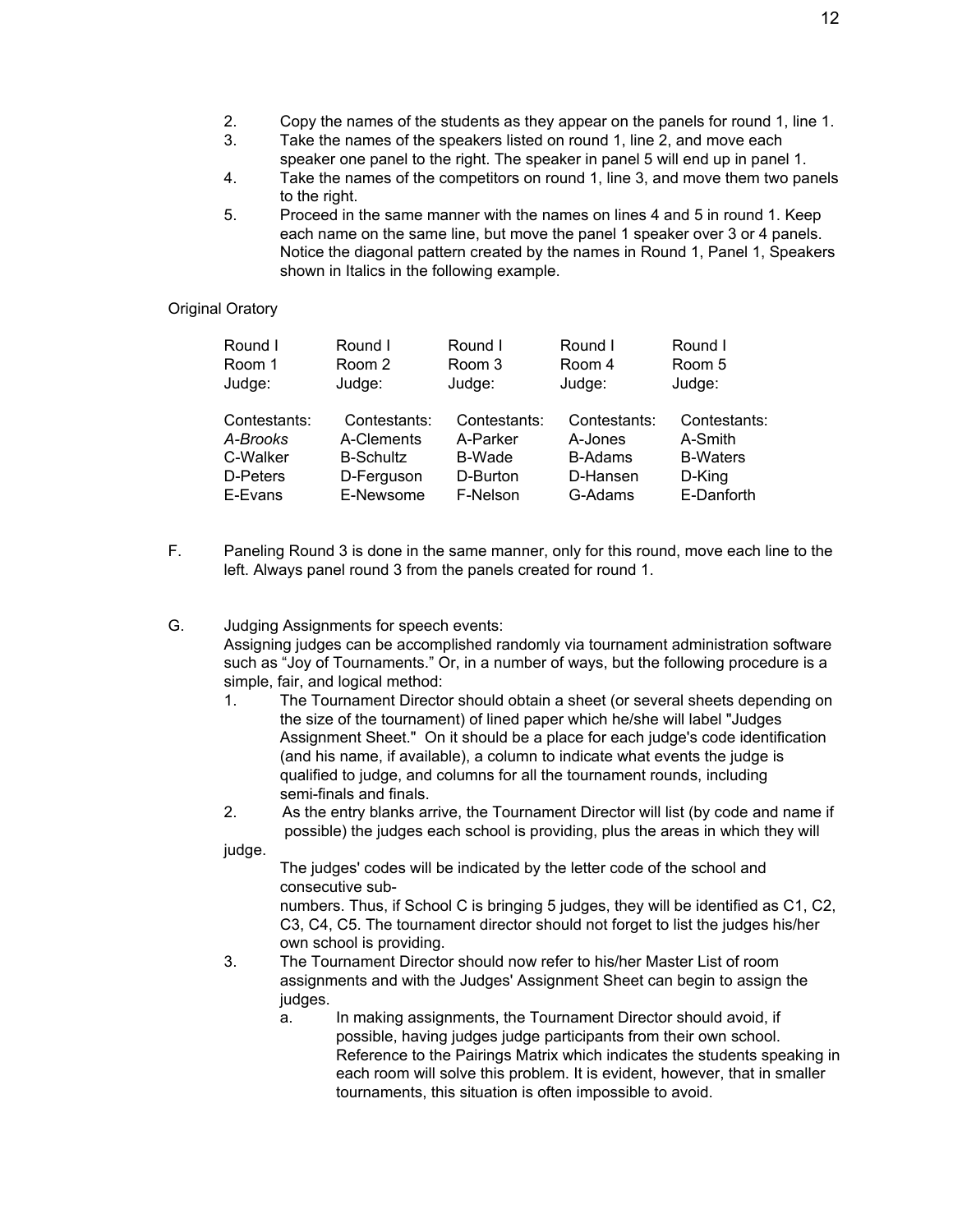2. Copy the names of the students as they appear on the panels for round 1, line 1.
3. Take the names of the speakers listed on round 1, line 2, and move each speaker one panel to the right. The speaker in panel 5 will end up in panel 1.
4. Take the names of the competitors on round 1, line 3, and move them two panels to the right.
5. Proceed in the same manner with the names on lines 4 and 5 in round 1. Keep each name on the same line, but move the panel 1 speaker over 3 or 4 panels. Notice the diagonal pattern created by the names in Round 1, Panel 1, Speakers shown in Italics in the following example.

Original Oratory

| Round I<br>Room 1<br>Judge: | Round I<br>Room 2<br>Judge: | Round I<br>Room 3<br>Judge: | Round I<br>Room 4<br>Judge: | Round I<br>Room 5<br>Judge: |
|---|---|---|---|---|
| Contestants: | Contestants: | Contestants: | Contestants: | Contestants: |
| *A-Brooks* | A-Clements | A-Parker | A-Jones | A-Smith |
| C-Walker | B-Schultz | B-Wade | B-Adams | B-Waters |
| D-Peters | D-Ferguson | D-Burton | D-Hansen | D-King |
| E-Evans | E-Newsome | F-Nelson | G-Adams | E-Danforth |

F. Paneling Round 3 is done in the same manner, only for this round, move each line to the left. Always panel round 3 from the panels created for round 1.

G. Judging Assignments for speech events:
Assigning judges can be accomplished randomly via tournament administration software such as "Joy of Tournaments." Or, in a number of ways, but the following procedure is a simple, fair, and logical method:

1. The Tournament Director should obtain a sheet (or several sheets depending on the size of the tournament) of lined paper which he/she will label "Judges Assignment Sheet." On it should be a place for each judge's code identification (and his name, if available), a column to indicate what events the judge is qualified to judge, and columns for all the tournament rounds, including semi-finals and finals.
2. As the entry blanks arrive, the Tournament Director will list (by code and name if possible) the judges each school is providing, plus the areas in which they will judge.
   The judges' codes will be indicated by the letter code of the school and consecutive sub-numbers. Thus, if School C is bringing 5 judges, they will be identified as C1, C2, C3, C4, C5. The tournament director should not forget to list the judges his/her own school is providing.
3. The Tournament Director should now refer to his/her Master List of room assignments and with the Judges' Assignment Sheet can begin to assign the judges.
   a. In making assignments, the Tournament Director should avoid, if possible, having judges judge participants from their own school. Reference to the Pairings Matrix which indicates the students speaking in each room will solve this problem. It is evident, however, that in smaller tournaments, this situation is often impossible to avoid.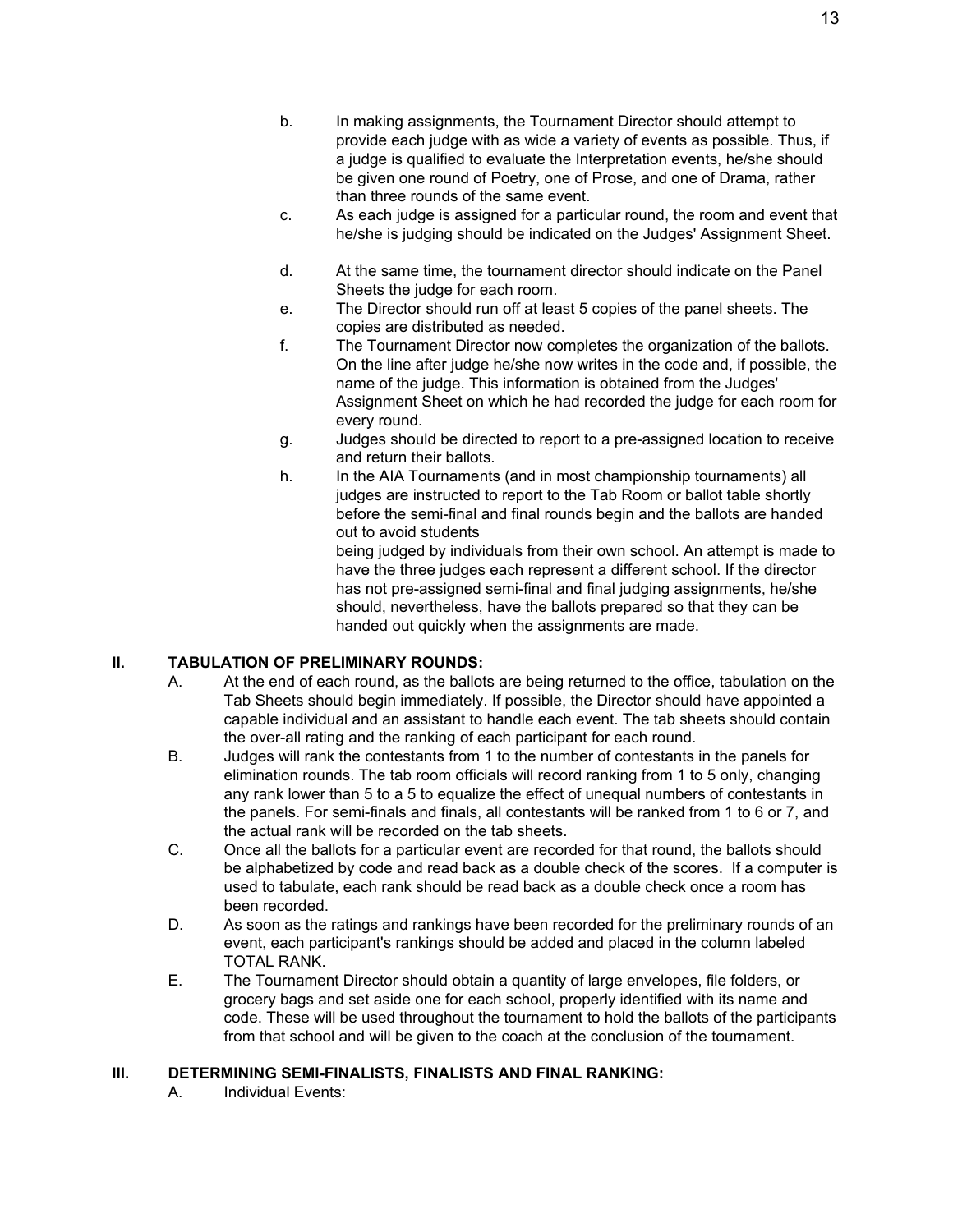b. In making assignments, the Tournament Director should attempt to provide each judge with as wide a variety of events as possible. Thus, if a judge is qualified to evaluate the Interpretation events, he/she should be given one round of Poetry, one of Prose, and one of Drama, rather than three rounds of the same event.

c. As each judge is assigned for a particular round, the room and event that he/she is judging should be indicated on the Judges' Assignment Sheet.

d. At the same time, the tournament director should indicate on the Panel Sheets the judge for each room.

e. The Director should run off at least 5 copies of the panel sheets. The copies are distributed as needed.

f. The Tournament Director now completes the organization of the ballots. On the line after judge he/she now writes in the code and, if possible, the name of the judge. This information is obtained from the Judges' Assignment Sheet on which he had recorded the judge for each room for every round.

g. Judges should be directed to report to a pre-assigned location to receive and return their ballots.

h. In the AIA Tournaments (and in most championship tournaments) all judges are instructed to report to the Tab Room or ballot table shortly before the semi-final and final rounds begin and the ballots are handed out to avoid students being judged by individuals from their own school. An attempt is made to have the three judges each represent a different school. If the director has not pre-assigned semi-final and final judging assignments, he/she should, nevertheless, have the ballots prepared so that they can be handed out quickly when the assignments are made.

## II. TABULATION OF PRELIMINARY ROUNDS:

A. At the end of each round, as the ballots are being returned to the office, tabulation on the Tab Sheets should begin immediately. If possible, the Director should have appointed a capable individual and an assistant to handle each event. The tab sheets should contain the over-all rating and the ranking of each participant for each round.

B. Judges will rank the contestants from 1 to the number of contestants in the panels for elimination rounds. The tab room officials will record ranking from 1 to 5 only, changing any rank lower than 5 to a 5 to equalize the effect of unequal numbers of contestants in the panels. For semi-finals and finals, all contestants will be ranked from 1 to 6 or 7, and the actual rank will be recorded on the tab sheets.

C. Once all the ballots for a particular event are recorded for that round, the ballots should be alphabetized by code and read back as a double check of the scores. If a computer is used to tabulate, each rank should be read back as a double check once a room has been recorded.

D. As soon as the ratings and rankings have been recorded for the preliminary rounds of an event, each participant's rankings should be added and placed in the column labeled TOTAL RANK.

E. The Tournament Director should obtain a quantity of large envelopes, file folders, or grocery bags and set aside one for each school, properly identified with its name and code. These will be used throughout the tournament to hold the ballots of the participants from that school and will be given to the coach at the conclusion of the tournament.

## III. DETERMINING SEMI-FINALISTS, FINALISTS AND FINAL RANKING:

A. Individual Events: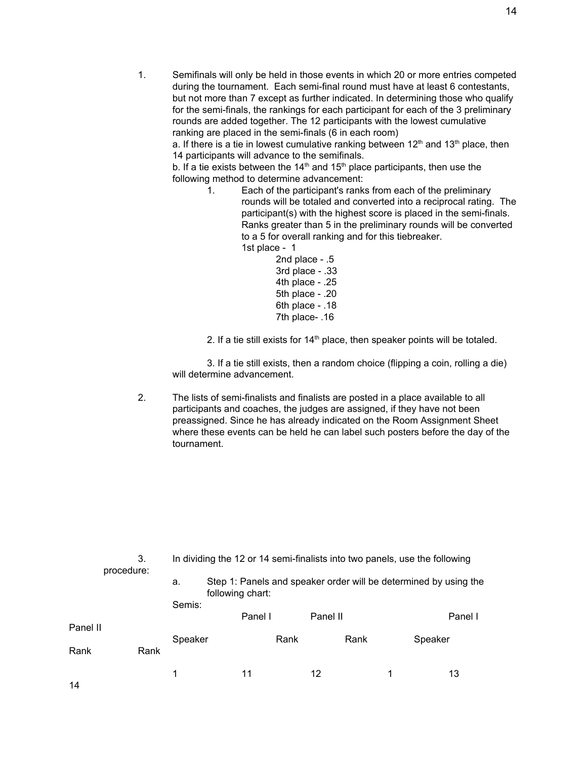1. Semifinals will only be held in those events in which 20 or more entries competed during the tournament. Each semi-final round must have at least 6 contestants, but not more than 7 except as further indicated. In determining those who qualify for the semi-finals, the rankings for each participant for each of the 3 preliminary rounds are added together. The 12 participants with the lowest cumulative ranking are placed in the semi-finals (6 in each room)

   a. If there is a tie in lowest cumulative ranking between 12th and 13th place, then 14 participants will advance to the semifinals.

   b. If a tie exists between the 14th and 15th place participants, then use the following method to determine advancement:

   1. Each of the participant's ranks from each of the preliminary rounds will be totaled and converted into a reciprocal rating. The participant(s) with the highest score is placed in the semi-finals. Ranks greater than 5 in the preliminary rounds will be converted to a 5 for overall ranking and for this tiebreaker.

      1st place - 1
      2nd place - .5
      3rd place - .33
      4th place - .25
      5th place - .20
      6th place - .18
      7th place- .16

   2. If a tie still exists for 14th place, then speaker points will be totaled.

   3. If a tie still exists, then a random choice (flipping a coin, rolling a die) will determine advancement.

2. The lists of semi-finalists and finalists are posted in a place available to all participants and coaches, the judges are assigned, if they have not been preassigned. Since he has already indicated on the Room Assignment Sheet where these events can be held he can label such posters before the day of the tournament.

3. In dividing the 12 or 14 semi-finalists into two panels, use the following procedure:

   a. Step 1: Panels and speaker order will be determined by using the following chart:

Semis:

| Speaker | Panel I Rank | Panel II Rank | Speaker | Panel I Rank | Panel II Rank |
|---|---|---|---|---|---|
| 1 | 11 | 12 | 1 | 13 | 14 |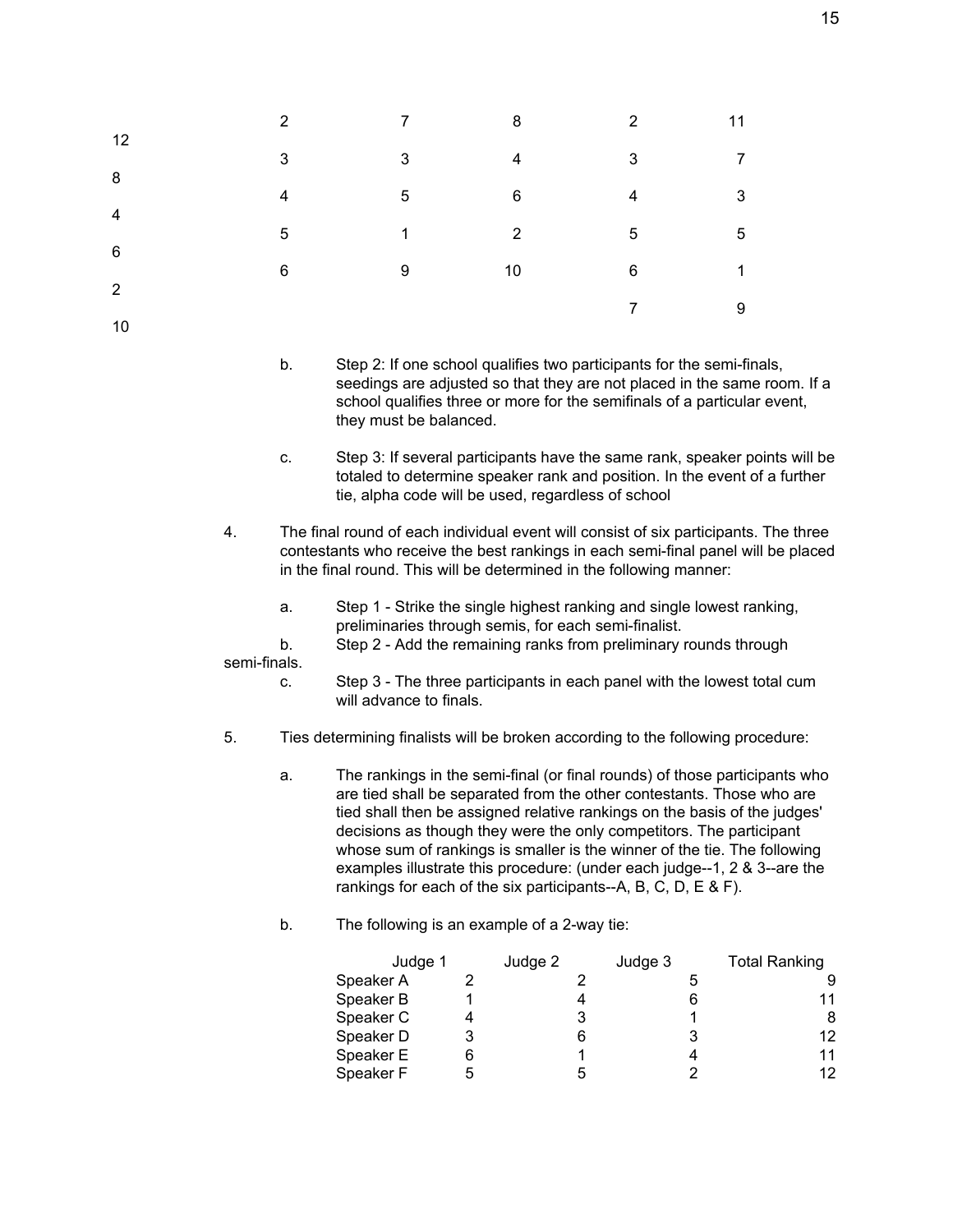| | | | | | |
|---|---|---|---|---|---|
| 12 | 2 | 7 | 8 | 2 | 11 |
| 8 | 3 | 3 | 4 | 3 | 7 |
| 4 | 4 | 5 | 6 | 4 | 3 |
| 6 | 5 | 1 | 2 | 5 | 5 |
| 2 | 6 | 9 | 10 | 6 | 1 |
| 10 | | | | 7 | 9 |

b. Step 2: If one school qualifies two participants for the semi-finals, seedings are adjusted so that they are not placed in the same room. If a school qualifies three or more for the semifinals of a particular event, they must be balanced.

c. Step 3: If several participants have the same rank, speaker points will be totaled to determine speaker rank and position. In the event of a further tie, alpha code will be used, regardless of school

4. The final round of each individual event will consist of six participants. The three contestants who receive the best rankings in each semi-final panel will be placed in the final round. This will be determined in the following manner:

   a. Step 1 - Strike the single highest ranking and single lowest ranking, preliminaries through semis, for each semi-finalist.

   b. Step 2 - Add the remaining ranks from preliminary rounds through semi-finals.

   c. Step 3 - The three participants in each panel with the lowest total cum will advance to finals.

5. Ties determining finalists will be broken according to the following procedure:

   a. The rankings in the semi-final (or final rounds) of those participants who are tied shall be separated from the other contestants. Those who are tied shall then be assigned relative rankings on the basis of the judges' decisions as though they were the only competitors. The participant whose sum of rankings is smaller is the winner of the tie. The following examples illustrate this procedure: (under each judge--1, 2 & 3--are the rankings for each of the six participants--A, B, C, D, E & F).

   b. The following is an example of a 2-way tie:

| | Judge 1 | Judge 2 | Judge 3 | Total Ranking |
|---|---|---|---|---|
| Speaker A | 2 | 2 | 5 | 9 |
| Speaker B | 1 | 4 | 6 | 11 |
| Speaker C | 4 | 3 | 1 | 8 |
| Speaker D | 3 | 6 | 3 | 12 |
| Speaker E | 6 | 1 | 4 | 11 |
| Speaker F | 5 | 5 | 2 | 12 |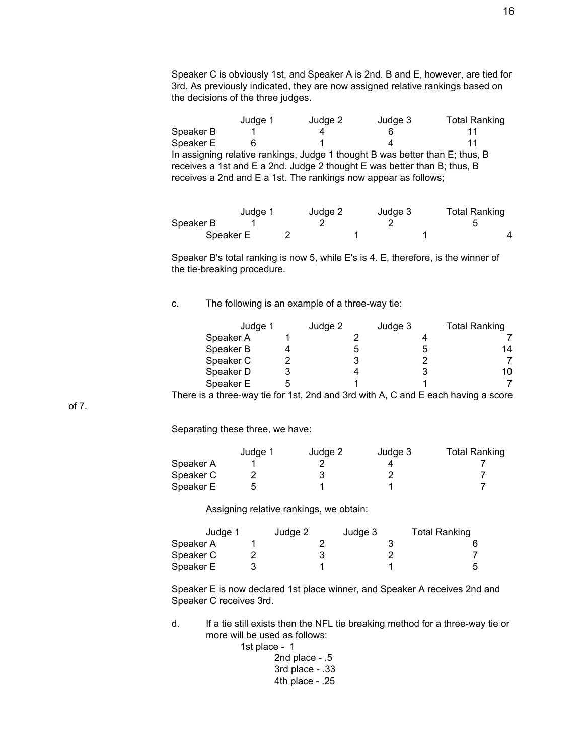Speaker C is obviously 1st, and Speaker A is 2nd. B and E, however, are tied for 3rd. As previously indicated, they are now assigned relative rankings based on the decisions of the three judges.

| | Judge 1 | Judge 2 | Judge 3 | Total Ranking |
|---|---|---|---|---|
| Speaker B | 1 | 4 | 6 | 11 |
| Speaker E | 6 | 1 | 4 | 11 |

In assigning relative rankings, Judge 1 thought B was better than E; thus, B receives a 1st and E a 2nd. Judge 2 thought E was better than B; thus, B receives a 2nd and E a 1st. The rankings now appear as follows;

| | Judge 1 | Judge 2 | Judge 3 | Total Ranking |
|---|---|---|---|---|
| Speaker B | 1 | 2 | 2 | 5 |
| Speaker E | 2 | 1 | 1 | 4 |

Speaker B's total ranking is now 5, while E's is 4. E, therefore, is the winner of the tie-breaking procedure.

c. The following is an example of a three-way tie:

| | Judge 1 | Judge 2 | Judge 3 | Total Ranking |
|---|---|---|---|---|
| Speaker A | 1 | 2 | 4 | 7 |
| Speaker B | 4 | 5 | 5 | 14 |
| Speaker C | 2 | 3 | 2 | 7 |
| Speaker D | 3 | 4 | 3 | 10 |
| Speaker E | 5 | 1 | 1 | 7 |

There is a three-way tie for 1st, 2nd and 3rd with A, C and E each having a score of 7.

Separating these three, we have:

| | Judge 1 | Judge 2 | Judge 3 | Total Ranking |
|---|---|---|---|---|
| Speaker A | 1 | 2 | 4 | 7 |
| Speaker C | 2 | 3 | 2 | 7 |
| Speaker E | 5 | 1 | 1 | 7 |

Assigning relative rankings, we obtain:

| | Judge 1 | Judge 2 | Judge 3 | Total Ranking |
|---|---|---|---|---|
| Speaker A | 1 | 2 | 3 | 6 |
| Speaker C | 2 | 3 | 2 | 7 |
| Speaker E | 3 | 1 | 1 | 5 |

Speaker E is now declared 1st place winner, and Speaker A receives 2nd and Speaker C receives 3rd.

d. If a tie still exists then the NFL tie breaking method for a three-way tie or more will be used as follows:

1st place - 1
2nd place - .5
3rd place - .33
4th place - .25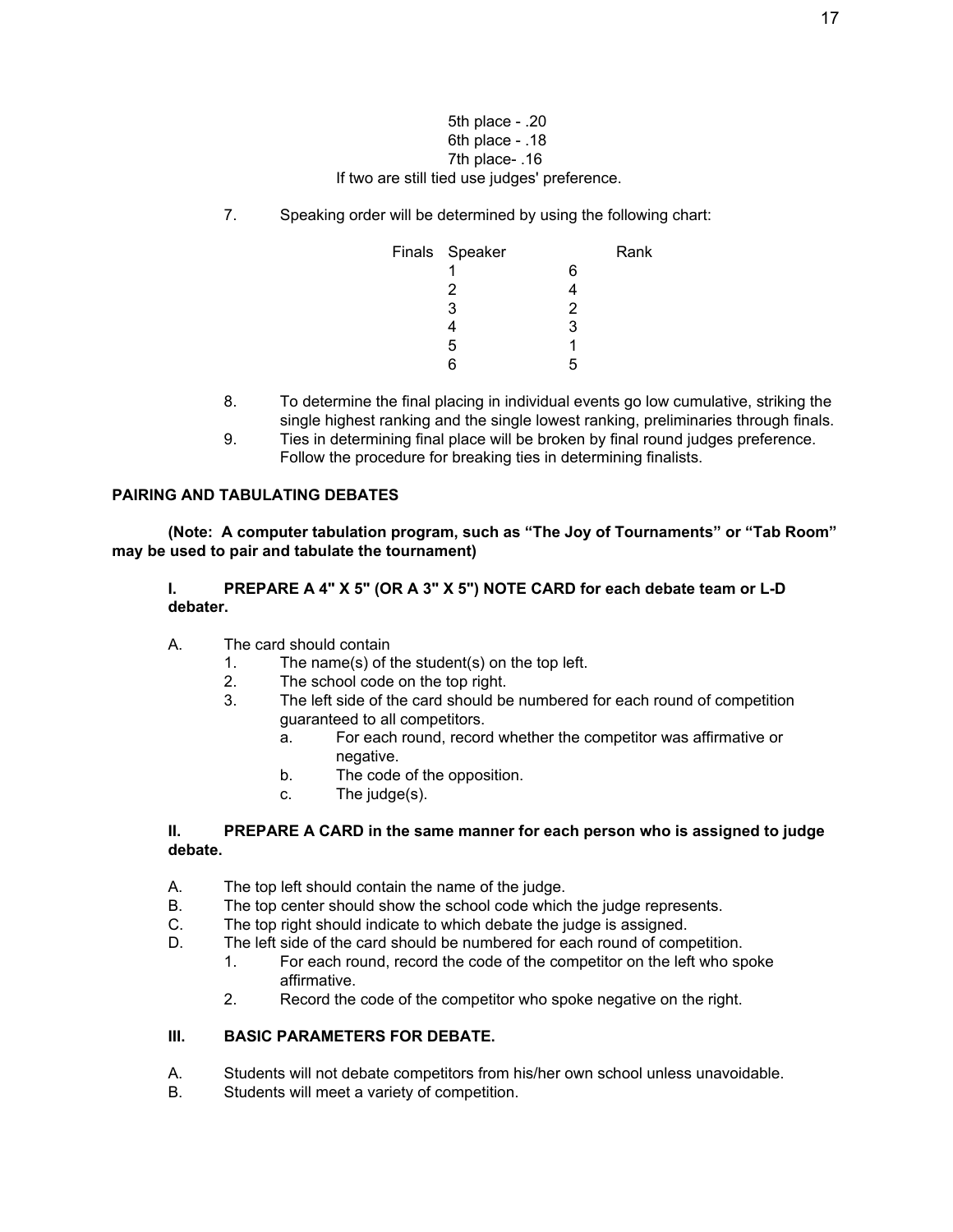5th place - .20
6th place - .18
7th place- .16
If two are still tied use judges' preference.

7. Speaking order will be determined by using the following chart:

| Finals Speaker | Rank |
|---|---|
| 1 | 6 |
| 2 | 4 |
| 3 | 2 |
| 4 | 3 |
| 5 | 1 |
| 6 | 5 |

8. To determine the final placing in individual events go low cumulative, striking the single highest ranking and the single lowest ranking, preliminaries through finals.
9. Ties in determining final place will be broken by final round judges preference. Follow the procedure for breaking ties in determining finalists.

## PAIRING AND TABULATING DEBATES

**(Note: A computer tabulation program, such as "The Joy of Tournaments" or "Tab Room" may be used to pair and tabulate the tournament)**

### I. PREPARE A 4" X 5" (OR A 3" X 5") NOTE CARD for each debate team or L-D debater.

A. The card should contain
   1. The name(s) of the student(s) on the top left.
   2. The school code on the top right.
   3. The left side of the card should be numbered for each round of competition guaranteed to all competitors.
      a. For each round, record whether the competitor was affirmative or negative.
      b. The code of the opposition.
      c. The judge(s).

### II. PREPARE A CARD in the same manner for each person who is assigned to judge debate.

A. The top left should contain the name of the judge.
B. The top center should show the school code which the judge represents.
C. The top right should indicate to which debate the judge is assigned.
D. The left side of the card should be numbered for each round of competition.
   1. For each round, record the code of the competitor on the left who spoke affirmative.
   2. Record the code of the competitor who spoke negative on the right.

### III. BASIC PARAMETERS FOR DEBATE.

A. Students will not debate competitors from his/her own school unless unavoidable.
B. Students will meet a variety of competition.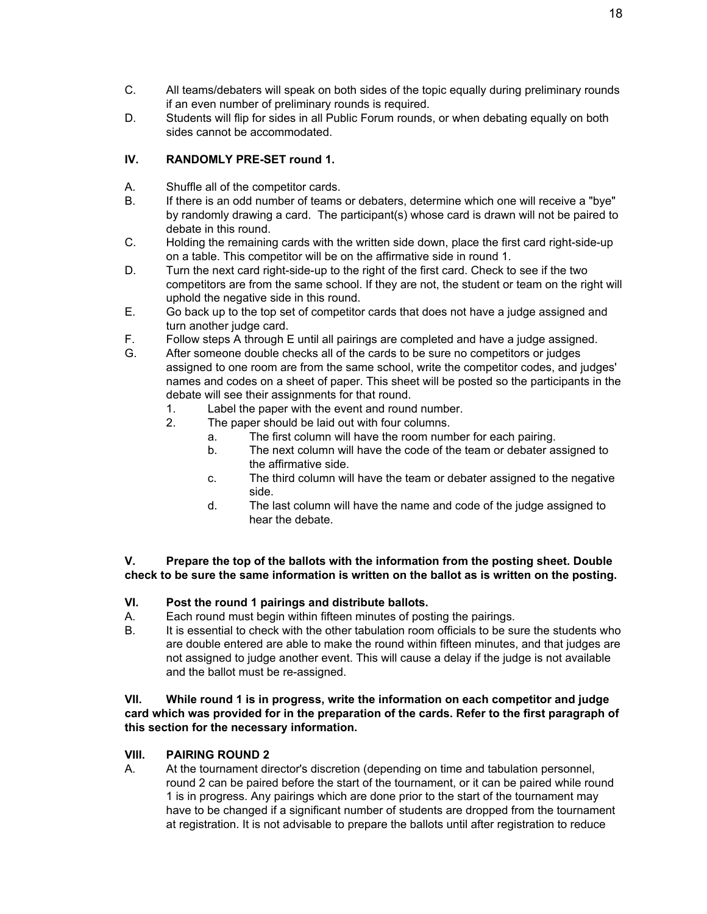C. All teams/debaters will speak on both sides of the topic equally during preliminary rounds if an even number of preliminary rounds is required.

D. Students will flip for sides in all Public Forum rounds, or when debating equally on both sides cannot be accommodated.

### IV. RANDOMLY PRE-SET round 1.

A. Shuffle all of the competitor cards.

B. If there is an odd number of teams or debaters, determine which one will receive a "bye" by randomly drawing a card. The participant(s) whose card is drawn will not be paired to debate in this round.

C. Holding the remaining cards with the written side down, place the first card right-side-up on a table. This competitor will be on the affirmative side in round 1.

D. Turn the next card right-side-up to the right of the first card. Check to see if the two competitors are from the same school. If they are not, the student or team on the right will uphold the negative side in this round.

E. Go back up to the top set of competitor cards that does not have a judge assigned and turn another judge card.

F. Follow steps A through E until all pairings are completed and have a judge assigned.

G. After someone double checks all of the cards to be sure no competitors or judges assigned to one room are from the same school, write the competitor codes, and judges' names and codes on a sheet of paper. This sheet will be posted so the participants in the debate will see their assignments for that round.

   1. Label the paper with the event and round number.
   2. The paper should be laid out with four columns.
      a. The first column will have the room number for each pairing.
      b. The next column will have the code of the team or debater assigned to the affirmative side.
      c. The third column will have the team or debater assigned to the negative side.
      d. The last column will have the name and code of the judge assigned to hear the debate.

### V. Prepare the top of the ballots with the information from the posting sheet. Double check to be sure the same information is written on the ballot as is written on the posting.

### VI. Post the round 1 pairings and distribute ballots.

A. Each round must begin within fifteen minutes of posting the pairings.

B. It is essential to check with the other tabulation room officials to be sure the students who are double entered are able to make the round within fifteen minutes, and that judges are not assigned to judge another event. This will cause a delay if the judge is not available and the ballot must be re-assigned.

### VII. While round 1 is in progress, write the information on each competitor and judge card which was provided for in the preparation of the cards. Refer to the first paragraph of this section for the necessary information.

### VIII. PAIRING ROUND 2

A. At the tournament director's discretion (depending on time and tabulation personnel, round 2 can be paired before the start of the tournament, or it can be paired while round 1 is in progress. Any pairings which are done prior to the start of the tournament may have to be changed if a significant number of students are dropped from the tournament at registration. It is not advisable to prepare the ballots until after registration to reduce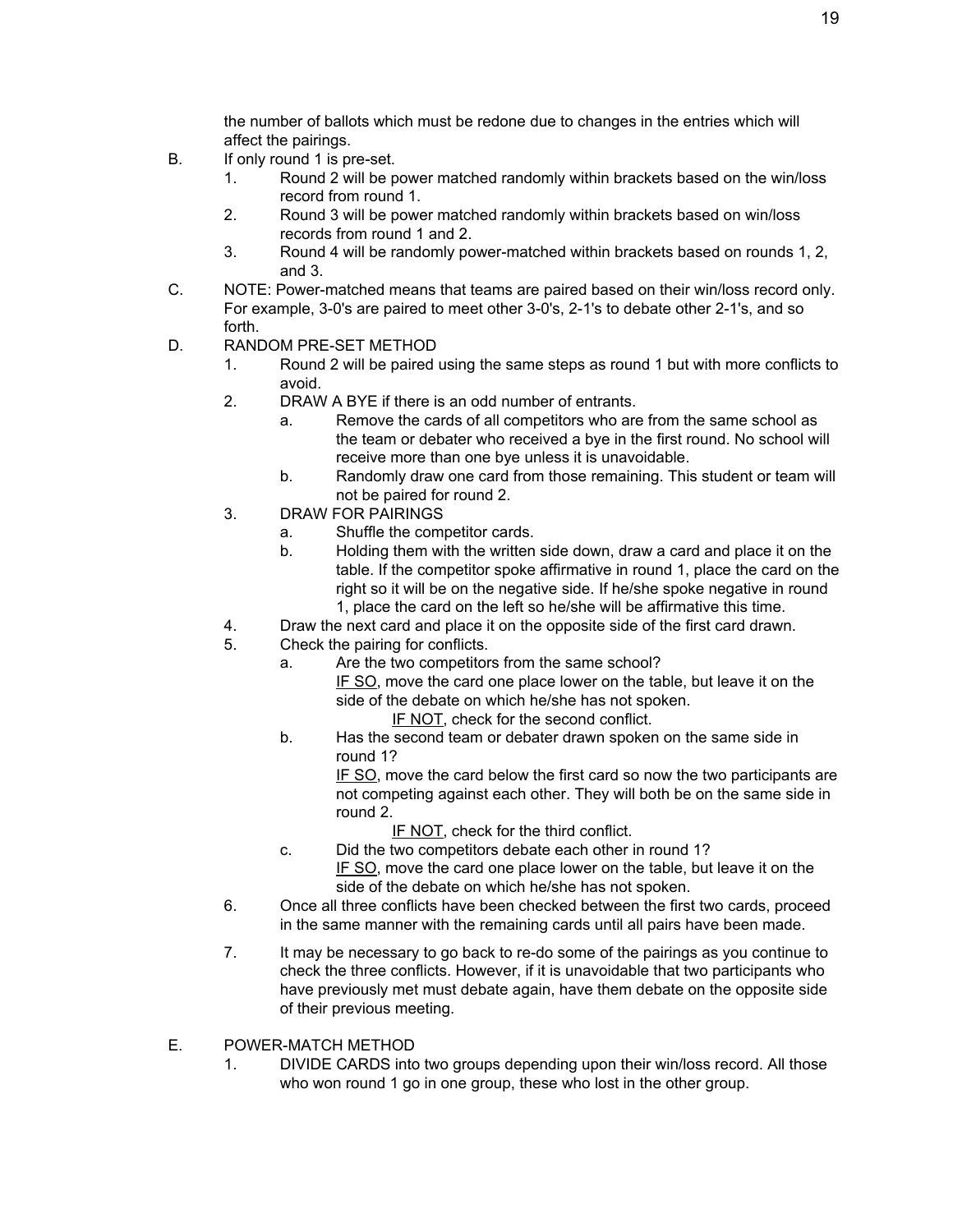the number of ballots which must be redone due to changes in the entries which will affect the pairings.

B. If only round 1 is pre-set.
   1. Round 2 will be power matched randomly within brackets based on the win/loss record from round 1.
   2. Round 3 will be power matched randomly within brackets based on win/loss records from round 1 and 2.
   3. Round 4 will be randomly power-matched within brackets based on rounds 1, 2, and 3.

C. NOTE: Power-matched means that teams are paired based on their win/loss record only. For example, 3-0's are paired to meet other 3-0's, 2-1's to debate other 2-1's, and so forth.

D. RANDOM PRE-SET METHOD
   1. Round 2 will be paired using the same steps as round 1 but with more conflicts to avoid.
   2. DRAW A BYE if there is an odd number of entrants.
      a. Remove the cards of all competitors who are from the same school as the team or debater who received a bye in the first round. No school will receive more than one bye unless it is unavoidable.
      b. Randomly draw one card from those remaining. This student or team will not be paired for round 2.
   3. DRAW FOR PAIRINGS
      a. Shuffle the competitor cards.
      b. Holding them with the written side down, draw a card and place it on the table. If the competitor spoke affirmative in round 1, place the card on the right so it will be on the negative side. If he/she spoke negative in round 1, place the card on the left so he/she will be affirmative this time.
   4. Draw the next card and place it on the opposite side of the first card drawn.
   5. Check the pairing for conflicts.
      a. Are the two competitors from the same school?
         <u>IF SO</u>, move the card one place lower on the table, but leave it on the side of the debate on which he/she has not spoken.
         <u>IF NOT</u>, check for the second conflict.
      b. Has the second team or debater drawn spoken on the same side in round 1?
         <u>IF SO</u>, move the card below the first card so now the two participants are not competing against each other. They will both be on the same side in round 2.
         <u>IF NOT</u>, check for the third conflict.
      c. Did the two competitors debate each other in round 1?
         <u>IF SO</u>, move the card one place lower on the table, but leave it on the side of the debate on which he/she has not spoken.
   6. Once all three conflicts have been checked between the first two cards, proceed in the same manner with the remaining cards until all pairs have been made.
   7. It may be necessary to go back to re-do some of the pairings as you continue to check the three conflicts. However, if it is unavoidable that two participants who have previously met must debate again, have them debate on the opposite side of their previous meeting.

E. POWER-MATCH METHOD
   1. DIVIDE CARDS into two groups depending upon their win/loss record. All those who won round 1 go in one group, these who lost in the other group.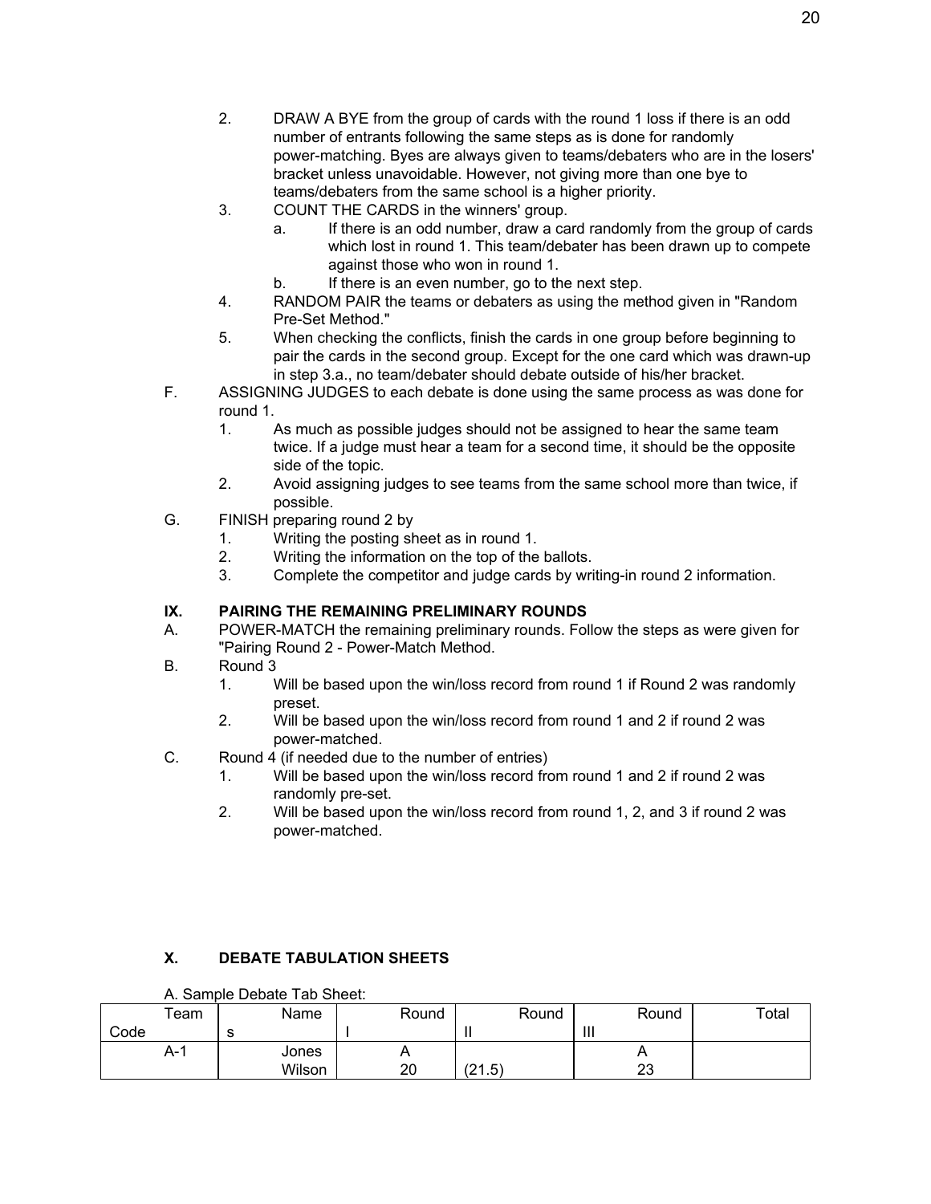2. DRAW A BYE from the group of cards with the round 1 loss if there is an odd number of entrants following the same steps as is done for randomly power-matching. Byes are always given to teams/debaters who are in the losers' bracket unless unavoidable. However, not giving more than one bye to teams/debaters from the same school is a higher priority.
3. COUNT THE CARDS in the winners' group.
   a. If there is an odd number, draw a card randomly from the group of cards which lost in round 1. This team/debater has been drawn up to compete against those who won in round 1.
   b. If there is an even number, go to the next step.
4. RANDOM PAIR the teams or debaters as using the method given in "Random Pre-Set Method."
5. When checking the conflicts, finish the cards in one group before beginning to pair the cards in the second group. Except for the one card which was drawn-up in step 3.a., no team/debater should debate outside of his/her bracket.

F. ASSIGNING JUDGES to each debate is done using the same process as was done for round 1.
   1. As much as possible judges should not be assigned to hear the same team twice. If a judge must hear a team for a second time, it should be the opposite side of the topic.
   2. Avoid assigning judges to see teams from the same school more than twice, if possible.

G. FINISH preparing round 2 by
   1. Writing the posting sheet as in round 1.
   2. Writing the information on the top of the ballots.
   3. Complete the competitor and judge cards by writing-in round 2 information.

## IX. PAIRING THE REMAINING PRELIMINARY ROUNDS

A. POWER-MATCH the remaining preliminary rounds. Follow the steps as were given for "Pairing Round 2 - Power-Match Method.

B. Round 3
   1. Will be based upon the win/loss record from round 1 if Round 2 was randomly preset.
   2. Will be based upon the win/loss record from round 1 and 2 if round 2 was power-matched.

C. Round 4 (if needed due to the number of entries)
   1. Will be based upon the win/loss record from round 1 and 2 if round 2 was randomly pre-set.
   2. Will be based upon the win/loss record from round 1, 2, and 3 if round 2 was power-matched.

## X. DEBATE TABULATION SHEETS

A. Sample Debate Tab Sheet:

| Team Code | Names | Round I | Round II | Round III | Total |
|---|---|---|---|---|---|
| A-1 | Jones Wilson | A 20 | (21.5) | A 23 | |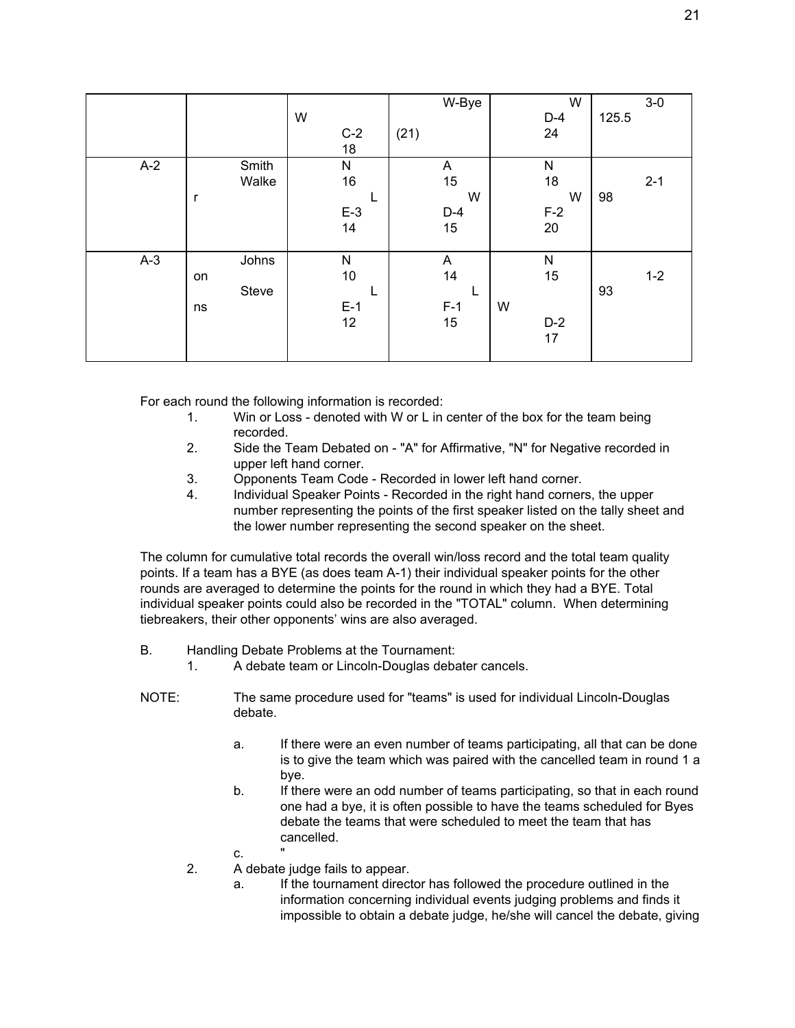| | | | | | |
|---|---|---|---|---|---|
| | | W C-2 18 | W-Bye (21) | W D-4 24 | 3-0 125.5 |
| A-2 | Smith Walker | N 16 L E-3 14 | A 15 W D-4 15 | N 18 W F-2 20 | 2-1 98 |
| A-3 | Johnson Stevens | N 10 L E-1 12 | A 14 L F-1 15 | N 15 W D-2 17 | 1-2 93 |

For each round the following information is recorded:

1. Win or Loss - denoted with W or L in center of the box for the team being recorded.
2. Side the Team Debated on - "A" for Affirmative, "N" for Negative recorded in upper left hand corner.
3. Opponents Team Code - Recorded in lower left hand corner.
4. Individual Speaker Points - Recorded in the right hand corners, the upper number representing the points of the first speaker listed on the tally sheet and the lower number representing the second speaker on the sheet.

The column for cumulative total records the overall win/loss record and the total team quality points. If a team has a BYE (as does team A-1) their individual speaker points for the other rounds are averaged to determine the points for the round in which they had a BYE. Total individual speaker points could also be recorded in the "TOTAL" column. When determining tiebreakers, their other opponents' wins are also averaged.

B. Handling Debate Problems at the Tournament:

1. A debate team or Lincoln-Douglas debater cancels.

NOTE: The same procedure used for "teams" is used for individual Lincoln-Douglas debate.

a. If there were an even number of teams participating, all that can be done is to give the team which was paired with the cancelled team in round 1 a bye.

b. If there were an odd number of teams participating, so that in each round one had a bye, it is often possible to have the teams scheduled for Byes debate the teams that were scheduled to meet the team that has cancelled.

c. "

2. A debate judge fails to appear.

a. If the tournament director has followed the procedure outlined in the information concerning individual events judging problems and finds it impossible to obtain a debate judge, he/she will cancel the debate, giving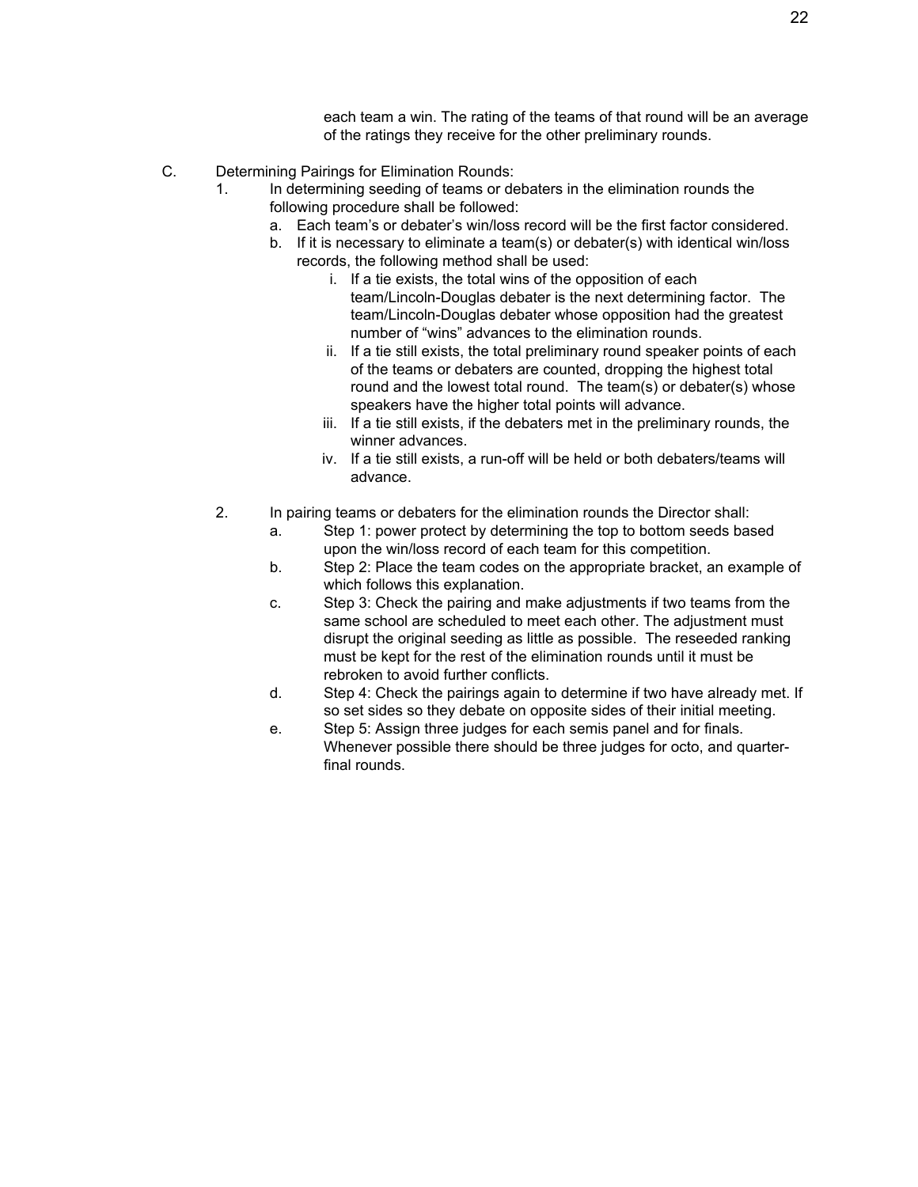each team a win. The rating of the teams of that round will be an average of the ratings they receive for the other preliminary rounds.

C. Determining Pairings for Elimination Rounds:

1. In determining seeding of teams or debaters in the elimination rounds the following procedure shall be followed:
    a. Each team's or debater's win/loss record will be the first factor considered.
    b. If it is necessary to eliminate a team(s) or debater(s) with identical win/loss records, the following method shall be used:
        i. If a tie exists, the total wins of the opposition of each team/Lincoln-Douglas debater is the next determining factor. The team/Lincoln-Douglas debater whose opposition had the greatest number of "wins" advances to the elimination rounds.
        ii. If a tie still exists, the total preliminary round speaker points of each of the teams or debaters are counted, dropping the highest total round and the lowest total round. The team(s) or debater(s) whose speakers have the higher total points will advance.
        iii. If a tie still exists, if the debaters met in the preliminary rounds, the winner advances.
        iv. If a tie still exists, a run-off will be held or both debaters/teams will advance.

2. In pairing teams or debaters for the elimination rounds the Director shall:
    a. Step 1: power protect by determining the top to bottom seeds based upon the win/loss record of each team for this competition.
    b. Step 2: Place the team codes on the appropriate bracket, an example of which follows this explanation.
    c. Step 3: Check the pairing and make adjustments if two teams from the same school are scheduled to meet each other. The adjustment must disrupt the original seeding as little as possible. The reseeded ranking must be kept for the rest of the elimination rounds until it must be rebroken to avoid further conflicts.
    d. Step 4: Check the pairings again to determine if two have already met. If so set sides so they debate on opposite sides of their initial meeting.
    e. Step 5: Assign three judges for each semis panel and for finals. Whenever possible there should be three judges for octo, and quarter-final rounds.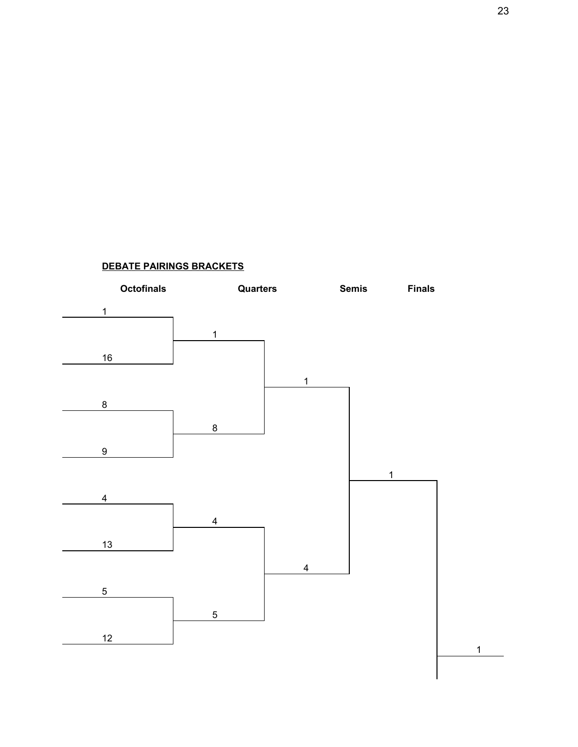**DEBATE PAIRINGS BRACKETS**

| Octofinals | Quarters | Semis | Finals | |
|---|---|---|---|---|
| 1 | | | | |
| 16 | 1 | | | |
| 8 | | 1 | | |
| 9 | 8 | | | |
| 4 | | | 1 | |
| 13 | 4 | | | |
| 5 | | 4 | | |
| 12 | 5 | | | 1 |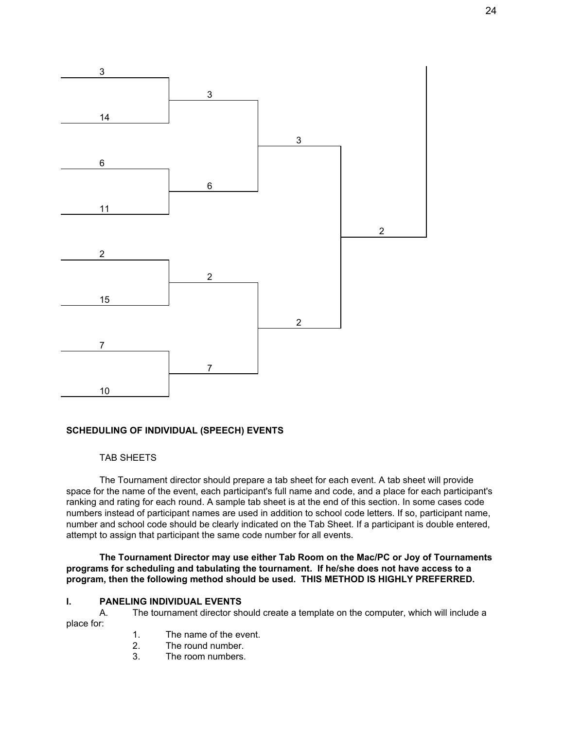| Round 1 | Round 2 | Round 3 | Final |
|---|---|---|---|
| 3 | 3 | 3 | 2 |
| 14 | | | |
| 6 | 6 | | |
| 11 | | | |
| 2 | 2 | 2 | |
| 15 | | | |
| 7 | 7 | | |
| 10 | | | |

**SCHEDULING OF INDIVIDUAL (SPEECH) EVENTS**

TAB SHEETS

The Tournament director should prepare a tab sheet for each event. A tab sheet will provide space for the name of the event, each participant's full name and code, and a place for each participant's ranking and rating for each round. A sample tab sheet is at the end of this section. In some cases code numbers instead of participant names are used in addition to school code letters. If so, participant name, number and school code should be clearly indicated on the Tab Sheet. If a participant is double entered, attempt to assign that participant the same code number for all events.

**The Tournament Director may use either Tab Room on the Mac/PC or Joy of Tournaments programs for scheduling and tabulating the tournament. If he/she does not have access to a program, then the following method should be used. THIS METHOD IS HIGHLY PREFERRED.**

**I. PANELING INDIVIDUAL EVENTS**

A. The tournament director should create a template on the computer, which will include a place for:

1. The name of the event.
2. The round number.
3. The room numbers.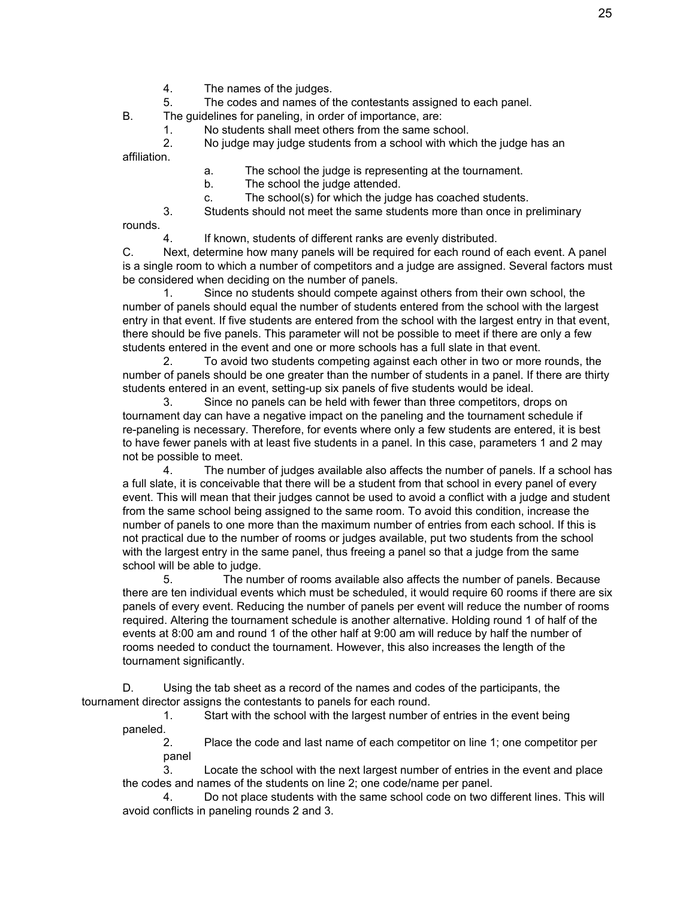4. The names of the judges.
5. The codes and names of the contestants assigned to each panel.

B. The guidelines for paneling, in order of importance, are:

1. No students shall meet others from the same school.
2. No judge may judge students from a school with which the judge has an affiliation.
   a. The school the judge is representing at the tournament.
   b. The school the judge attended.
   c. The school(s) for which the judge has coached students.
3. Students should not meet the same students more than once in preliminary rounds.
4. If known, students of different ranks are evenly distributed.

C. Next, determine how many panels will be required for each round of each event. A panel is a single room to which a number of competitors and a judge are assigned. Several factors must be considered when deciding on the number of panels.

1. Since no students should compete against others from their own school, the number of panels should equal the number of students entered from the school with the largest entry in that event. If five students are entered from the school with the largest entry in that event, there should be five panels. This parameter will not be possible to meet if there are only a few students entered in the event and one or more schools has a full slate in that event.
2. To avoid two students competing against each other in two or more rounds, the number of panels should be one greater than the number of students in a panel. If there are thirty students entered in an event, setting-up six panels of five students would be ideal.
3. Since no panels can be held with fewer than three competitors, drops on tournament day can have a negative impact on the paneling and the tournament schedule if re-paneling is necessary. Therefore, for events where only a few students are entered, it is best to have fewer panels with at least five students in a panel. In this case, parameters 1 and 2 may not be possible to meet.
4. The number of judges available also affects the number of panels. If a school has a full slate, it is conceivable that there will be a student from that school in every panel of every event. This will mean that their judges cannot be used to avoid a conflict with a judge and student from the same school being assigned to the same room. To avoid this condition, increase the number of panels to one more than the maximum number of entries from each school. If this is not practical due to the number of rooms or judges available, put two students from the school with the largest entry in the same panel, thus freeing a panel so that a judge from the same school will be able to judge.
5. The number of rooms available also affects the number of panels. Because there are ten individual events which must be scheduled, it would require 60 rooms if there are six panels of every event. Reducing the number of panels per event will reduce the number of rooms required. Altering the tournament schedule is another alternative. Holding round 1 of half of the events at 8:00 am and round 1 of the other half at 9:00 am will reduce by half the number of rooms needed to conduct the tournament. However, this also increases the length of the tournament significantly.

D. Using the tab sheet as a record of the names and codes of the participants, the tournament director assigns the contestants to panels for each round.

1. Start with the school with the largest number of entries in the event being paneled.
2. Place the code and last name of each competitor on line 1; one competitor per panel
3. Locate the school with the next largest number of entries in the event and place the codes and names of the students on line 2; one code/name per panel.
4. Do not place students with the same school code on two different lines. This will avoid conflicts in paneling rounds 2 and 3.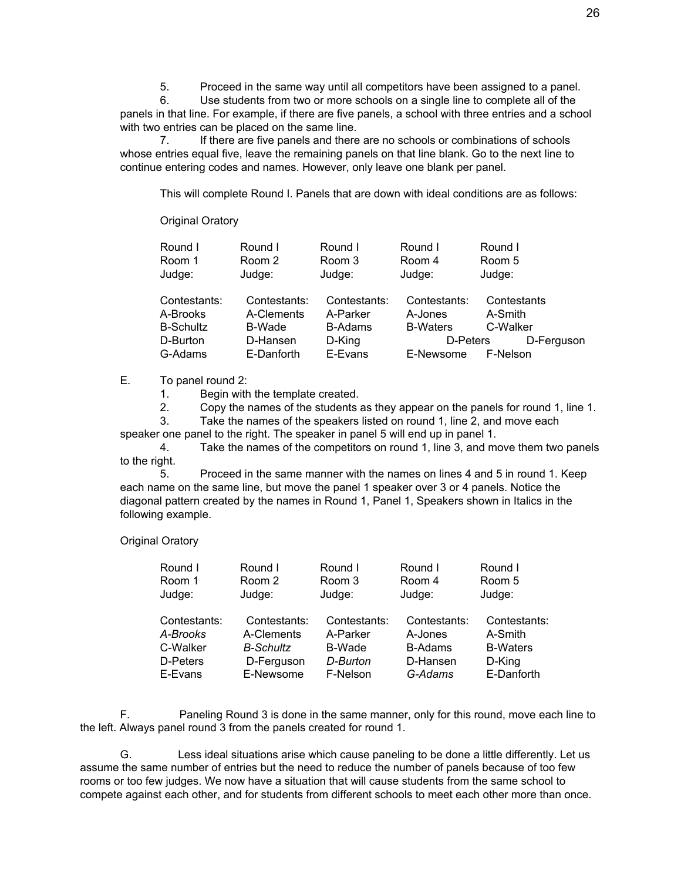5. Proceed in the same way until all competitors have been assigned to a panel.

6. Use students from two or more schools on a single line to complete all of the panels in that line. For example, if there are five panels, a school with three entries and a school with two entries can be placed on the same line.

7. If there are five panels and there are no schools or combinations of schools whose entries equal five, leave the remaining panels on that line blank. Go to the next line to continue entering codes and names. However, only leave one blank per panel.

This will complete Round I. Panels that are down with ideal conditions are as follows:

Original Oratory

| Round I | Round I | Round I | Round I | Round I |
|---|---|---|---|---|
| Room 1 | Room 2 | Room 3 | Room 4 | Room 5 |
| Judge: | Judge: | Judge: | Judge: | Judge: |
| Contestants: | Contestants: | Contestants: | Contestants: | Contestants |
| A-Brooks | A-Clements | A-Parker | A-Jones | A-Smith |
| B-Schultz | B-Wade | B-Adams | B-Waters | C-Walker |
| D-Burton | D-Hansen | D-King | D-Peters | D-Ferguson |
| G-Adams | E-Danforth | E-Evans | E-Newsome | F-Nelson |

E. To panel round 2:

1. Begin with the template created.
2. Copy the names of the students as they appear on the panels for round 1, line 1.
3. Take the names of the speakers listed on round 1, line 2, and move each speaker one panel to the right. The speaker in panel 5 will end up in panel 1.
4. Take the names of the competitors on round 1, line 3, and move them two panels to the right.
5. Proceed in the same manner with the names on lines 4 and 5 in round 1. Keep each name on the same line, but move the panel 1 speaker over 3 or 4 panels. Notice the diagonal pattern created by the names in Round 1, Panel 1, Speakers shown in Italics in the following example.

Original Oratory

| Round I | Round I | Round I | Round I | Round I |
|---|---|---|---|---|
| Room 1 | Room 2 | Room 3 | Room 4 | Room 5 |
| Judge: | Judge: | Judge: | Judge: | Judge: |
| Contestants: | Contestants: | Contestants: | Contestants: | Contestants: |
| *A-Brooks* | A-Clements | A-Parker | A-Jones | A-Smith |
| C-Walker | *B-Schultz* | B-Wade | B-Adams | B-Waters |
| D-Peters | D-Ferguson | *D-Burton* | D-Hansen | D-King |
| E-Evans | E-Newsome | F-Nelson | *G-Adams* | E-Danforth |

F. Paneling Round 3 is done in the same manner, only for this round, move each line to the left. Always panel round 3 from the panels created for round 1.

G. Less ideal situations arise which cause paneling to be done a little differently. Let us assume the same number of entries but the need to reduce the number of panels because of too few rooms or too few judges. We now have a situation that will cause students from the same school to compete against each other, and for students from different schools to meet each other more than once.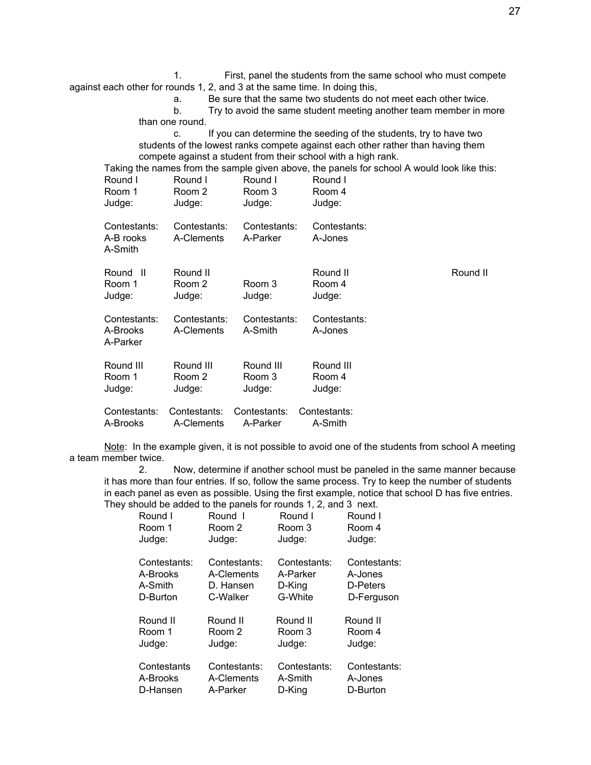1. First, panel the students from the same school who must compete against each other for rounds 1, 2, and 3 at the same time. In doing this,

   a. Be sure that the same two students do not meet each other twice.

   b. Try to avoid the same student meeting another team member in more than one round.

   c. If you can determine the seeding of the students, try to have two students of the lowest ranks compete against each other rather than having them compete against a student from their school with a high rank.

Taking the names from the sample given above, the panels for school A would look like this:

| Round I | Round I | Round I | Round I |
|---|---|---|---|
| Room 1 | Room 2 | Room 3 | Room 4 |
| Judge: | Judge: | Judge: | Judge: |
| Contestants: | Contestants: | Contestants: | Contestants: |
| A-B rooks | A-Clements | A-Parker | A-Jones |
| A-Smith | | | |

| Round II | Round II | | Round II | Round II |
|---|---|---|---|---|
| Room 1 | Room 2 | Room 3 | Room 4 | |
| Judge: | Judge: | Judge: | Judge: | |
| Contestants: | Contestants: | Contestants: | Contestants: | |
| A-Brooks | A-Clements | A-Smith | A-Jones | |
| A-Parker | | | | |

| Round III | Round III | Round III | Round III |
|---|---|---|---|
| Room 1 | Room 2 | Room 3 | Room 4 |
| Judge: | Judge: | Judge: | Judge: |
| Contestants: | Contestants: | Contestants: | Contestants: |
| A-Brooks | A-Clements | A-Parker | A-Smith |

Note: In the example given, it is not possible to avoid one of the students from school A meeting a team member twice.

2. Now, determine if another school must be paneled in the same manner because it has more than four entries. If so, follow the same process. Try to keep the number of students in each panel as even as possible. Using the first example, notice that school D has five entries. They should be added to the panels for rounds 1, 2, and 3 next.

| Round I | Round I | Round I | Round I |
|---|---|---|---|
| Room 1 | Room 2 | Room 3 | Room 4 |
| Judge: | Judge: | Judge: | Judge: |
| Contestants: | Contestants: | Contestants: | Contestants: |
| A-Brooks | A-Clements | A-Parker | A-Jones |
| A-Smith | D. Hansen | D-King | D-Peters |
| D-Burton | C-Walker | G-White | D-Ferguson |

| Round II | Round II | Round II | Round II |
|---|---|---|---|
| Room 1 | Room 2 | Room 3 | Room 4 |
| Judge: | Judge: | Judge: | Judge: |
| Contestants | Contestants: | Contestants: | Contestants: |
| A-Brooks | A-Clements | A-Smith | A-Jones |
| D-Hansen | A-Parker | D-King | D-Burton |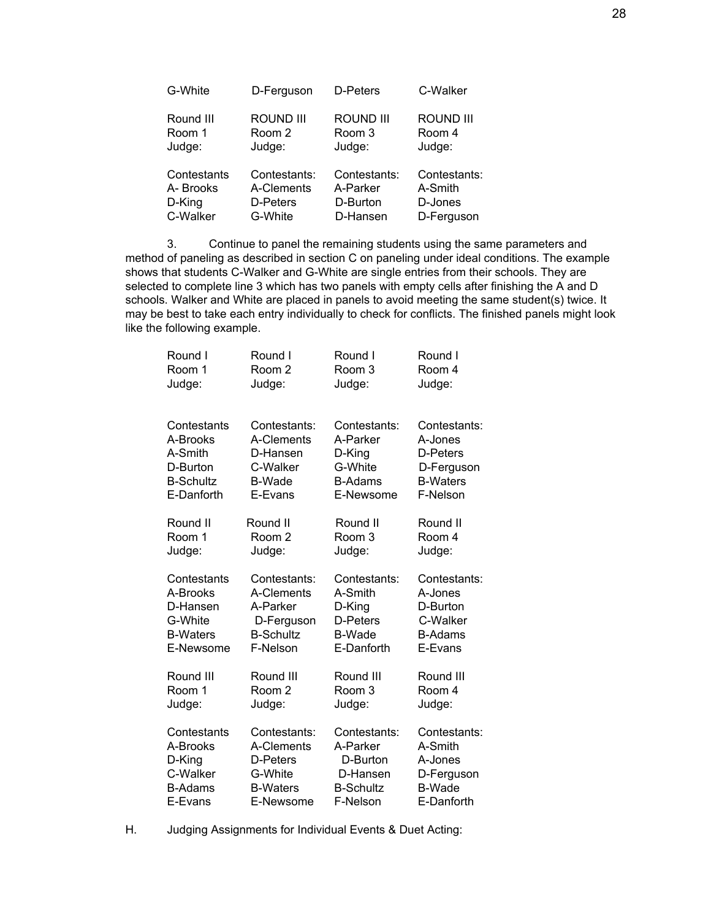| G-White | D-Ferguson | D-Peters | C-Walker |
|---|---|---|---|

| Round III | ROUND III | ROUND III | ROUND III |
|---|---|---|---|
| Room 1 | Room 2 | Room 3 | Room 4 |
| Judge: | Judge: | Judge: | Judge: |
| Contestants | Contestants: | Contestants: | Contestants: |
| A- Brooks | A-Clements | A-Parker | A-Smith |
| D-King | D-Peters | D-Burton | D-Jones |
| C-Walker | G-White | D-Hansen | D-Ferguson |

3. Continue to panel the remaining students using the same parameters and method of paneling as described in section C on paneling under ideal conditions. The example shows that students C-Walker and G-White are single entries from their schools. They are selected to complete line 3 which has two panels with empty cells after finishing the A and D schools. Walker and White are placed in panels to avoid meeting the same student(s) twice. It may be best to take each entry individually to check for conflicts. The finished panels might look like the following example.

| Round I | Round I | Round I | Round I |
|---|---|---|---|
| Room 1 | Room 2 | Room 3 | Room 4 |
| Judge: | Judge: | Judge: | Judge: |
| Contestants | Contestants: | Contestants: | Contestants: |
| A-Brooks | A-Clements | A-Parker | A-Jones |
| A-Smith | D-Hansen | D-King | D-Peters |
| D-Burton | C-Walker | G-White | D-Ferguson |
| B-Schultz | B-Wade | B-Adams | B-Waters |
| E-Danforth | E-Evans | E-Newsome | F-Nelson |

| Round II | Round II | Round II | Round II |
|---|---|---|---|
| Room 1 | Room 2 | Room 3 | Room 4 |
| Judge: | Judge: | Judge: | Judge: |
| Contestants | Contestants: | Contestants: | Contestants: |
| A-Brooks | A-Clements | A-Smith | A-Jones |
| D-Hansen | A-Parker | D-King | D-Burton |
| G-White | D-Ferguson | D-Peters | C-Walker |
| B-Waters | B-Schultz | B-Wade | B-Adams |
| E-Newsome | F-Nelson | E-Danforth | E-Evans |

| Round III | Round III | Round III | Round III |
|---|---|---|---|
| Room 1 | Room 2 | Room 3 | Room 4 |
| Judge: | Judge: | Judge: | Judge: |
| Contestants | Contestants: | Contestants: | Contestants: |
| A-Brooks | A-Clements | A-Parker | A-Smith |
| D-King | D-Peters | D-Burton | A-Jones |
| C-Walker | G-White | D-Hansen | D-Ferguson |
| B-Adams | B-Waters | B-Schultz | B-Wade |
| E-Evans | E-Newsome | F-Nelson | E-Danforth |

H. Judging Assignments for Individual Events & Duet Acting: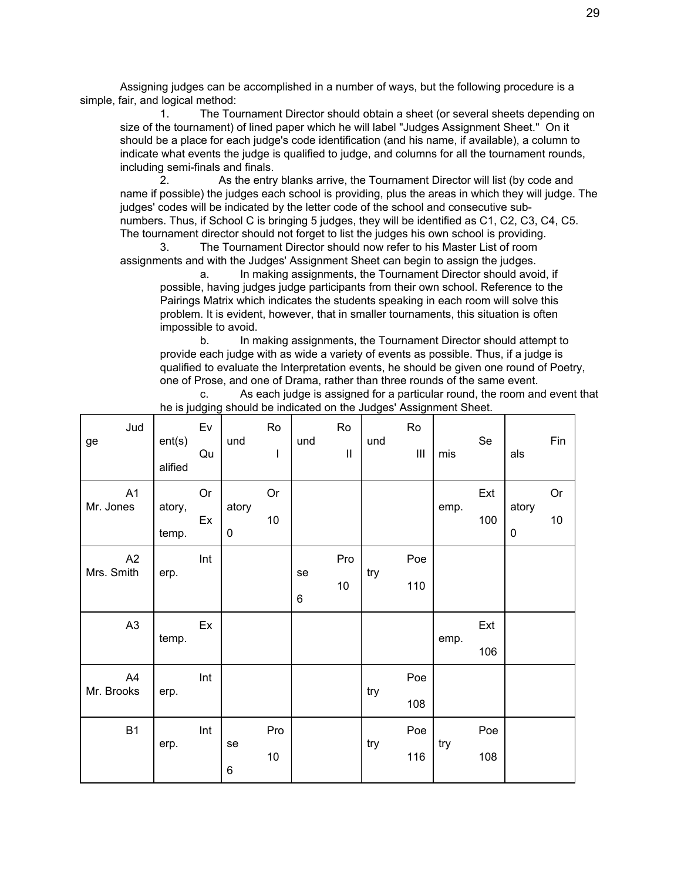Assigning judges can be accomplished in a number of ways, but the following procedure is a simple, fair, and logical method:

1. The Tournament Director should obtain a sheet (or several sheets depending on size of the tournament) of lined paper which he will label "Judges Assignment Sheet." On it should be a place for each judge's code identification (and his name, if available), a column to indicate what events the judge is qualified to judge, and columns for all the tournament rounds, including semi-finals and finals.

2. As the entry blanks arrive, the Tournament Director will list (by code and name if possible) the judges each school is providing, plus the areas in which they will judge. The judges' codes will be indicated by the letter code of the school and consecutive sub-numbers. Thus, if School C is bringing 5 judges, they will be identified as C1, C2, C3, C4, C5. The tournament director should not forget to list the judges his own school is providing.

3. The Tournament Director should now refer to his Master List of room assignments and with the Judges' Assignment Sheet can begin to assign the judges.

   a. In making assignments, the Tournament Director should avoid, if possible, having judges judge participants from their own school. Reference to the Pairings Matrix which indicates the students speaking in each room will solve this problem. It is evident, however, that in smaller tournaments, this situation is often impossible to avoid.

   b. In making assignments, the Tournament Director should attempt to provide each judge with as wide a variety of events as possible. Thus, if a judge is qualified to evaluate the Interpretation events, he should be given one round of Poetry, one of Prose, and one of Drama, rather than three rounds of the same event.

   c. As each judge is assigned for a particular round, the room and event that he is judging should be indicated on the Judges' Assignment Sheet.

| Judge | Event(s) Qualified | Round I | Round II | Round III | Semis | Finals |
|---|---|---|---|---|---|---|
| A1 Mr. Jones | Oratory, Extemp. | Oratory 100 | | | Extemp. 100 | Oratory 100 |
| A2 Mrs. Smith | Interp. | | Prose 106 | Poetry 110 | | |
| A3 | Extemp. | | | | Extemp. 106 | |
| A4 Mr. Brooks | Interp. | | | Poetry 108 | | |
| B1 | Interp. | Prose 106 | | Poetry 116 | Poetry 108 | |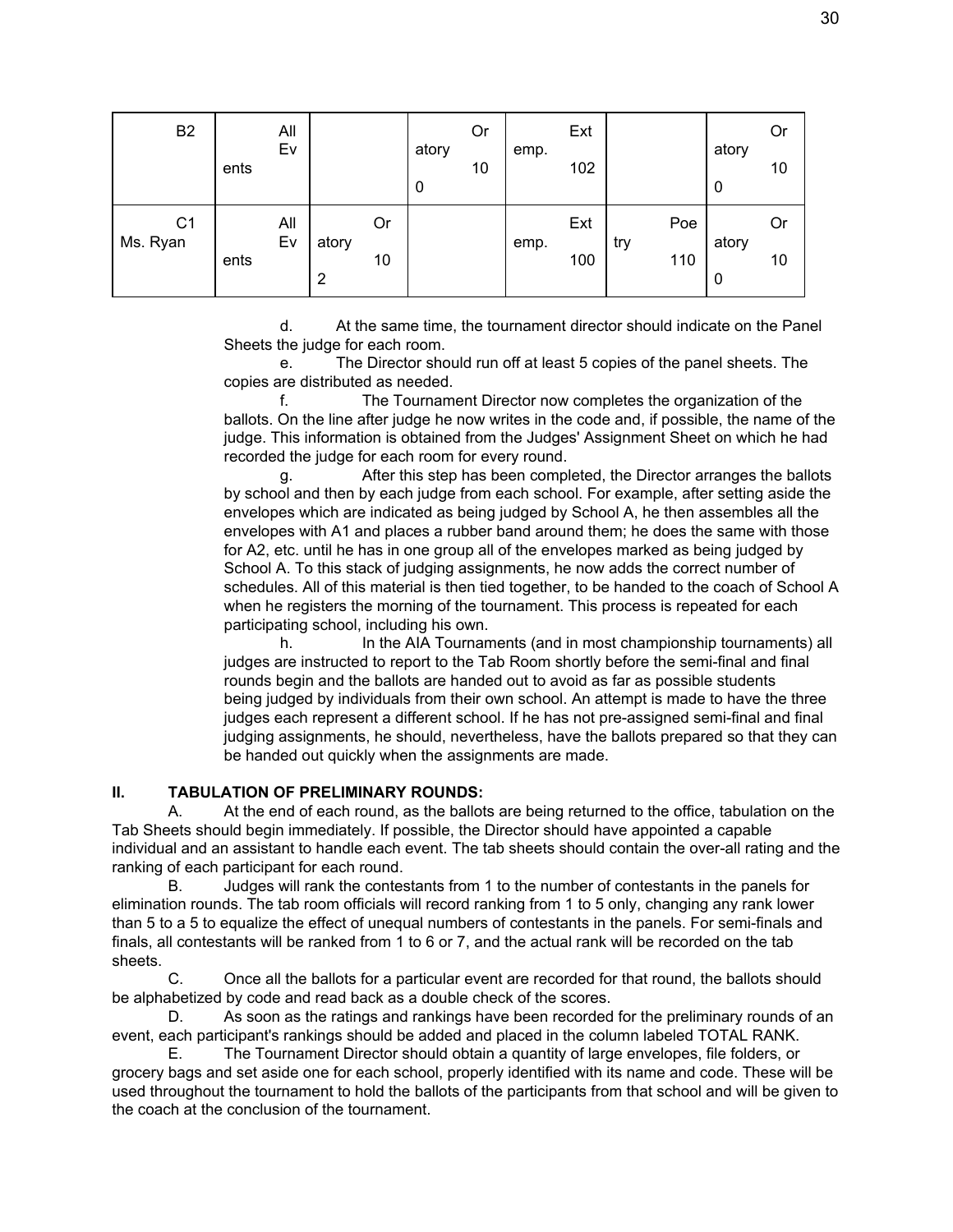| B2 | All Events | | Oratory 100 | Extemp. 102 | | Oratory 100 |
|---|---|---|---|---|---|---|
| C1 Ms. Ryan | All Events | Oratory 102 | | Extemp. 100 | Poetry 110 | Oratory 100 |

d. At the same time, the tournament director should indicate on the Panel Sheets the judge for each room.

e. The Director should run off at least 5 copies of the panel sheets. The copies are distributed as needed.

f. The Tournament Director now completes the organization of the ballots. On the line after judge he now writes in the code and, if possible, the name of the judge. This information is obtained from the Judges' Assignment Sheet on which he had recorded the judge for each room for every round.

g. After this step has been completed, the Director arranges the ballots by school and then by each judge from each school. For example, after setting aside the envelopes which are indicated as being judged by School A, he then assembles all the envelopes with A1 and places a rubber band around them; he does the same with those for A2, etc. until he has in one group all of the envelopes marked as being judged by School A. To this stack of judging assignments, he now adds the correct number of schedules. All of this material is then tied together, to be handed to the coach of School A when he registers the morning of the tournament. This process is repeated for each participating school, including his own.

h. In the AIA Tournaments (and in most championship tournaments) all judges are instructed to report to the Tab Room shortly before the semi-final and final rounds begin and the ballots are handed out to avoid as far as possible students being judged by individuals from their own school. An attempt is made to have the three judges each represent a different school. If he has not pre-assigned semi-final and final judging assignments, he should, nevertheless, have the ballots prepared so that they can be handed out quickly when the assignments are made.

## II. TABULATION OF PRELIMINARY ROUNDS:

A. At the end of each round, as the ballots are being returned to the office, tabulation on the Tab Sheets should begin immediately. If possible, the Director should have appointed a capable individual and an assistant to handle each event. The tab sheets should contain the over-all rating and the ranking of each participant for each round.

B. Judges will rank the contestants from 1 to the number of contestants in the panels for elimination rounds. The tab room officials will record ranking from 1 to 5 only, changing any rank lower than 5 to a 5 to equalize the effect of unequal numbers of contestants in the panels. For semi-finals and finals, all contestants will be ranked from 1 to 6 or 7, and the actual rank will be recorded on the tab sheets.

C. Once all the ballots for a particular event are recorded for that round, the ballots should be alphabetized by code and read back as a double check of the scores.

D. As soon as the ratings and rankings have been recorded for the preliminary rounds of an event, each participant's rankings should be added and placed in the column labeled TOTAL RANK.

E. The Tournament Director should obtain a quantity of large envelopes, file folders, or grocery bags and set aside one for each school, properly identified with its name and code. These will be used throughout the tournament to hold the ballots of the participants from that school and will be given to the coach at the conclusion of the tournament.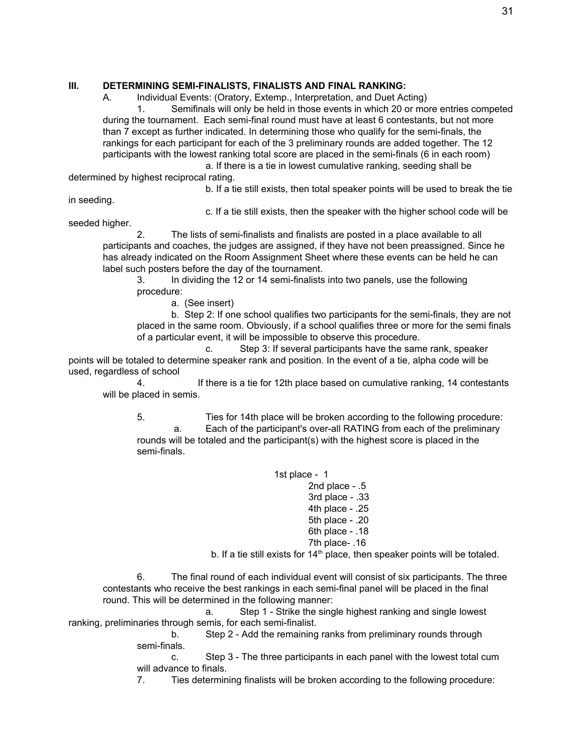## III. DETERMINING SEMI-FINALISTS, FINALISTS AND FINAL RANKING:

A. Individual Events: (Oratory, Extemp., Interpretation, and Duet Acting)

1. Semifinals will only be held in those events in which 20 or more entries competed during the tournament. Each semi-final round must have at least 6 contestants, but not more than 7 except as further indicated. In determining those who qualify for the semi-finals, the rankings for each participant for each of the 3 preliminary rounds are added together. The 12 participants with the lowest ranking total score are placed in the semi-finals (6 in each room)

   a. If there is a tie in lowest cumulative ranking, seeding shall be determined by highest reciprocal rating.

   b. If a tie still exists, then total speaker points will be used to break the tie in seeding.

   c. If a tie still exists, then the speaker with the higher school code will be seeded higher.

2. The lists of semi-finalists and finalists are posted in a place available to all participants and coaches, the judges are assigned, if they have not been preassigned. Since he has already indicated on the Room Assignment Sheet where these events can be held he can label such posters before the day of the tournament.

3. In dividing the 12 or 14 semi-finalists into two panels, use the following procedure:

   a. (See insert)

   b. Step 2: If one school qualifies two participants for the semi-finals, they are not placed in the same room. Obviously, if a school qualifies three or more for the semi finals of a particular event, it will be impossible to observe this procedure.

   c. Step 3: If several participants have the same rank, speaker points will be totaled to determine speaker rank and position. In the event of a tie, alpha code will be used, regardless of school

4. If there is a tie for 12th place based on cumulative ranking, 14 contestants will be placed in semis.

5. Ties for 14th place will be broken according to the following procedure:

   a. Each of the participant's over-all RATING from each of the preliminary rounds will be totaled and the participant(s) with the highest score is placed in the semi-finals.

   1st place - 1
   2nd place - .5
   3rd place - .33
   4th place - .25
   5th place - .20
   6th place - .18
   7th place- .16

   b. If a tie still exists for 14th place, then speaker points will be totaled.

6. The final round of each individual event will consist of six participants. The three contestants who receive the best rankings in each semi-final panel will be placed in the final round. This will be determined in the following manner:

   a. Step 1 - Strike the single highest ranking and single lowest ranking, preliminaries through semis, for each semi-finalist.

   b. Step 2 - Add the remaining ranks from preliminary rounds through semi-finals.

   c. Step 3 - The three participants in each panel with the lowest total cum will advance to finals.

7. Ties determining finalists will be broken according to the following procedure: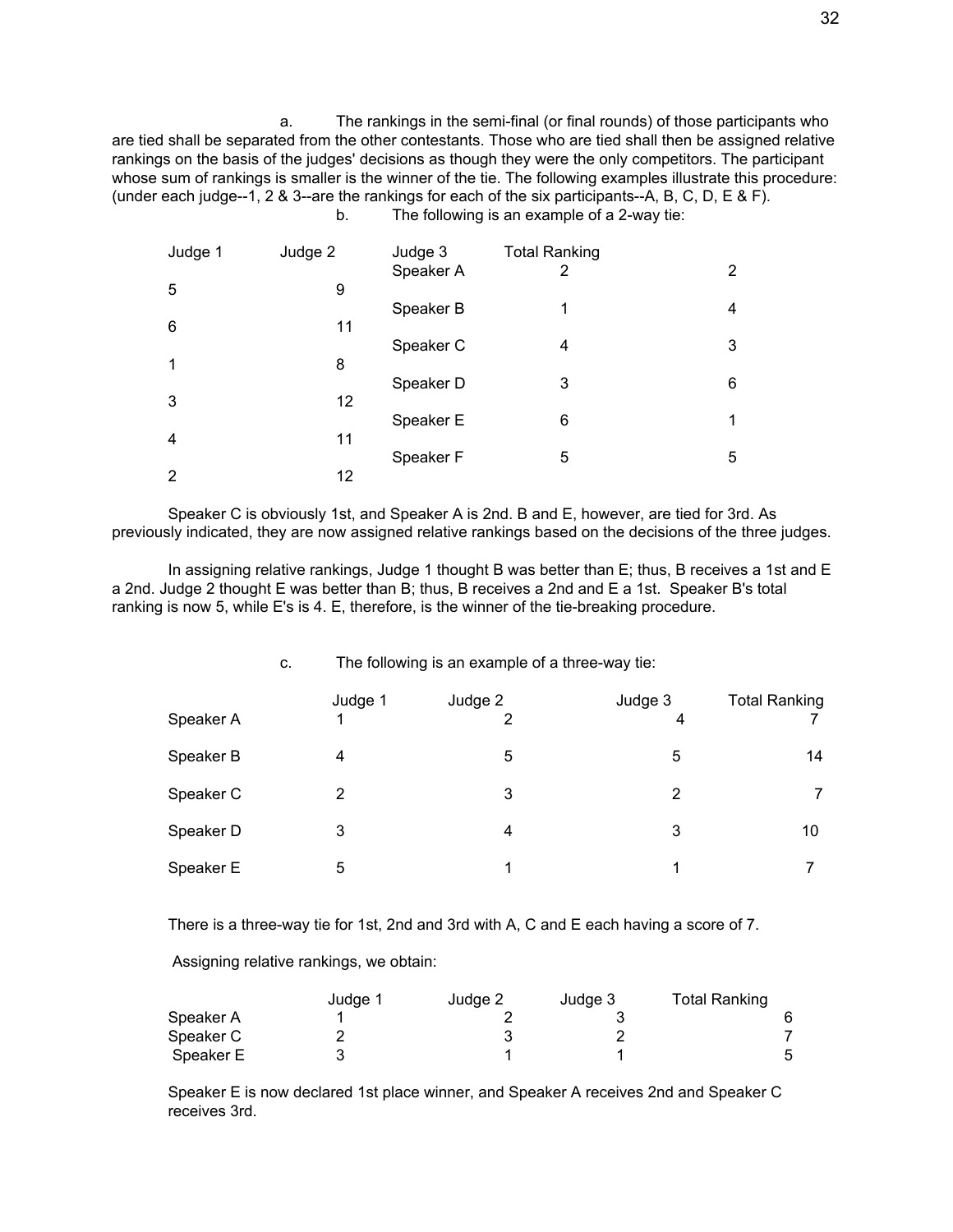a. The rankings in the semi-final (or final rounds) of those participants who are tied shall be separated from the other contestants. Those who are tied shall then be assigned relative rankings on the basis of the judges' decisions as though they were the only competitors. The participant whose sum of rankings is smaller is the winner of the tie. The following examples illustrate this procedure: (under each judge--1, 2 & 3--are the rankings for each of the six participants--A, B, C, D, E & F).

b. The following is an example of a 2-way tie:

| | Judge 1 | Judge 2 | Judge 3 | Total Ranking |
|---|---|---|---|---|
| Speaker A | 2 | 2 | 5 | 9 |
| Speaker B | 1 | 4 | 6 | 11 |
| Speaker C | 4 | 3 | 1 | 8 |
| Speaker D | 3 | 6 | 3 | 12 |
| Speaker E | 6 | 1 | 4 | 11 |
| Speaker F | 5 | 5 | 2 | 12 |

Speaker C is obviously 1st, and Speaker A is 2nd. B and E, however, are tied for 3rd. As previously indicated, they are now assigned relative rankings based on the decisions of the three judges.

In assigning relative rankings, Judge 1 thought B was better than E; thus, B receives a 1st and E a 2nd. Judge 2 thought E was better than B; thus, B receives a 2nd and E a 1st. Speaker B's total ranking is now 5, while E's is 4. E, therefore, is the winner of the tie-breaking procedure.

c. The following is an example of a three-way tie:

| | Judge 1 | Judge 2 | Judge 3 | Total Ranking |
|---|---|---|---|---|
| Speaker A | 1 | 2 | 4 | 7 |
| Speaker B | 4 | 5 | 5 | 14 |
| Speaker C | 2 | 3 | 2 | 7 |
| Speaker D | 3 | 4 | 3 | 10 |
| Speaker E | 5 | 1 | 1 | 7 |

There is a three-way tie for 1st, 2nd and 3rd with A, C and E each having a score of 7.

Assigning relative rankings, we obtain:

| | Judge 1 | Judge 2 | Judge 3 | Total Ranking |
|---|---|---|---|---|
| Speaker A | 1 | 2 | 3 | 6 |
| Speaker C | 2 | 3 | 2 | 7 |
| Speaker E | 3 | 1 | 1 | 5 |

Speaker E is now declared 1st place winner, and Speaker A receives 2nd and Speaker C receives 3rd.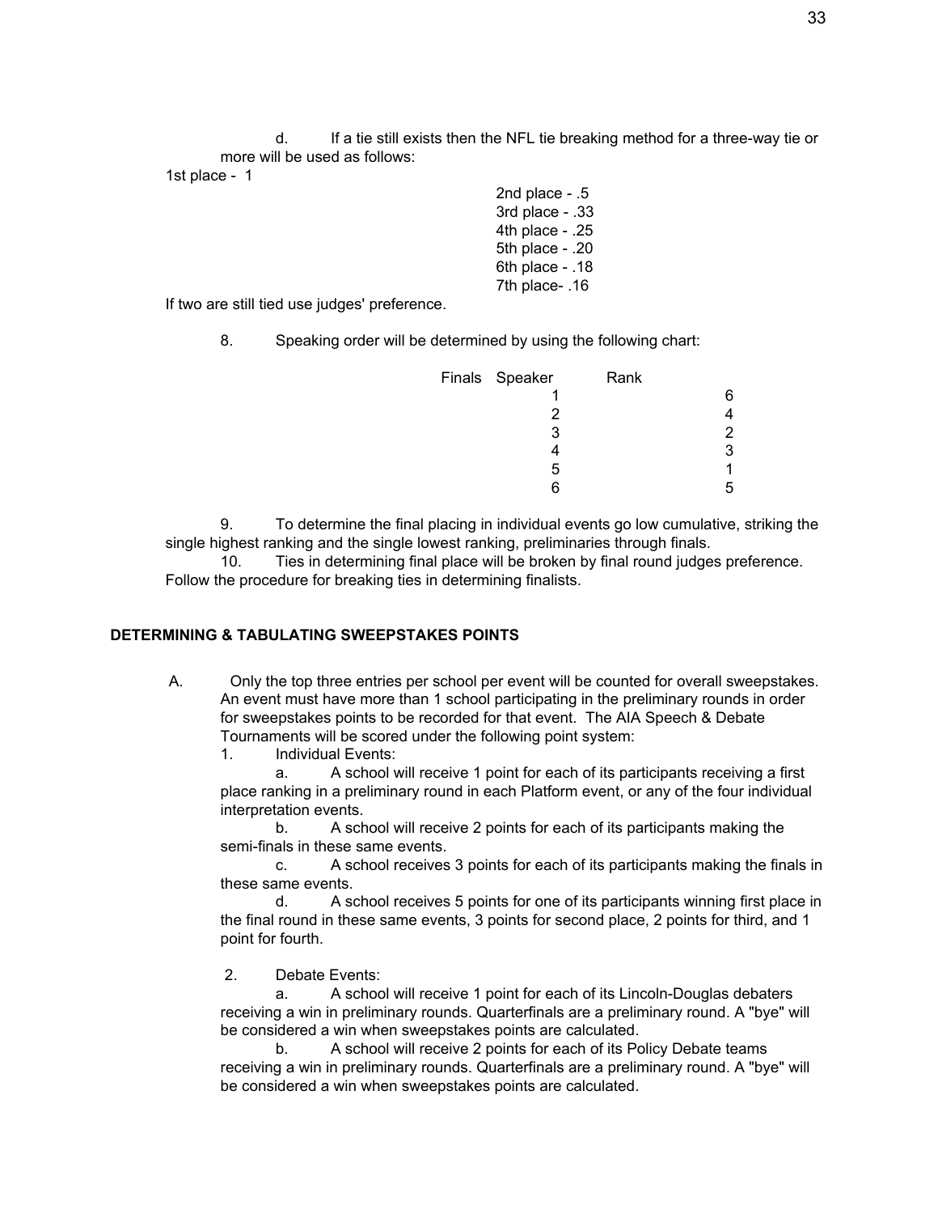d. If a tie still exists then the NFL tie breaking method for a three-way tie or more will be used as follows:

1st place - 1
2nd place - .5
3rd place - .33
4th place - .25
5th place - .20
6th place - .18
7th place- .16

If two are still tied use judges' preference.

8. Speaking order will be determined by using the following chart:

| Finals Speaker | Rank |
|---|---|
| 1 | 6 |
| 2 | 4 |
| 3 | 2 |
| 4 | 3 |
| 5 | 1 |
| 6 | 5 |

9. To determine the final placing in individual events go low cumulative, striking the single highest ranking and the single lowest ranking, preliminaries through finals.

10. Ties in determining final place will be broken by final round judges preference. Follow the procedure for breaking ties in determining finalists.

## DETERMINING & TABULATING SWEEPSTAKES POINTS

A. Only the top three entries per school per event will be counted for overall sweepstakes. An event must have more than 1 school participating in the preliminary rounds in order for sweepstakes points to be recorded for that event. The AIA Speech & Debate Tournaments will be scored under the following point system:

1. Individual Events:

   a. A school will receive 1 point for each of its participants receiving a first place ranking in a preliminary round in each Platform event, or any of the four individual interpretation events.

   b. A school will receive 2 points for each of its participants making the semi-finals in these same events.

   c. A school receives 3 points for each of its participants making the finals in these same events.

   d. A school receives 5 points for one of its participants winning first place in the final round in these same events, 3 points for second place, 2 points for third, and 1 point for fourth.

2. Debate Events:

   a. A school will receive 1 point for each of its Lincoln-Douglas debaters receiving a win in preliminary rounds. Quarterfinals are a preliminary round. A "bye" will be considered a win when sweepstakes points are calculated.

   b. A school will receive 2 points for each of its Policy Debate teams receiving a win in preliminary rounds. Quarterfinals are a preliminary round. A "bye" will be considered a win when sweepstakes points are calculated.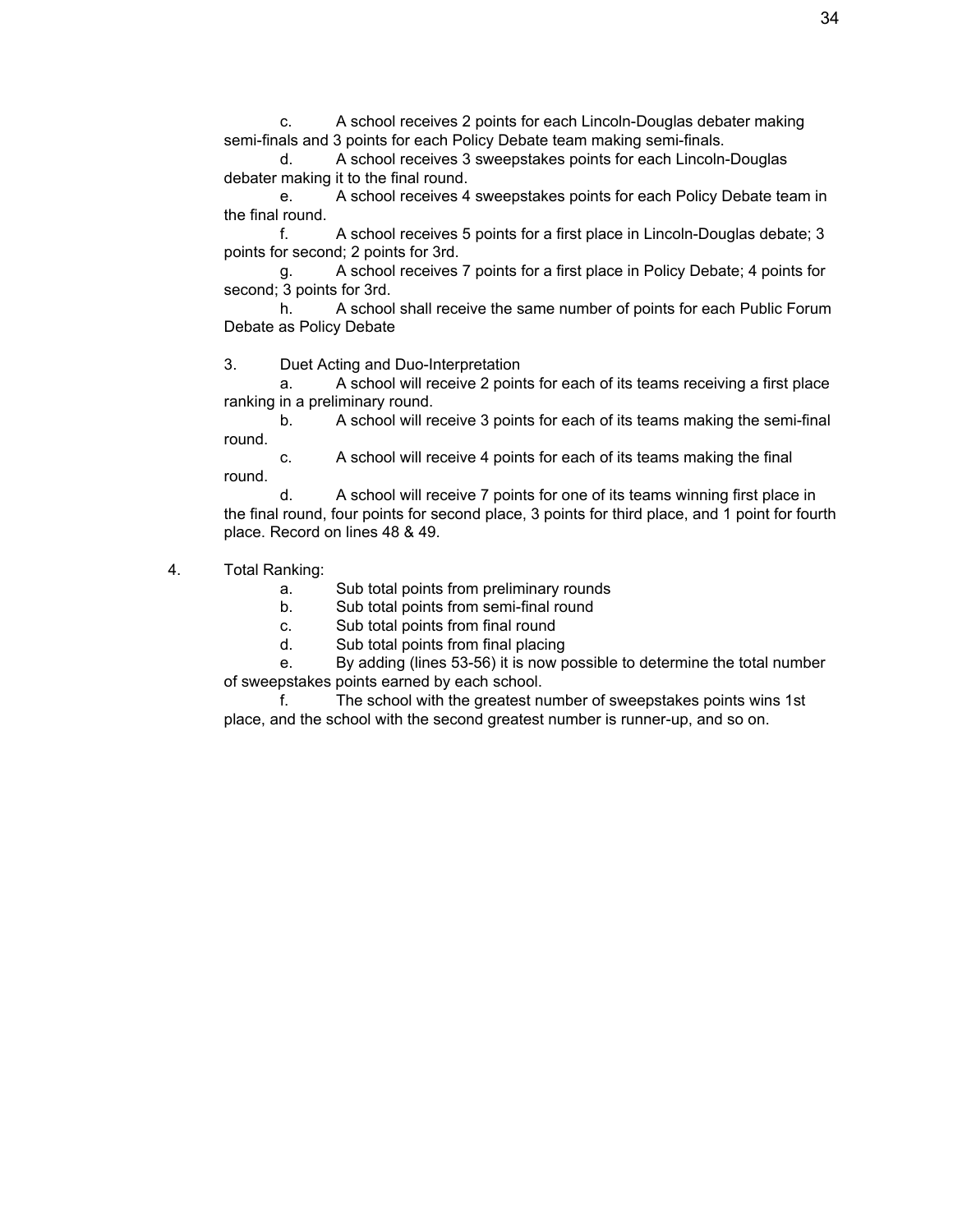c. A school receives 2 points for each Lincoln-Douglas debater making semi-finals and 3 points for each Policy Debate team making semi-finals.

d. A school receives 3 sweepstakes points for each Lincoln-Douglas debater making it to the final round.

e. A school receives 4 sweepstakes points for each Policy Debate team in the final round.

f. A school receives 5 points for a first place in Lincoln-Douglas debate; 3 points for second; 2 points for 3rd.

g. A school receives 7 points for a first place in Policy Debate; 4 points for second; 3 points for 3rd.

h. A school shall receive the same number of points for each Public Forum Debate as Policy Debate

3. Duet Acting and Duo-Interpretation

a. A school will receive 2 points for each of its teams receiving a first place ranking in a preliminary round.

b. A school will receive 3 points for each of its teams making the semi-final round.

c. A school will receive 4 points for each of its teams making the final round.

d. A school will receive 7 points for one of its teams winning first place in the final round, four points for second place, 3 points for third place, and 1 point for fourth place. Record on lines 48 & 49.

4. Total Ranking:

a. Sub total points from preliminary rounds

b. Sub total points from semi-final round

c. Sub total points from final round

d. Sub total points from final placing

e. By adding (lines 53-56) it is now possible to determine the total number of sweepstakes points earned by each school.

f. The school with the greatest number of sweepstakes points wins 1st place, and the school with the second greatest number is runner-up, and so on.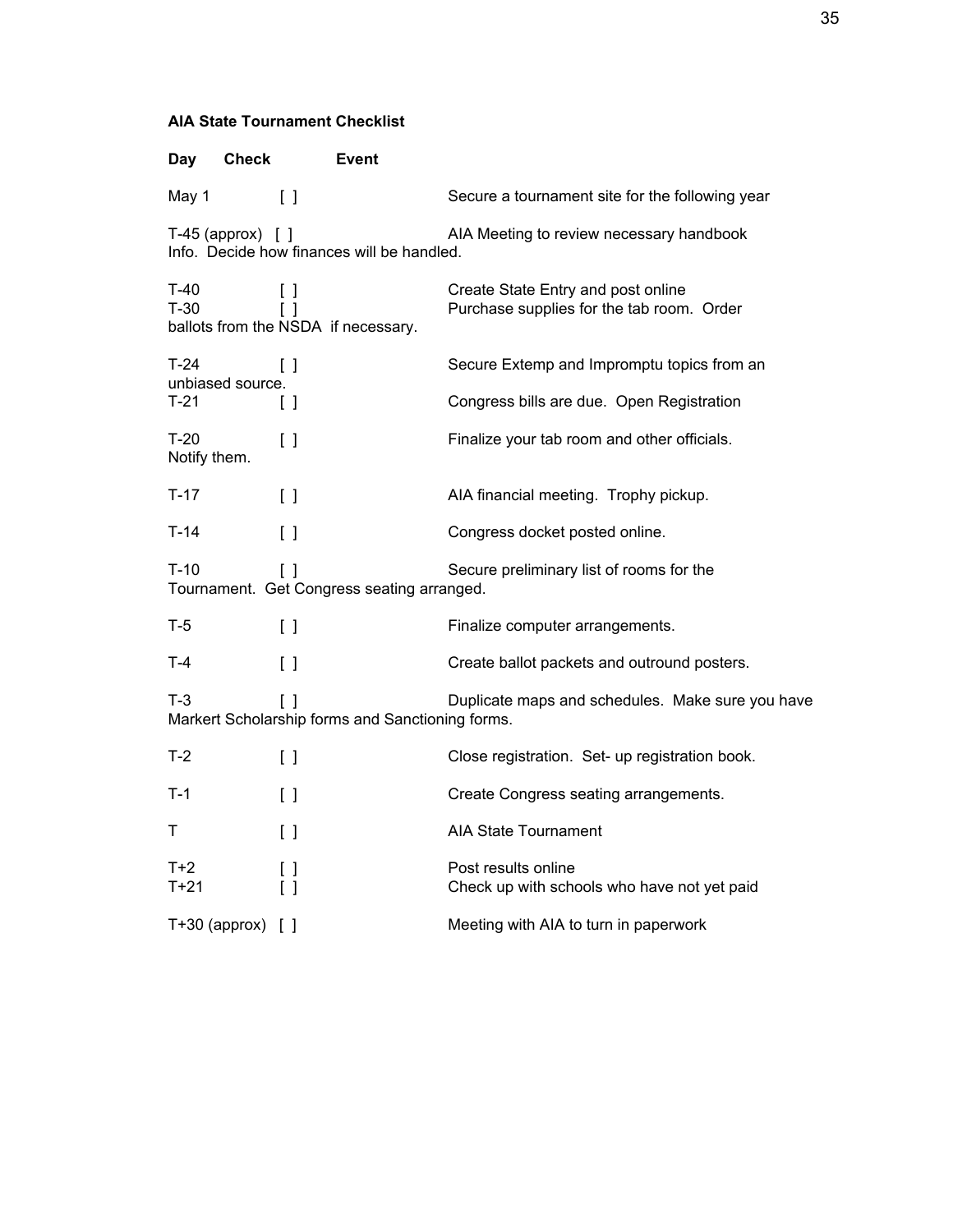**AIA State Tournament Checklist**

| Day | Check | Event |
|---|---|---|
| May 1 | [ ] | Secure a tournament site for the following year |
| T-45 (approx) | [ ] | AIA Meeting to review necessary handbook Info. Decide how finances will be handled. |
| T-40 | [ ] | Create State Entry and post online |
| T-30 | [ ] | Purchase supplies for the tab room. Order ballots from the NSDA if necessary. |
| T-24 | [ ] | Secure Extemp and Impromptu topics from an unbiased source. |
| T-21 | [ ] | Congress bills are due. Open Registration |
| T-20 | [ ] | Finalize your tab room and other officials. Notify them. |
| T-17 | [ ] | AIA financial meeting. Trophy pickup. |
| T-14 | [ ] | Congress docket posted online. |
| T-10 | [ ] | Secure preliminary list of rooms for the Tournament. Get Congress seating arranged. |
| T-5 | [ ] | Finalize computer arrangements. |
| T-4 | [ ] | Create ballot packets and outround posters. |
| T-3 | [ ] | Duplicate maps and schedules. Make sure you have Markert Scholarship forms and Sanctioning forms. |
| T-2 | [ ] | Close registration. Set- up registration book. |
| T-1 | [ ] | Create Congress seating arrangements. |
| T | [ ] | AIA State Tournament |
| T+2 | [ ] | Post results online |
| T+21 | [ ] | Check up with schools who have not yet paid |
| T+30 (approx) | [ ] | Meeting with AIA to turn in paperwork |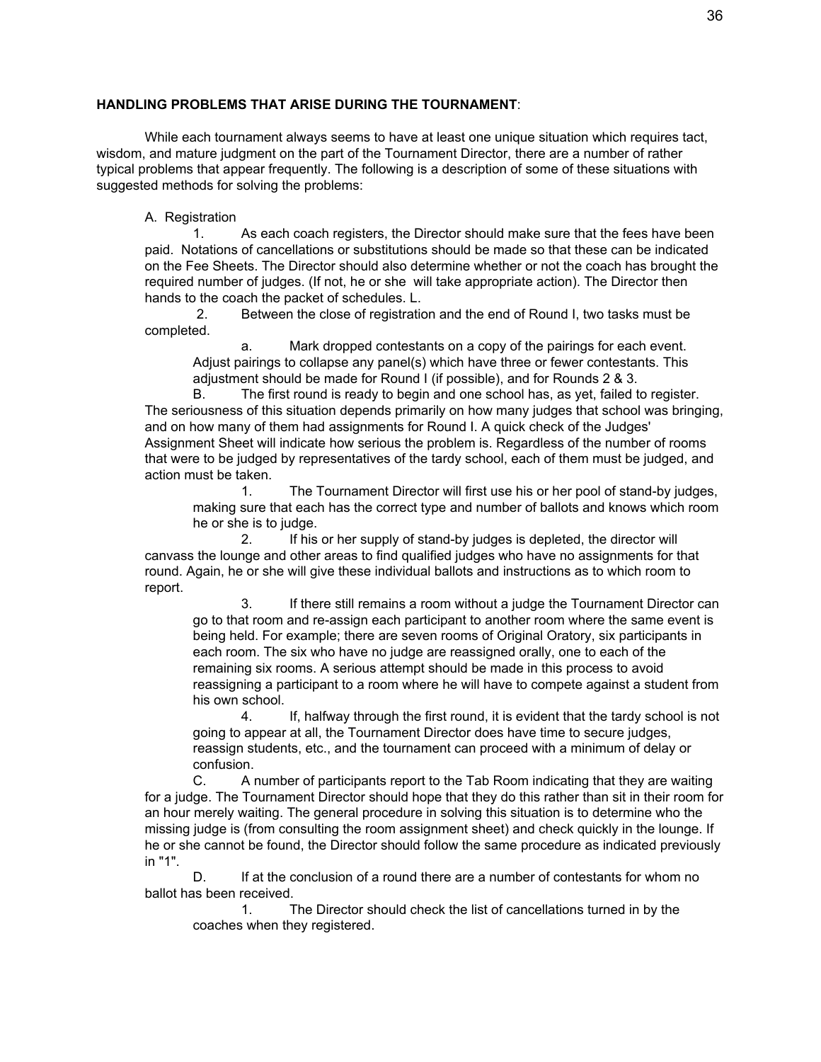**HANDLING PROBLEMS THAT ARISE DURING THE TOURNAMENT**:

While each tournament always seems to have at least one unique situation which requires tact, wisdom, and mature judgment on the part of the Tournament Director, there are a number of rather typical problems that appear frequently. The following is a description of some of these situations with suggested methods for solving the problems:

A. Registration

1. As each coach registers, the Director should make sure that the fees have been paid. Notations of cancellations or substitutions should be made so that these can be indicated on the Fee Sheets. The Director should also determine whether or not the coach has brought the required number of judges. (If not, he or she will take appropriate action). The Director then hands to the coach the packet of schedules. L.

2. Between the close of registration and the end of Round I, two tasks must be completed.

   a. Mark dropped contestants on a copy of the pairings for each event. Adjust pairings to collapse any panel(s) which have three or fewer contestants. This adjustment should be made for Round I (if possible), and for Rounds 2 & 3.

B. The first round is ready to begin and one school has, as yet, failed to register. The seriousness of this situation depends primarily on how many judges that school was bringing, and on how many of them had assignments for Round I. A quick check of the Judges' Assignment Sheet will indicate how serious the problem is. Regardless of the number of rooms that were to be judged by representatives of the tardy school, each of them must be judged, and action must be taken.

1. The Tournament Director will first use his or her pool of stand-by judges, making sure that each has the correct type and number of ballots and knows which room he or she is to judge.

2. If his or her supply of stand-by judges is depleted, the director will canvass the lounge and other areas to find qualified judges who have no assignments for that round. Again, he or she will give these individual ballots and instructions as to which room to report.

3. If there still remains a room without a judge the Tournament Director can go to that room and re-assign each participant to another room where the same event is being held. For example; there are seven rooms of Original Oratory, six participants in each room. The six who have no judge are reassigned orally, one to each of the remaining six rooms. A serious attempt should be made in this process to avoid reassigning a participant to a room where he will have to compete against a student from his own school.

4. If, halfway through the first round, it is evident that the tardy school is not going to appear at all, the Tournament Director does have time to secure judges, reassign students, etc., and the tournament can proceed with a minimum of delay or confusion.

C. A number of participants report to the Tab Room indicating that they are waiting for a judge. The Tournament Director should hope that they do this rather than sit in their room for an hour merely waiting. The general procedure in solving this situation is to determine who the missing judge is (from consulting the room assignment sheet) and check quickly in the lounge. If he or she cannot be found, the Director should follow the same procedure as indicated previously in "1".

D. If at the conclusion of a round there are a number of contestants for whom no ballot has been received.

1. The Director should check the list of cancellations turned in by the coaches when they registered.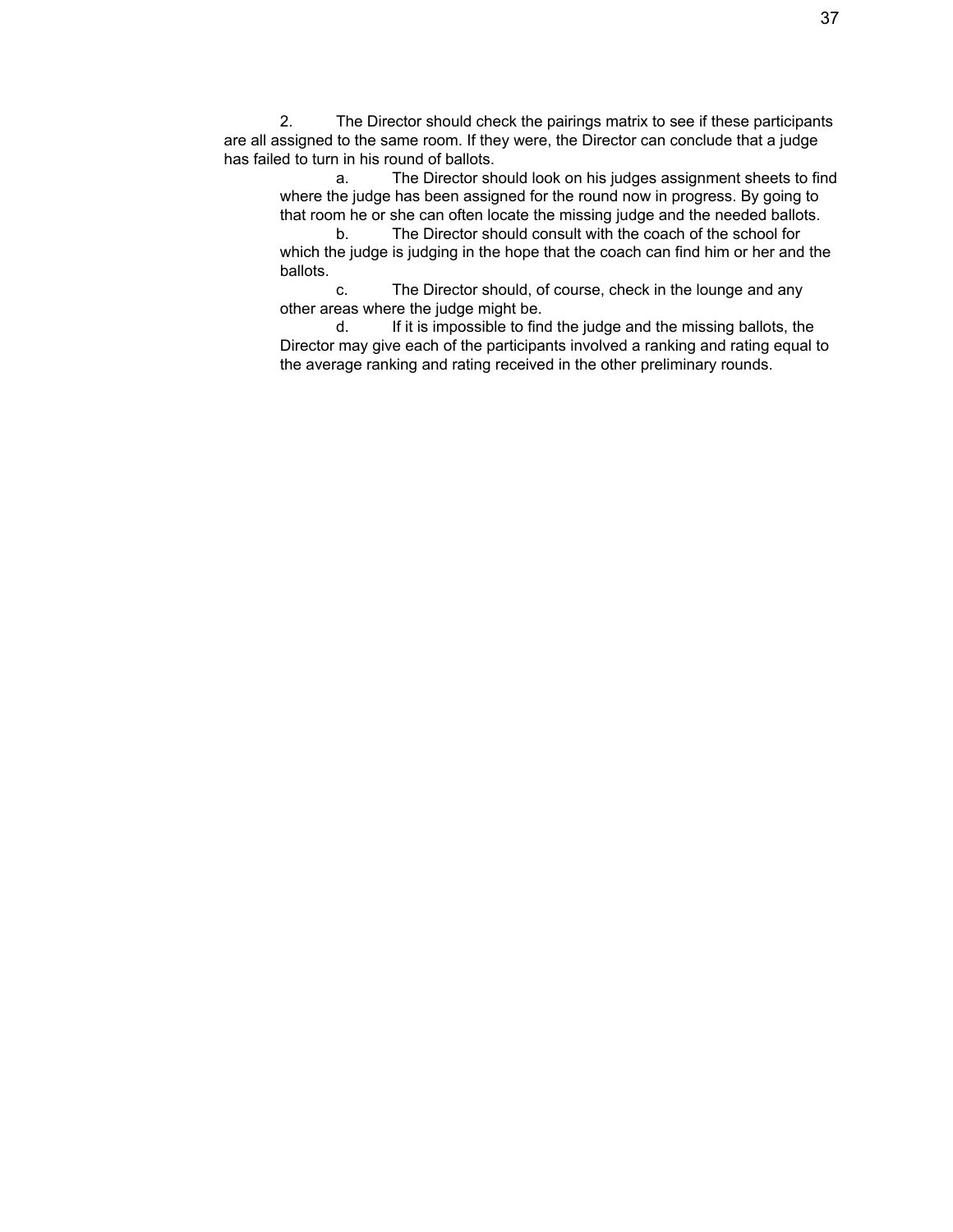2. The Director should check the pairings matrix to see if these participants are all assigned to the same room. If they were, the Director can conclude that a judge has failed to turn in his round of ballots.

   a. The Director should look on his judges assignment sheets to find where the judge has been assigned for the round now in progress. By going to that room he or she can often locate the missing judge and the needed ballots.

   b. The Director should consult with the coach of the school for which the judge is judging in the hope that the coach can find him or her and the ballots.

   c. The Director should, of course, check in the lounge and any other areas where the judge might be.

   d. If it is impossible to find the judge and the missing ballots, the Director may give each of the participants involved a ranking and rating equal to the average ranking and rating received in the other preliminary rounds.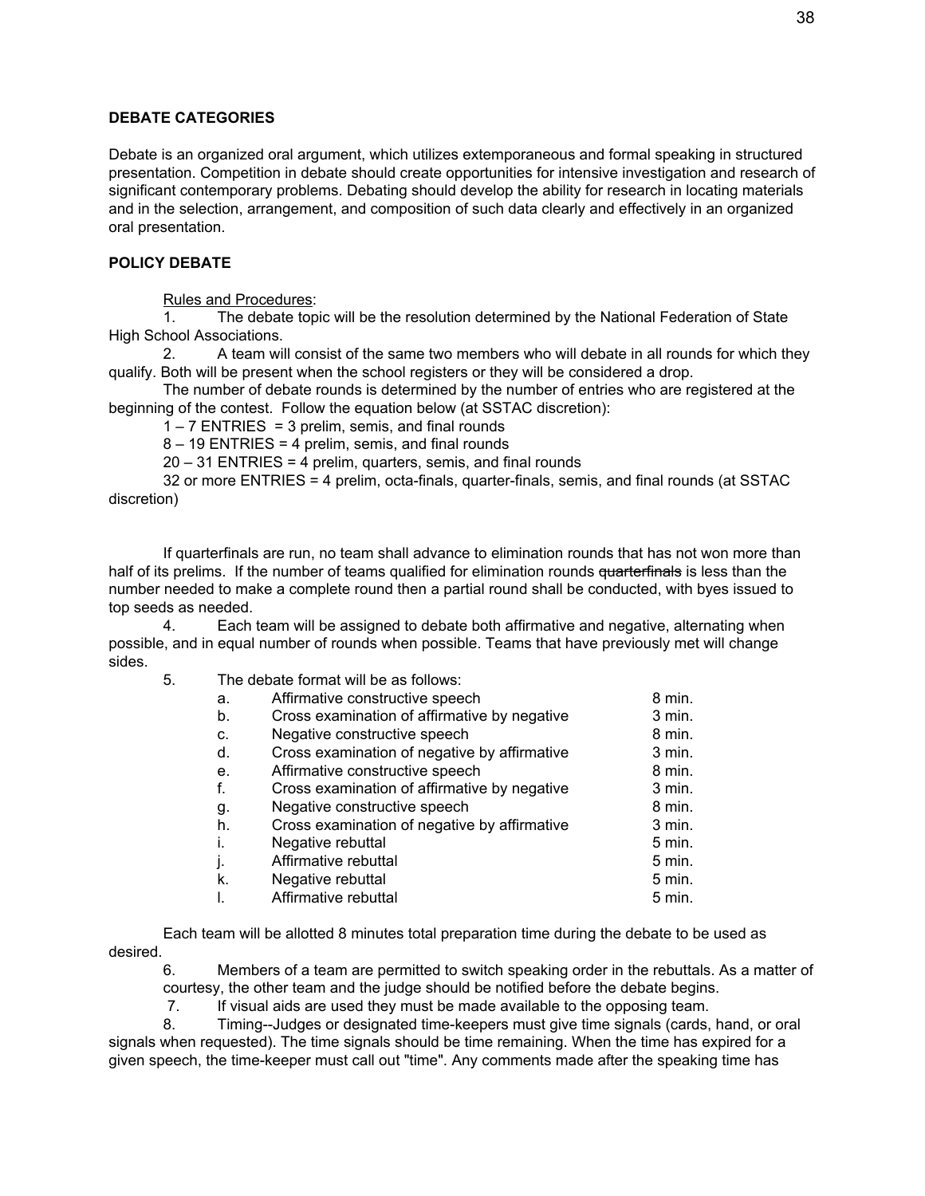## DEBATE CATEGORIES

Debate is an organized oral argument, which utilizes extemporaneous and formal speaking in structured presentation. Competition in debate should create opportunities for intensive investigation and research of significant contemporary problems. Debating should develop the ability for research in locating materials and in the selection, arrangement, and composition of such data clearly and effectively in an organized oral presentation.

## POLICY DEBATE

Rules and Procedures:

1. The debate topic will be the resolution determined by the National Federation of State High School Associations.
2. A team will consist of the same two members who will debate in all rounds for which they qualify. Both will be present when the school registers or they will be considered a drop.

The number of debate rounds is determined by the number of entries who are registered at the beginning of the contest. Follow the equation below (at SSTAC discretion):

1 – 7 ENTRIES = 3 prelim, semis, and final rounds
8 – 19 ENTRIES = 4 prelim, semis, and final rounds
20 – 31 ENTRIES = 4 prelim, quarters, semis, and final rounds
32 or more ENTRIES = 4 prelim, octa-finals, quarter-finals, semis, and final rounds (at SSTAC discretion)

If quarterfinals are run, no team shall advance to elimination rounds that has not won more than half of its prelims. If the number of teams qualified for elimination rounds ~~quarterfinals~~ is less than the number needed to make a complete round then a partial round shall be conducted, with byes issued to top seeds as needed.

4. Each team will be assigned to debate both affirmative and negative, alternating when possible, and in equal number of rounds when possible. Teams that have previously met will change sides.
5. The debate format will be as follows:

| | | |
|---|---|---|
| a. | Affirmative constructive speech | 8 min. |
| b. | Cross examination of affirmative by negative | 3 min. |
| c. | Negative constructive speech | 8 min. |
| d. | Cross examination of negative by affirmative | 3 min. |
| e. | Affirmative constructive speech | 8 min. |
| f. | Cross examination of affirmative by negative | 3 min. |
| g. | Negative constructive speech | 8 min. |
| h. | Cross examination of negative by affirmative | 3 min. |
| i. | Negative rebuttal | 5 min. |
| j. | Affirmative rebuttal | 5 min. |
| k. | Negative rebuttal | 5 min. |
| l. | Affirmative rebuttal | 5 min. |

Each team will be allotted 8 minutes total preparation time during the debate to be used as desired.

6. Members of a team are permitted to switch speaking order in the rebuttals. As a matter of courtesy, the other team and the judge should be notified before the debate begins.
7. If visual aids are used they must be made available to the opposing team.
8. Timing--Judges or designated time-keepers must give time signals (cards, hand, or oral signals when requested). The time signals should be time remaining. When the time has expired for a given speech, the time-keeper must call out "time". Any comments made after the speaking time has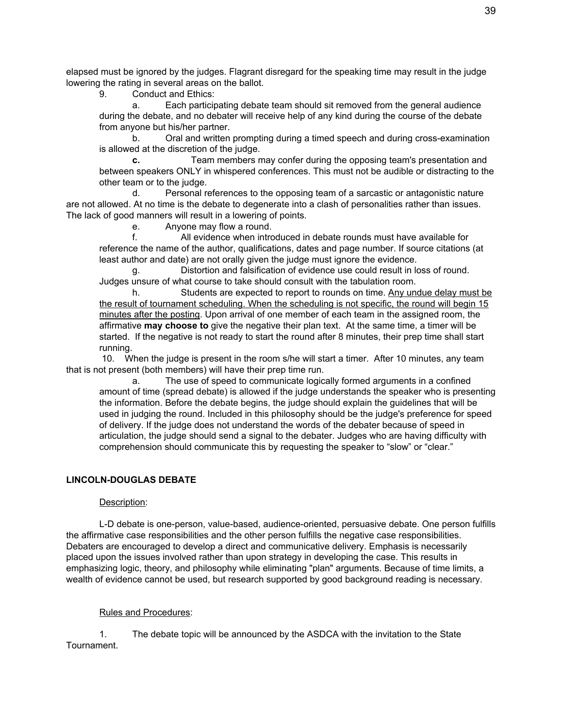elapsed must be ignored by the judges. Flagrant disregard for the speaking time may result in the judge lowering the rating in several areas on the ballot.

9. Conduct and Ethics:

a. Each participating debate team should sit removed from the general audience during the debate, and no debater will receive help of any kind during the course of the debate from anyone but his/her partner.

b. Oral and written prompting during a timed speech and during cross-examination is allowed at the discretion of the judge.

**c.** Team members may confer during the opposing team's presentation and between speakers ONLY in whispered conferences. This must not be audible or distracting to the other team or to the judge.

d. Personal references to the opposing team of a sarcastic or antagonistic nature are not allowed. At no time is the debate to degenerate into a clash of personalities rather than issues. The lack of good manners will result in a lowering of points.

e. Anyone may flow a round.

f. All evidence when introduced in debate rounds must have available for reference the name of the author, qualifications, dates and page number. If source citations (at least author and date) are not orally given the judge must ignore the evidence.

g. Distortion and falsification of evidence use could result in loss of round. Judges unsure of what course to take should consult with the tabulation room.

h. Students are expected to report to rounds on time. <u>Any undue delay must be the result of tournament scheduling. When the scheduling is not specific, the round will begin 15 minutes after the posting</u>. Upon arrival of one member of each team in the assigned room, the affirmative **may choose to** give the negative their plan text. At the same time, a timer will be started. If the negative is not ready to start the round after 8 minutes, their prep time shall start running.

10. When the judge is present in the room s/he will start a timer. After 10 minutes, any team that is not present (both members) will have their prep time run.

a. The use of speed to communicate logically formed arguments in a confined amount of time (spread debate) is allowed if the judge understands the speaker who is presenting the information. Before the debate begins, the judge should explain the guidelines that will be used in judging the round. Included in this philosophy should be the judge's preference for speed of delivery. If the judge does not understand the words of the debater because of speed in articulation, the judge should send a signal to the debater. Judges who are having difficulty with comprehension should communicate this by requesting the speaker to "slow" or "clear."

## LINCOLN-DOUGLAS DEBATE

<u>Description</u>:

L-D debate is one-person, value-based, audience-oriented, persuasive debate. One person fulfills the affirmative case responsibilities and the other person fulfills the negative case responsibilities. Debaters are encouraged to develop a direct and communicative delivery. Emphasis is necessarily placed upon the issues involved rather than upon strategy in developing the case. This results in emphasizing logic, theory, and philosophy while eliminating "plan" arguments. Because of time limits, a wealth of evidence cannot be used, but research supported by good background reading is necessary.

<u>Rules and Procedures</u>:

1. The debate topic will be announced by the ASDCA with the invitation to the State Tournament.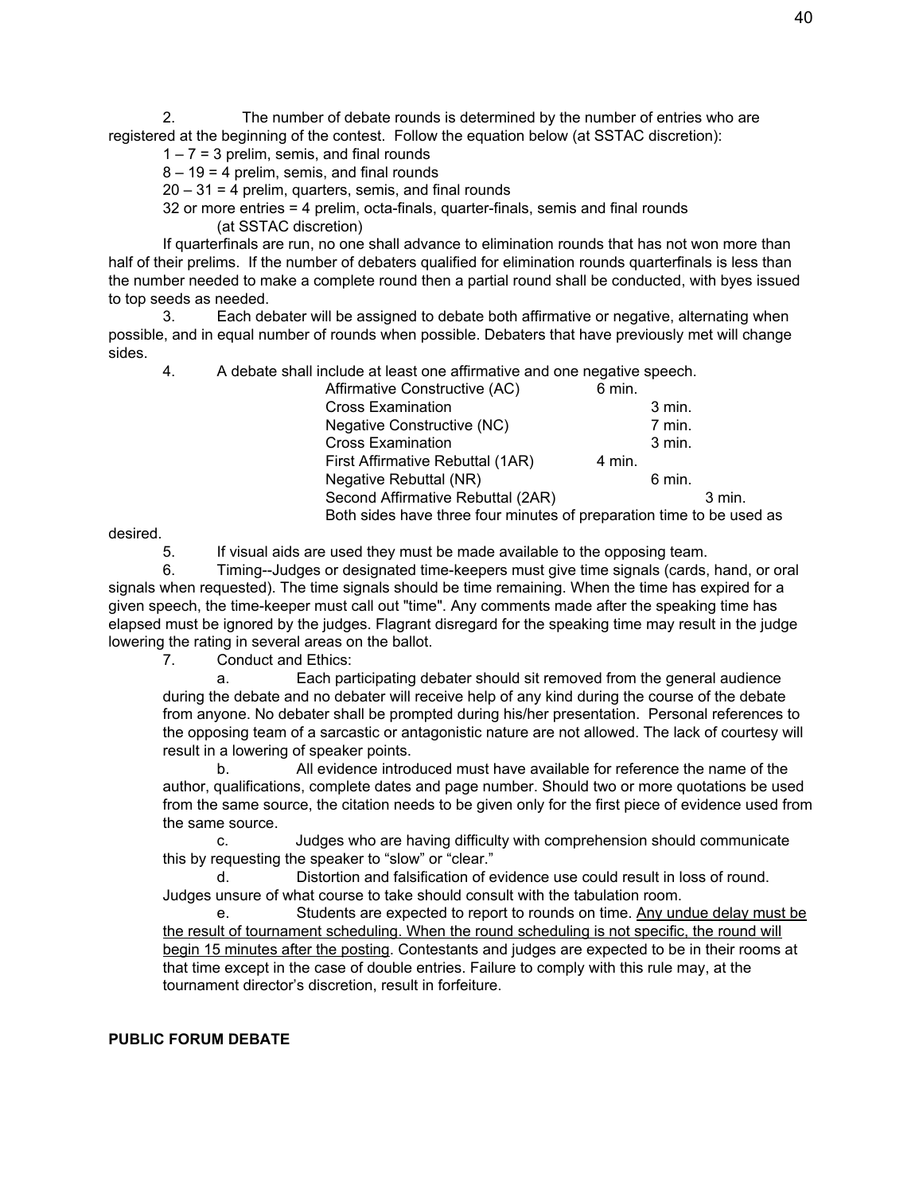2. The number of debate rounds is determined by the number of entries who are registered at the beginning of the contest. Follow the equation below (at SSTAC discretion):

1 – 7 = 3 prelim, semis, and final rounds

8 – 19 = 4 prelim, semis, and final rounds

20 – 31 = 4 prelim, quarters, semis, and final rounds

32 or more entries = 4 prelim, octa-finals, quarter-finals, semis and final rounds (at SSTAC discretion)

If quarterfinals are run, no one shall advance to elimination rounds that has not won more than half of their prelims. If the number of debaters qualified for elimination rounds quarterfinals is less than the number needed to make a complete round then a partial round shall be conducted, with byes issued to top seeds as needed.

3. Each debater will be assigned to debate both affirmative or negative, alternating when possible, and in equal number of rounds when possible. Debaters that have previously met will change sides.

4. A debate shall include at least one affirmative and one negative speech.

| | |
|---|---|
| Affirmative Constructive (AC) | 6 min. |
| Cross Examination | 3 min. |
| Negative Constructive (NC) | 7 min. |
| Cross Examination | 3 min. |
| First Affirmative Rebuttal (1AR) | 4 min. |
| Negative Rebuttal (NR) | 6 min. |
| Second Affirmative Rebuttal (2AR) | 3 min. |

Both sides have three four minutes of preparation time to be used as desired.

5. If visual aids are used they must be made available to the opposing team.

6. Timing--Judges or designated time-keepers must give time signals (cards, hand, or oral signals when requested). The time signals should be time remaining. When the time has expired for a given speech, the time-keeper must call out "time". Any comments made after the speaking time has elapsed must be ignored by the judges. Flagrant disregard for the speaking time may result in the judge lowering the rating in several areas on the ballot.

7. Conduct and Ethics:

a. Each participating debater should sit removed from the general audience during the debate and no debater will receive help of any kind during the course of the debate from anyone. No debater shall be prompted during his/her presentation. Personal references to the opposing team of a sarcastic or antagonistic nature are not allowed. The lack of courtesy will result in a lowering of speaker points.

b. All evidence introduced must have available for reference the name of the author, qualifications, complete dates and page number. Should two or more quotations be used from the same source, the citation needs to be given only for the first piece of evidence used from the same source.

c. Judges who are having difficulty with comprehension should communicate this by requesting the speaker to "slow" or "clear."

d. Distortion and falsification of evidence use could result in loss of round. Judges unsure of what course to take should consult with the tabulation room.

e. Students are expected to report to rounds on time. <u>Any undue delay must be the result of tournament scheduling. When the round scheduling is not specific, the round will begin 15 minutes after the posting</u>. Contestants and judges are expected to be in their rooms at that time except in the case of double entries. Failure to comply with this rule may, at the tournament director's discretion, result in forfeiture.

**PUBLIC FORUM DEBATE**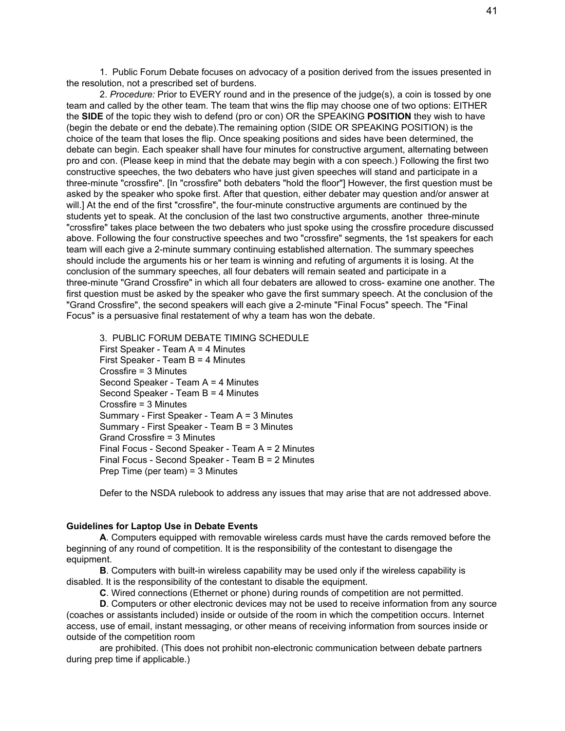1. Public Forum Debate focuses on advocacy of a position derived from the issues presented in the resolution, not a prescribed set of burdens.

2. *Procedure:* Prior to EVERY round and in the presence of the judge(s), a coin is tossed by one team and called by the other team. The team that wins the flip may choose one of two options: EITHER the **SIDE** of the topic they wish to defend (pro or con) OR the SPEAKING **POSITION** they wish to have (begin the debate or end the debate).The remaining option (SIDE OR SPEAKING POSITION) is the choice of the team that loses the flip. Once speaking positions and sides have been determined, the debate can begin. Each speaker shall have four minutes for constructive argument, alternating between pro and con. (Please keep in mind that the debate may begin with a con speech.) Following the first two constructive speeches, the two debaters who have just given speeches will stand and participate in a three-minute "crossfire". [In "crossfire" both debaters "hold the floor"] However, the first question must be asked by the speaker who spoke first. After that question, either debater may question and/or answer at will.] At the end of the first "crossfire", the four-minute constructive arguments are continued by the students yet to speak. At the conclusion of the last two constructive arguments, another three-minute "crossfire" takes place between the two debaters who just spoke using the crossfire procedure discussed above. Following the four constructive speeches and two "crossfire" segments, the 1st speakers for each team will each give a 2-minute summary continuing established alternation. The summary speeches should include the arguments his or her team is winning and refuting of arguments it is losing. At the conclusion of the summary speeches, all four debaters will remain seated and participate in a three-minute "Grand Crossfire" in which all four debaters are allowed to cross- examine one another. The first question must be asked by the speaker who gave the first summary speech. At the conclusion of the "Grand Crossfire", the second speakers will each give a 2-minute "Final Focus" speech. The "Final Focus" is a persuasive final restatement of why a team has won the debate.

3. PUBLIC FORUM DEBATE TIMING SCHEDULE
First Speaker - Team A = 4 Minutes
First Speaker - Team B = 4 Minutes
Crossfire = 3 Minutes
Second Speaker - Team A = 4 Minutes
Second Speaker - Team B = 4 Minutes
Crossfire = 3 Minutes
Summary - First Speaker - Team A = 3 Minutes
Summary - First Speaker - Team B = 3 Minutes
Grand Crossfire = 3 Minutes
Final Focus - Second Speaker - Team A = 2 Minutes
Final Focus - Second Speaker - Team B = 2 Minutes
Prep Time (per team) = 3 Minutes

Defer to the NSDA rulebook to address any issues that may arise that are not addressed above.

**Guidelines for Laptop Use in Debate Events**

**A**. Computers equipped with removable wireless cards must have the cards removed before the beginning of any round of competition. It is the responsibility of the contestant to disengage the equipment.

**B**. Computers with built-in wireless capability may be used only if the wireless capability is disabled. It is the responsibility of the contestant to disable the equipment.

**C**. Wired connections (Ethernet or phone) during rounds of competition are not permitted.

**D**. Computers or other electronic devices may not be used to receive information from any source (coaches or assistants included) inside or outside of the room in which the competition occurs. Internet access, use of email, instant messaging, or other means of receiving information from sources inside or outside of the competition room are prohibited. (This does not prohibit non-electronic communication between debate partners during prep time if applicable.)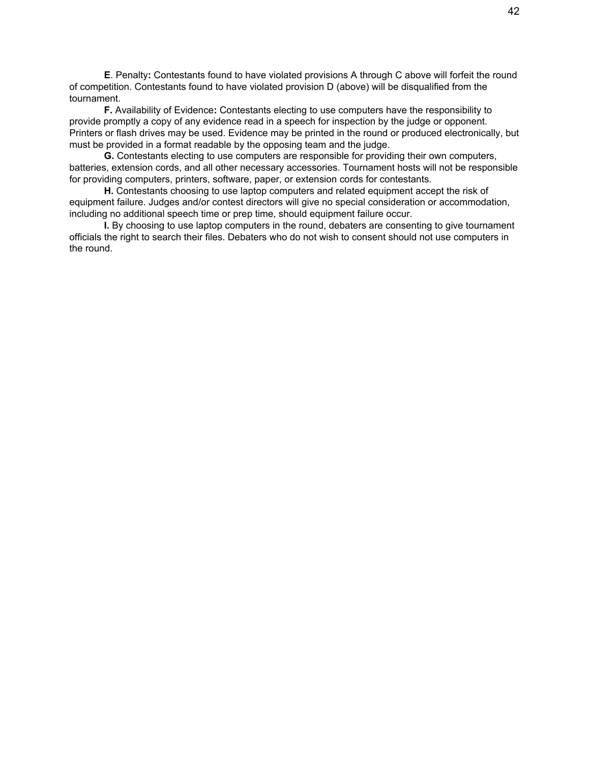**E**. Penalty**:** Contestants found to have violated provisions A through C above will forfeit the round of competition. Contestants found to have violated provision D (above) will be disqualified from the tournament.

**F.** Availability of Evidence**:** Contestants electing to use computers have the responsibility to provide promptly a copy of any evidence read in a speech for inspection by the judge or opponent. Printers or flash drives may be used. Evidence may be printed in the round or produced electronically, but must be provided in a format readable by the opposing team and the judge.

**G.** Contestants electing to use computers are responsible for providing their own computers, batteries, extension cords, and all other necessary accessories. Tournament hosts will not be responsible for providing computers, printers, software, paper, or extension cords for contestants.

**H.** Contestants choosing to use laptop computers and related equipment accept the risk of equipment failure. Judges and/or contest directors will give no special consideration or accommodation, including no additional speech time or prep time, should equipment failure occur.

**I.** By choosing to use laptop computers in the round, debaters are consenting to give tournament officials the right to search their files. Debaters who do not wish to consent should not use computers in the round.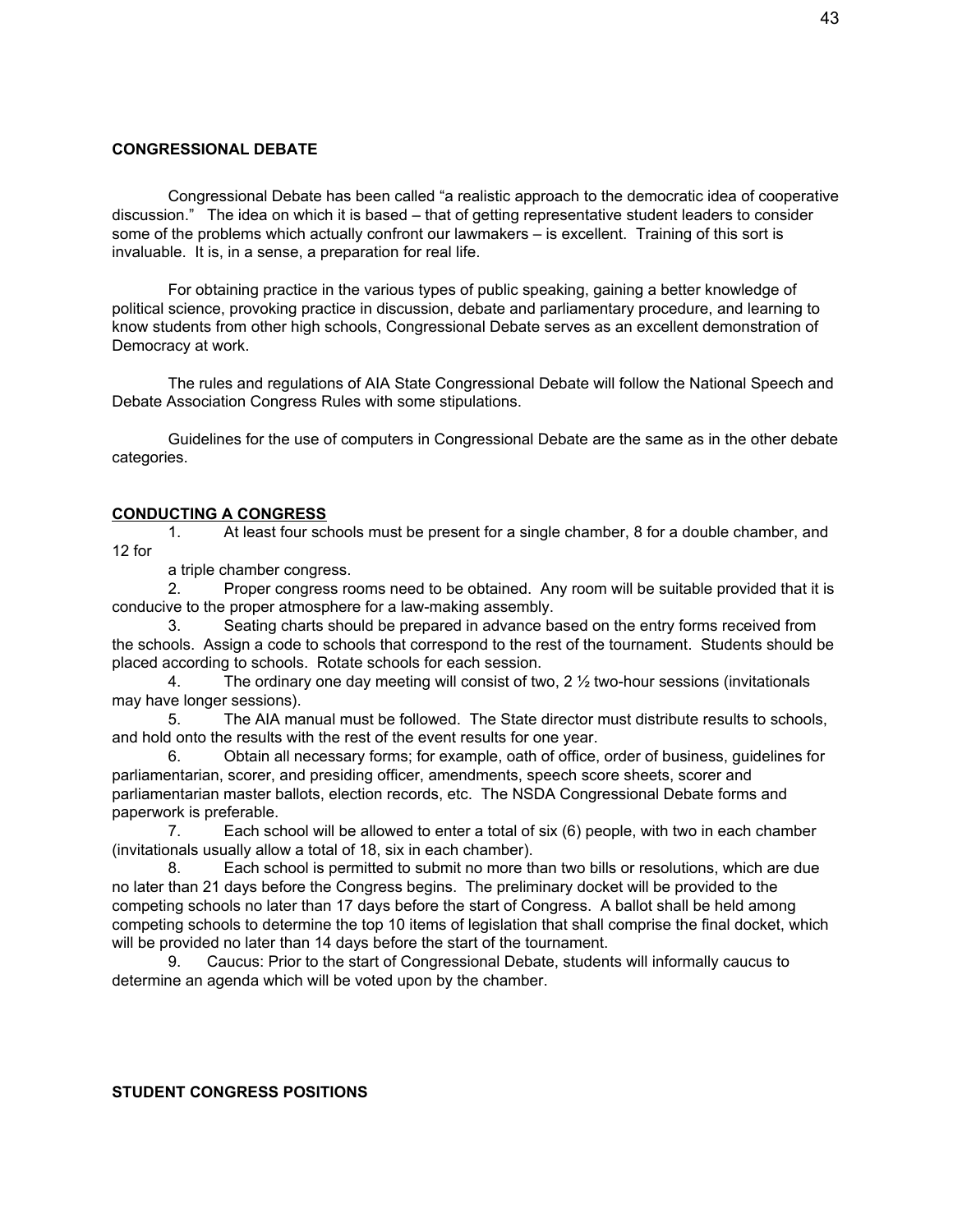**CONGRESSIONAL DEBATE**

Congressional Debate has been called "a realistic approach to the democratic idea of cooperative discussion." The idea on which it is based – that of getting representative student leaders to consider some of the problems which actually confront our lawmakers – is excellent. Training of this sort is invaluable. It is, in a sense, a preparation for real life.

For obtaining practice in the various types of public speaking, gaining a better knowledge of political science, provoking practice in discussion, debate and parliamentary procedure, and learning to know students from other high schools, Congressional Debate serves as an excellent demonstration of Democracy at work.

The rules and regulations of AIA State Congressional Debate will follow the National Speech and Debate Association Congress Rules with some stipulations.

Guidelines for the use of computers in Congressional Debate are the same as in the other debate categories.

**CONDUCTING A CONGRESS**

1. At least four schools must be present for a single chamber, 8 for a double chamber, and 12 for a triple chamber congress.
2. Proper congress rooms need to be obtained. Any room will be suitable provided that it is conducive to the proper atmosphere for a law-making assembly.
3. Seating charts should be prepared in advance based on the entry forms received from the schools. Assign a code to schools that correspond to the rest of the tournament. Students should be placed according to schools. Rotate schools for each session.
4. The ordinary one day meeting will consist of two, 2 ½ two-hour sessions (invitationals may have longer sessions).
5. The AIA manual must be followed. The State director must distribute results to schools, and hold onto the results with the rest of the event results for one year.
6. Obtain all necessary forms; for example, oath of office, order of business, guidelines for parliamentarian, scorer, and presiding officer, amendments, speech score sheets, scorer and parliamentarian master ballots, election records, etc. The NSDA Congressional Debate forms and paperwork is preferable.
7. Each school will be allowed to enter a total of six (6) people, with two in each chamber (invitationals usually allow a total of 18, six in each chamber).
8. Each school is permitted to submit no more than two bills or resolutions, which are due no later than 21 days before the Congress begins. The preliminary docket will be provided to the competing schools no later than 17 days before the start of Congress. A ballot shall be held among competing schools to determine the top 10 items of legislation that shall comprise the final docket, which will be provided no later than 14 days before the start of the tournament.
9. Caucus: Prior to the start of Congressional Debate, students will informally caucus to determine an agenda which will be voted upon by the chamber.

**STUDENT CONGRESS POSITIONS**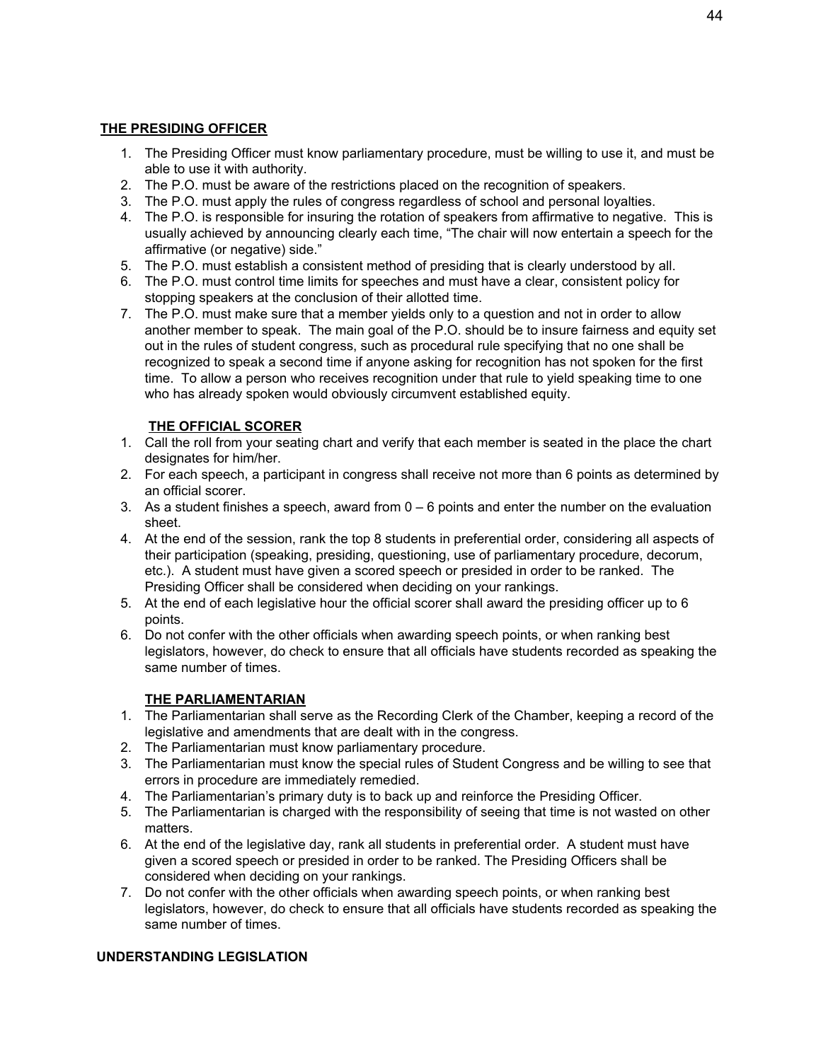## THE PRESIDING OFFICER

1. The Presiding Officer must know parliamentary procedure, must be willing to use it, and must be able to use it with authority.
2. The P.O. must be aware of the restrictions placed on the recognition of speakers.
3. The P.O. must apply the rules of congress regardless of school and personal loyalties.
4. The P.O. is responsible for insuring the rotation of speakers from affirmative to negative. This is usually achieved by announcing clearly each time, "The chair will now entertain a speech for the affirmative (or negative) side."
5. The P.O. must establish a consistent method of presiding that is clearly understood by all.
6. The P.O. must control time limits for speeches and must have a clear, consistent policy for stopping speakers at the conclusion of their allotted time.
7. The P.O. must make sure that a member yields only to a question and not in order to allow another member to speak. The main goal of the P.O. should be to insure fairness and equity set out in the rules of student congress, such as procedural rule specifying that no one shall be recognized to speak a second time if anyone asking for recognition has not spoken for the first time. To allow a person who receives recognition under that rule to yield speaking time to one who has already spoken would obviously circumvent established equity.

## THE OFFICIAL SCORER

1. Call the roll from your seating chart and verify that each member is seated in the place the chart designates for him/her.
2. For each speech, a participant in congress shall receive not more than 6 points as determined by an official scorer.
3. As a student finishes a speech, award from 0 – 6 points and enter the number on the evaluation sheet.
4. At the end of the session, rank the top 8 students in preferential order, considering all aspects of their participation (speaking, presiding, questioning, use of parliamentary procedure, decorum, etc.). A student must have given a scored speech or presided in order to be ranked. The Presiding Officer shall be considered when deciding on your rankings.
5. At the end of each legislative hour the official scorer shall award the presiding officer up to 6 points.
6. Do not confer with the other officials when awarding speech points, or when ranking best legislators, however, do check to ensure that all officials have students recorded as speaking the same number of times.

## THE PARLIAMENTARIAN

1. The Parliamentarian shall serve as the Recording Clerk of the Chamber, keeping a record of the legislative and amendments that are dealt with in the congress.
2. The Parliamentarian must know parliamentary procedure.
3. The Parliamentarian must know the special rules of Student Congress and be willing to see that errors in procedure are immediately remedied.
4. The Parliamentarian's primary duty is to back up and reinforce the Presiding Officer.
5. The Parliamentarian is charged with the responsibility of seeing that time is not wasted on other matters.
6. At the end of the legislative day, rank all students in preferential order. A student must have given a scored speech or presided in order to be ranked. The Presiding Officers shall be considered when deciding on your rankings.
7. Do not confer with the other officials when awarding speech points, or when ranking best legislators, however, do check to ensure that all officials have students recorded as speaking the same number of times.

## UNDERSTANDING LEGISLATION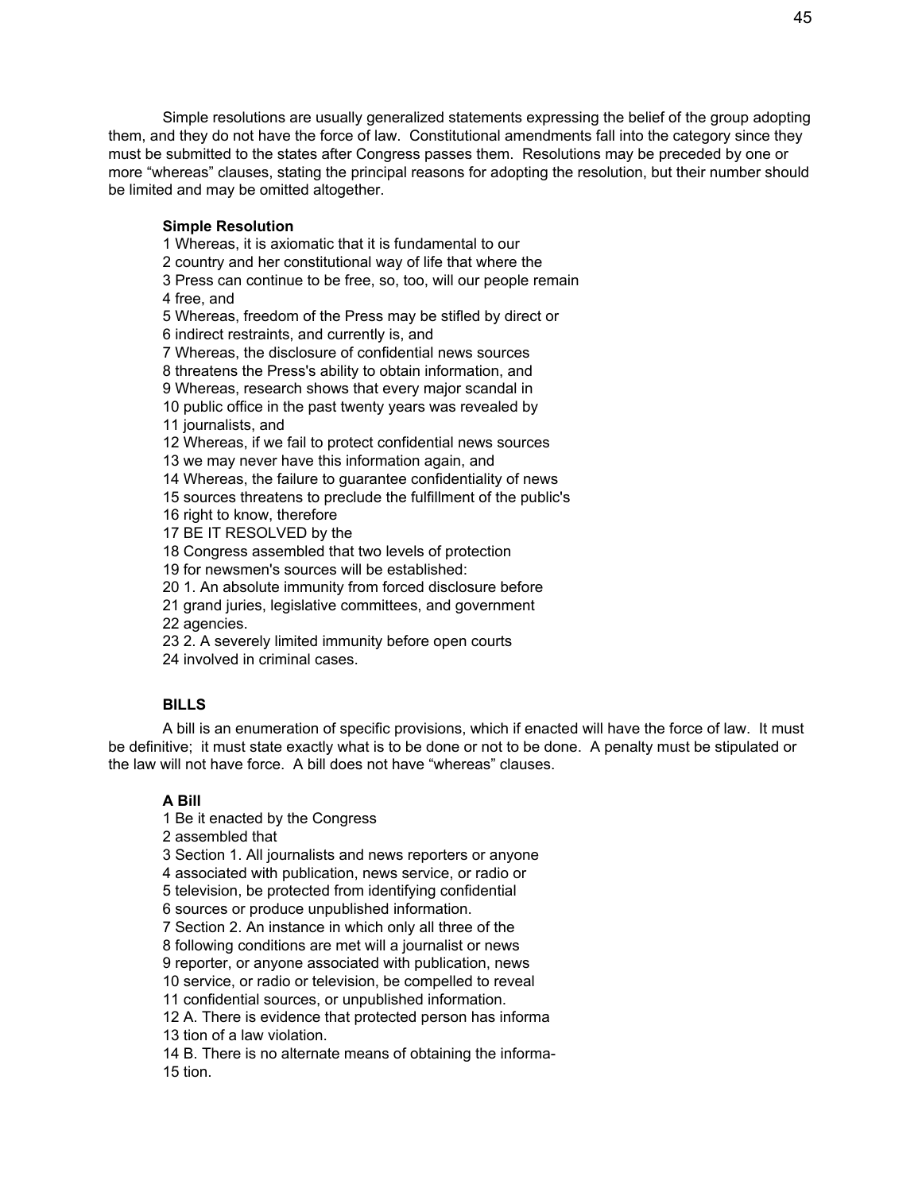Simple resolutions are usually generalized statements expressing the belief of the group adopting them, and they do not have the force of law. Constitutional amendments fall into the category since they must be submitted to the states after Congress passes them. Resolutions may be preceded by one or more "whereas" clauses, stating the principal reasons for adopting the resolution, but their number should be limited and may be omitted altogether.

**Simple Resolution**

1 Whereas, it is axiomatic that it is fundamental to our
2 country and her constitutional way of life that where the
3 Press can continue to be free, so, too, will our people remain
4 free, and
5 Whereas, freedom of the Press may be stifled by direct or
6 indirect restraints, and currently is, and
7 Whereas, the disclosure of confidential news sources
8 threatens the Press's ability to obtain information, and
9 Whereas, research shows that every major scandal in
10 public office in the past twenty years was revealed by
11 journalists, and
12 Whereas, if we fail to protect confidential news sources
13 we may never have this information again, and
14 Whereas, the failure to guarantee confidentiality of news
15 sources threatens to preclude the fulfillment of the public's
16 right to know, therefore
17 BE IT RESOLVED by the
18 Congress assembled that two levels of protection
19 for newsmen's sources will be established:
20 1. An absolute immunity from forced disclosure before
21 grand juries, legislative committees, and government
22 agencies.
23 2. A severely limited immunity before open courts
24 involved in criminal cases.

**BILLS**

A bill is an enumeration of specific provisions, which if enacted will have the force of law. It must be definitive; it must state exactly what is to be done or not to be done. A penalty must be stipulated or the law will not have force. A bill does not have "whereas" clauses.

**A Bill**

1 Be it enacted by the Congress
2 assembled that
3 Section 1. All journalists and news reporters or anyone
4 associated with publication, news service, or radio or
5 television, be protected from identifying confidential
6 sources or produce unpublished information.
7 Section 2. An instance in which only all three of the
8 following conditions are met will a journalist or news
9 reporter, or anyone associated with publication, news
10 service, or radio or television, be compelled to reveal
11 confidential sources, or unpublished information.
12 A. There is evidence that protected person has informa
13 tion of a law violation.
14 B. There is no alternate means of obtaining the informa-
15 tion.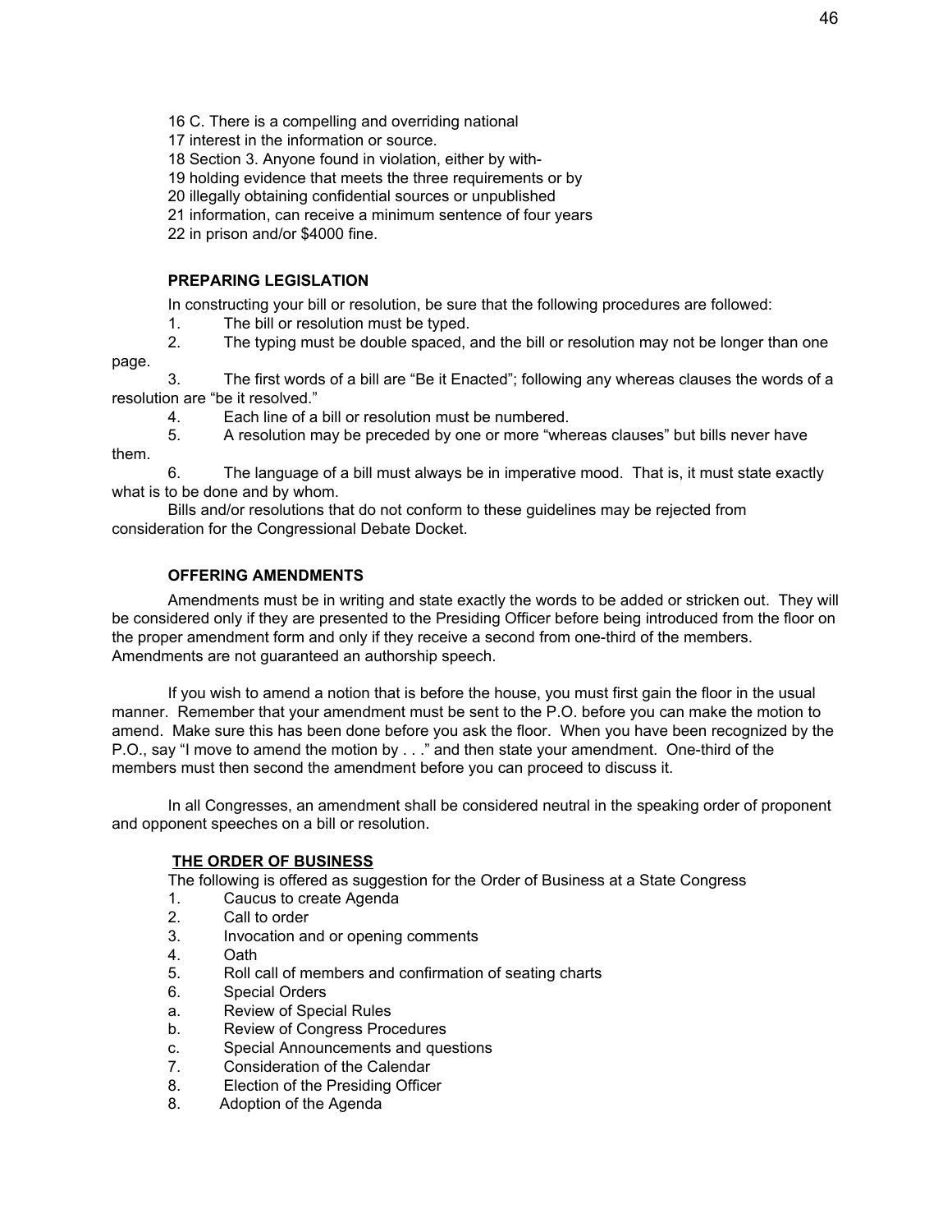16 C. There is a compelling and overriding national
17 interest in the information or source.
18 Section 3. Anyone found in violation, either by with-
19 holding evidence that meets the three requirements or by
20 illegally obtaining confidential sources or unpublished
21 information, can receive a minimum sentence of four years
22 in prison and/or $4000 fine.

**PREPARING LEGISLATION**

In constructing your bill or resolution, be sure that the following procedures are followed:

1. The bill or resolution must be typed.
2. The typing must be double spaced, and the bill or resolution may not be longer than one page.
3. The first words of a bill are "Be it Enacted"; following any whereas clauses the words of a resolution are "be it resolved."
4. Each line of a bill or resolution must be numbered.
5. A resolution may be preceded by one or more "whereas clauses" but bills never have them.
6. The language of a bill must always be in imperative mood. That is, it must state exactly what is to be done and by whom.

Bills and/or resolutions that do not conform to these guidelines may be rejected from consideration for the Congressional Debate Docket.

**OFFERING AMENDMENTS**

Amendments must be in writing and state exactly the words to be added or stricken out. They will be considered only if they are presented to the Presiding Officer before being introduced from the floor on the proper amendment form and only if they receive a second from one-third of the members. Amendments are not guaranteed an authorship speech.

If you wish to amend a notion that is before the house, you must first gain the floor in the usual manner. Remember that your amendment must be sent to the P.O. before you can make the motion to amend. Make sure this has been done before you ask the floor. When you have been recognized by the P.O., say "I move to amend the motion by . . ." and then state your amendment. One-third of the members must then second the amendment before you can proceed to discuss it.

In all Congresses, an amendment shall be considered neutral in the speaking order of proponent and opponent speeches on a bill or resolution.

**THE ORDER OF BUSINESS**

The following is offered as suggestion for the Order of Business at a State Congress

1. Caucus to create Agenda
2. Call to order
3. Invocation and or opening comments
4. Oath
5. Roll call of members and confirmation of seating charts
6. Special Orders
   a. Review of Special Rules
   b. Review of Congress Procedures
   c. Special Announcements and questions
7. Consideration of the Calendar
8. Election of the Presiding Officer
8. Adoption of the Agenda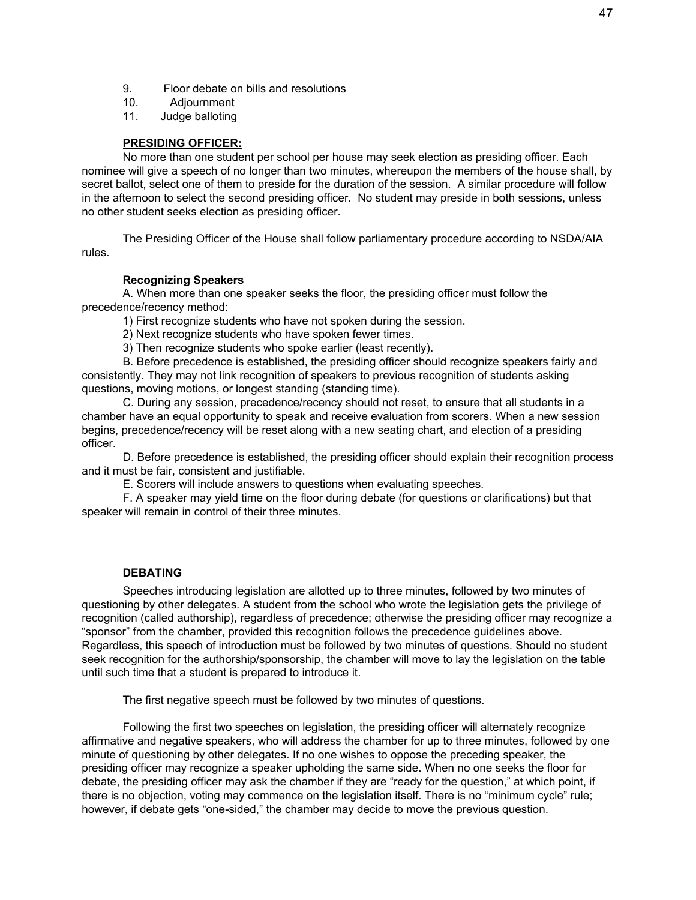9. Floor debate on bills and resolutions
10. Adjournment
11. Judge balloting

### **PRESIDING OFFICER:**

No more than one student per school per house may seek election as presiding officer. Each nominee will give a speech of no longer than two minutes, whereupon the members of the house shall, by secret ballot, select one of them to preside for the duration of the session. A similar procedure will follow in the afternoon to select the second presiding officer. No student may preside in both sessions, unless no other student seeks election as presiding officer.

The Presiding Officer of the House shall follow parliamentary procedure according to NSDA/AIA rules.

#### **Recognizing Speakers**

A. When more than one speaker seeks the floor, the presiding officer must follow the precedence/recency method:

1) First recognize students who have not spoken during the session.
2) Next recognize students who have spoken fewer times.
3) Then recognize students who spoke earlier (least recently).

B. Before precedence is established, the presiding officer should recognize speakers fairly and consistently. They may not link recognition of speakers to previous recognition of students asking questions, moving motions, or longest standing (standing time).

C. During any session, precedence/recency should not reset, to ensure that all students in a chamber have an equal opportunity to speak and receive evaluation from scorers. When a new session begins, precedence/recency will be reset along with a new seating chart, and election of a presiding officer.

D. Before precedence is established, the presiding officer should explain their recognition process and it must be fair, consistent and justifiable.

E. Scorers will include answers to questions when evaluating speeches.

F. A speaker may yield time on the floor during debate (for questions or clarifications) but that speaker will remain in control of their three minutes.

### **DEBATING**

Speeches introducing legislation are allotted up to three minutes, followed by two minutes of questioning by other delegates. A student from the school who wrote the legislation gets the privilege of recognition (called authorship), regardless of precedence; otherwise the presiding officer may recognize a "sponsor" from the chamber, provided this recognition follows the precedence guidelines above. Regardless, this speech of introduction must be followed by two minutes of questions. Should no student seek recognition for the authorship/sponsorship, the chamber will move to lay the legislation on the table until such time that a student is prepared to introduce it.

The first negative speech must be followed by two minutes of questions.

Following the first two speeches on legislation, the presiding officer will alternately recognize affirmative and negative speakers, who will address the chamber for up to three minutes, followed by one minute of questioning by other delegates. If no one wishes to oppose the preceding speaker, the presiding officer may recognize a speaker upholding the same side. When no one seeks the floor for debate, the presiding officer may ask the chamber if they are "ready for the question," at which point, if there is no objection, voting may commence on the legislation itself. There is no "minimum cycle" rule; however, if debate gets "one-sided," the chamber may decide to move the previous question.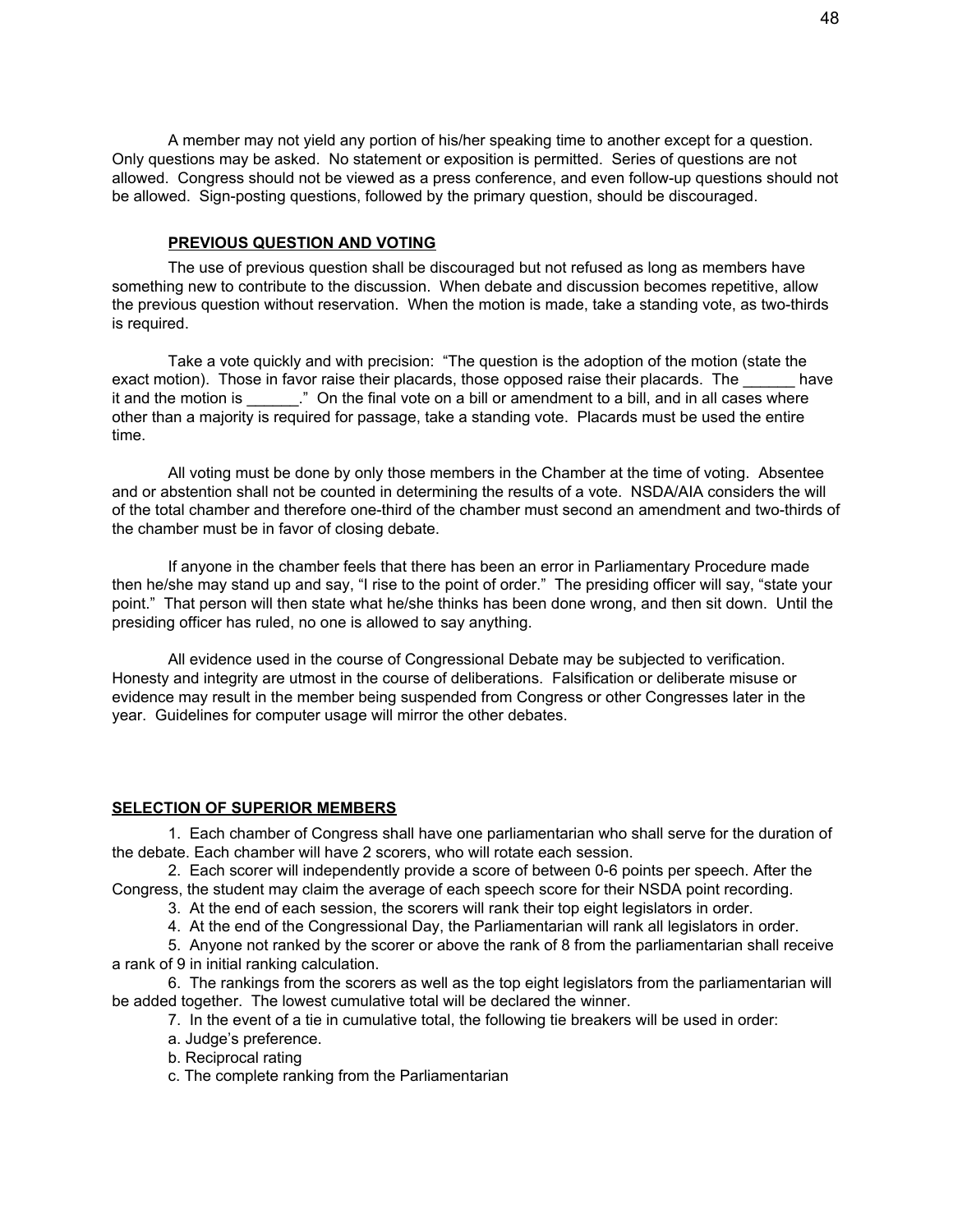A member may not yield any portion of his/her speaking time to another except for a question. Only questions may be asked. No statement or exposition is permitted. Series of questions are not allowed. Congress should not be viewed as a press conference, and even follow-up questions should not be allowed. Sign-posting questions, followed by the primary question, should be discouraged.

### PREVIOUS QUESTION AND VOTING

The use of previous question shall be discouraged but not refused as long as members have something new to contribute to the discussion. When debate and discussion becomes repetitive, allow the previous question without reservation. When the motion is made, take a standing vote, as two-thirds is required.

Take a vote quickly and with precision: "The question is the adoption of the motion (state the exact motion). Those in favor raise their placards, those opposed raise their placards. The ______ have it and the motion is ______." On the final vote on a bill or amendment to a bill, and in all cases where other than a majority is required for passage, take a standing vote. Placards must be used the entire time.

All voting must be done by only those members in the Chamber at the time of voting. Absentee and or abstention shall not be counted in determining the results of a vote. NSDA/AIA considers the will of the total chamber and therefore one-third of the chamber must second an amendment and two-thirds of the chamber must be in favor of closing debate.

If anyone in the chamber feels that there has been an error in Parliamentary Procedure made then he/she may stand up and say, "I rise to the point of order." The presiding officer will say, "state your point." That person will then state what he/she thinks has been done wrong, and then sit down. Until the presiding officer has ruled, no one is allowed to say anything.

All evidence used in the course of Congressional Debate may be subjected to verification. Honesty and integrity are utmost in the course of deliberations. Falsification or deliberate misuse or evidence may result in the member being suspended from Congress or other Congresses later in the year. Guidelines for computer usage will mirror the other debates.

## SELECTION OF SUPERIOR MEMBERS

1. Each chamber of Congress shall have one parliamentarian who shall serve for the duration of the debate. Each chamber will have 2 scorers, who will rotate each session.
2. Each scorer will independently provide a score of between 0-6 points per speech. After the Congress, the student may claim the average of each speech score for their NSDA point recording.
3. At the end of each session, the scorers will rank their top eight legislators in order.
4. At the end of the Congressional Day, the Parliamentarian will rank all legislators in order.
5. Anyone not ranked by the scorer or above the rank of 8 from the parliamentarian shall receive a rank of 9 in initial ranking calculation.
6. The rankings from the scorers as well as the top eight legislators from the parliamentarian will be added together. The lowest cumulative total will be declared the winner.
7. In the event of a tie in cumulative total, the following tie breakers will be used in order:
   a. Judge's preference.
   b. Reciprocal rating
   c. The complete ranking from the Parliamentarian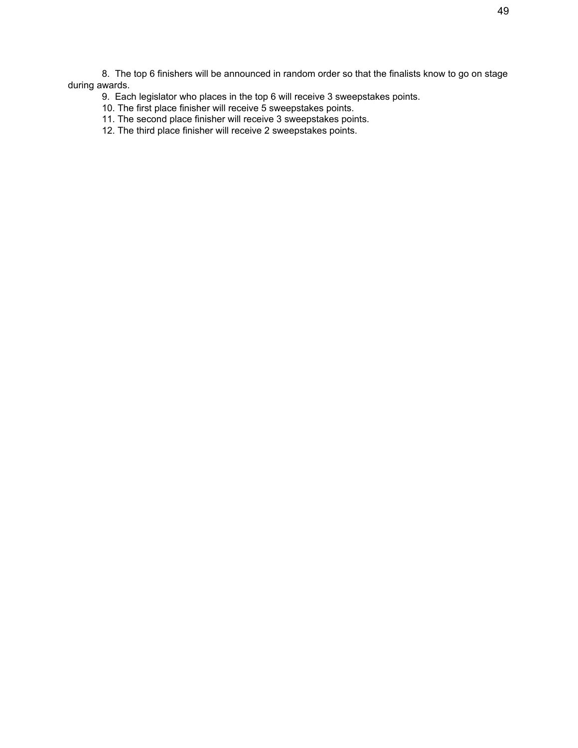8. The top 6 finishers will be announced in random order so that the finalists know to go on stage during awards.

9. Each legislator who places in the top 6 will receive 3 sweepstakes points.

10. The first place finisher will receive 5 sweepstakes points.

11. The second place finisher will receive 3 sweepstakes points.

12. The third place finisher will receive 2 sweepstakes points.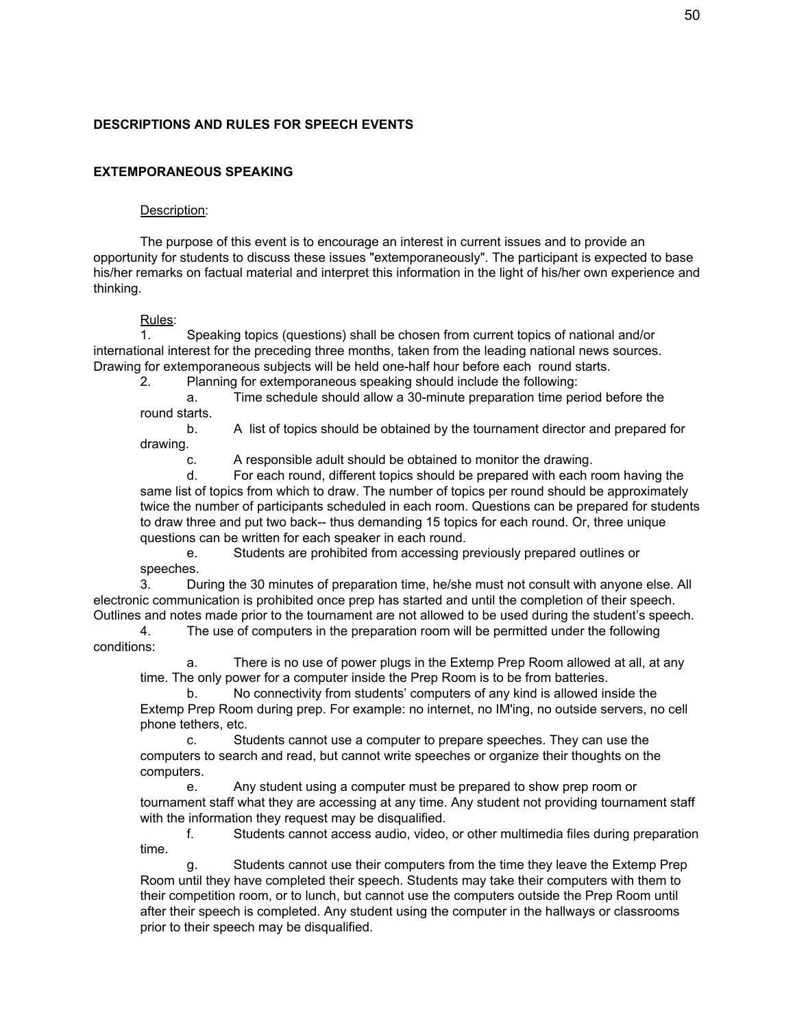## DESCRIPTIONS AND RULES FOR SPEECH EVENTS

### EXTEMPORANEOUS SPEAKING

Description:

The purpose of this event is to encourage an interest in current issues and to provide an opportunity for students to discuss these issues "extemporaneously". The participant is expected to base his/her remarks on factual material and interpret this information in the light of his/her own experience and thinking.

Rules:

1. Speaking topics (questions) shall be chosen from current topics of national and/or international interest for the preceding three months, taken from the leading national news sources. Drawing for extemporaneous subjects will be held one-half hour before each round starts.
2. Planning for extemporaneous speaking should include the following:
   a. Time schedule should allow a 30-minute preparation time period before the round starts.
   b. A list of topics should be obtained by the tournament director and prepared for drawing.
   c. A responsible adult should be obtained to monitor the drawing.
   d. For each round, different topics should be prepared with each room having the same list of topics from which to draw. The number of topics per round should be approximately twice the number of participants scheduled in each room. Questions can be prepared for students to draw three and put two back-- thus demanding 15 topics for each round. Or, three unique questions can be written for each speaker in each round.
   e. Students are prohibited from accessing previously prepared outlines or speeches.
3. During the 30 minutes of preparation time, he/she must not consult with anyone else. All electronic communication is prohibited once prep has started and until the completion of their speech. Outlines and notes made prior to the tournament are not allowed to be used during the student's speech.
4. The use of computers in the preparation room will be permitted under the following conditions:
   a. There is no use of power plugs in the Extemp Prep Room allowed at all, at any time. The only power for a computer inside the Prep Room is to be from batteries.
   b. No connectivity from students' computers of any kind is allowed inside the Extemp Prep Room during prep. For example: no internet, no IM'ing, no outside servers, no cell phone tethers, etc.
   c. Students cannot use a computer to prepare speeches. They can use the computers to search and read, but cannot write speeches or organize their thoughts on the computers.
   e. Any student using a computer must be prepared to show prep room or tournament staff what they are accessing at any time. Any student not providing tournament staff with the information they request may be disqualified.
   f. Students cannot access audio, video, or other multimedia files during preparation time.
   g. Students cannot use their computers from the time they leave the Extemp Prep Room until they have completed their speech. Students may take their computers with them to their competition room, or to lunch, but cannot use the computers outside the Prep Room until after their speech is completed. Any student using the computer in the hallways or classrooms prior to their speech may be disqualified.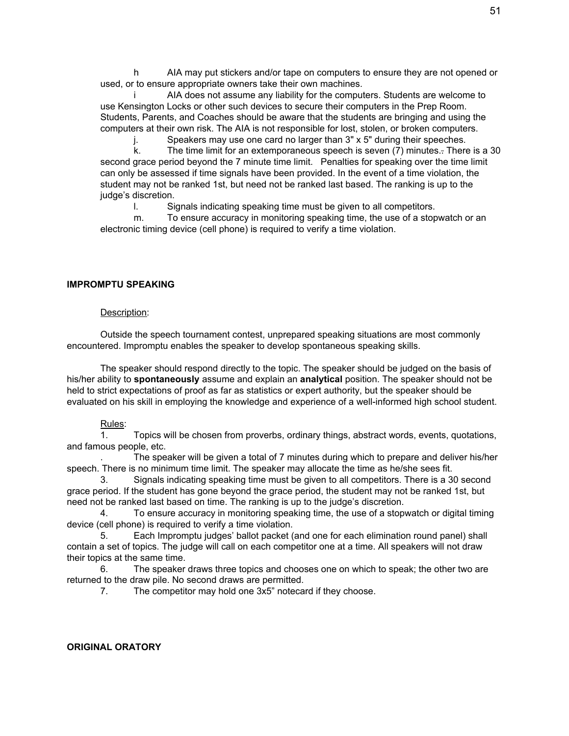h AIA may put stickers and/or tape on computers to ensure they are not opened or used, or to ensure appropriate owners take their own machines.

i AIA does not assume any liability for the computers. Students are welcome to use Kensington Locks or other such devices to secure their computers in the Prep Room. Students, Parents, and Coaches should be aware that the students are bringing and using the computers at their own risk. The AIA is not responsible for lost, stolen, or broken computers.

j. Speakers may use one card no larger than 3" x 5" during their speeches.

k. The time limit for an extemporaneous speech is seven (7) minutes. There is a 30 second grace period beyond the 7 minute time limit. Penalties for speaking over the time limit can only be assessed if time signals have been provided. In the event of a time violation, the student may not be ranked 1st, but need not be ranked last based. The ranking is up to the judge's discretion.

l. Signals indicating speaking time must be given to all competitors.

m. To ensure accuracy in monitoring speaking time, the use of a stopwatch or an electronic timing device (cell phone) is required to verify a time violation.

**IMPROMPTU SPEAKING**

Description:

Outside the speech tournament contest, unprepared speaking situations are most commonly encountered. Impromptu enables the speaker to develop spontaneous speaking skills.

The speaker should respond directly to the topic. The speaker should be judged on the basis of his/her ability to **spontaneously** assume and explain an **analytical** position. The speaker should not be held to strict expectations of proof as far as statistics or expert authority, but the speaker should be evaluated on his skill in employing the knowledge and experience of a well-informed high school student.

Rules:

1. Topics will be chosen from proverbs, ordinary things, abstract words, events, quotations, and famous people, etc.

. The speaker will be given a total of 7 minutes during which to prepare and deliver his/her speech. There is no minimum time limit. The speaker may allocate the time as he/she sees fit.

3. Signals indicating speaking time must be given to all competitors. There is a 30 second grace period. If the student has gone beyond the grace period, the student may not be ranked 1st, but need not be ranked last based on time. The ranking is up to the judge's discretion.

4. To ensure accuracy in monitoring speaking time, the use of a stopwatch or digital timing device (cell phone) is required to verify a time violation.

5. Each Impromptu judges' ballot packet (and one for each elimination round panel) shall contain a set of topics. The judge will call on each competitor one at a time. All speakers will not draw their topics at the same time.

6. The speaker draws three topics and chooses one on which to speak; the other two are returned to the draw pile. No second draws are permitted.

7. The competitor may hold one 3x5" notecard if they choose.

**ORIGINAL ORATORY**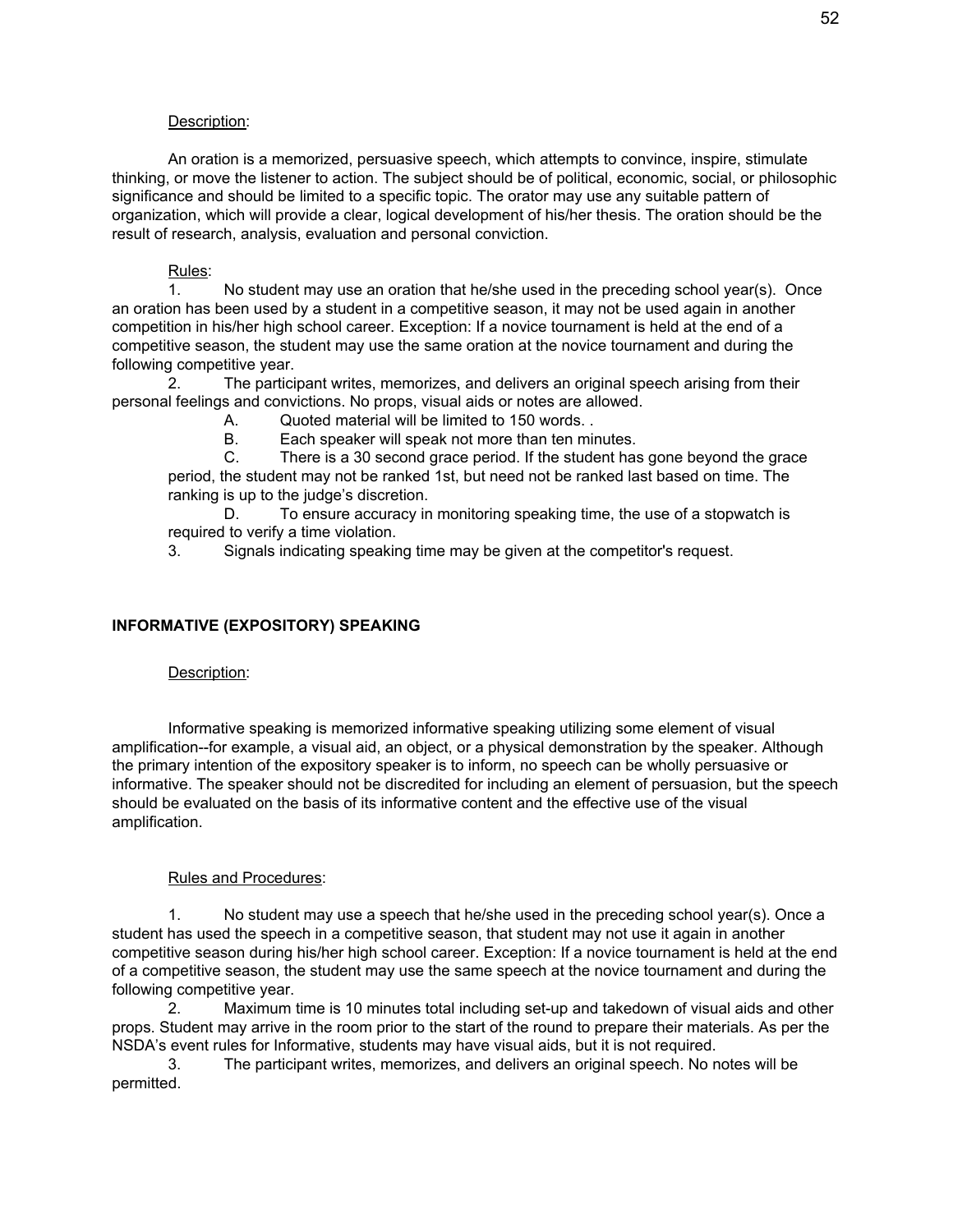Description:

An oration is a memorized, persuasive speech, which attempts to convince, inspire, stimulate thinking, or move the listener to action. The subject should be of political, economic, social, or philosophic significance and should be limited to a specific topic. The orator may use any suitable pattern of organization, which will provide a clear, logical development of his/her thesis. The oration should be the result of research, analysis, evaluation and personal conviction.

Rules:

1. No student may use an oration that he/she used in the preceding school year(s). Once an oration has been used by a student in a competitive season, it may not be used again in another competition in his/her high school career. Exception: If a novice tournament is held at the end of a competitive season, the student may use the same oration at the novice tournament and during the following competitive year.
2. The participant writes, memorizes, and delivers an original speech arising from their personal feelings and convictions. No props, visual aids or notes are allowed.
   - A. Quoted material will be limited to 150 words. .
   - B. Each speaker will speak not more than ten minutes.
   - C. There is a 30 second grace period. If the student has gone beyond the grace period, the student may not be ranked 1st, but need not be ranked last based on time. The ranking is up to the judge's discretion.
   - D. To ensure accuracy in monitoring speaking time, the use of a stopwatch is required to verify a time violation.
3. Signals indicating speaking time may be given at the competitor's request.

**INFORMATIVE (EXPOSITORY) SPEAKING**

Description:

Informative speaking is memorized informative speaking utilizing some element of visual amplification--for example, a visual aid, an object, or a physical demonstration by the speaker. Although the primary intention of the expository speaker is to inform, no speech can be wholly persuasive or informative. The speaker should not be discredited for including an element of persuasion, but the speech should be evaluated on the basis of its informative content and the effective use of the visual amplification.

Rules and Procedures:

1. No student may use a speech that he/she used in the preceding school year(s). Once a student has used the speech in a competitive season, that student may not use it again in another competitive season during his/her high school career. Exception: If a novice tournament is held at the end of a competitive season, the student may use the same speech at the novice tournament and during the following competitive year.
2. Maximum time is 10 minutes total including set-up and takedown of visual aids and other props. Student may arrive in the room prior to the start of the round to prepare their materials. As per the NSDA's event rules for Informative, students may have visual aids, but it is not required.
3. The participant writes, memorizes, and delivers an original speech. No notes will be permitted.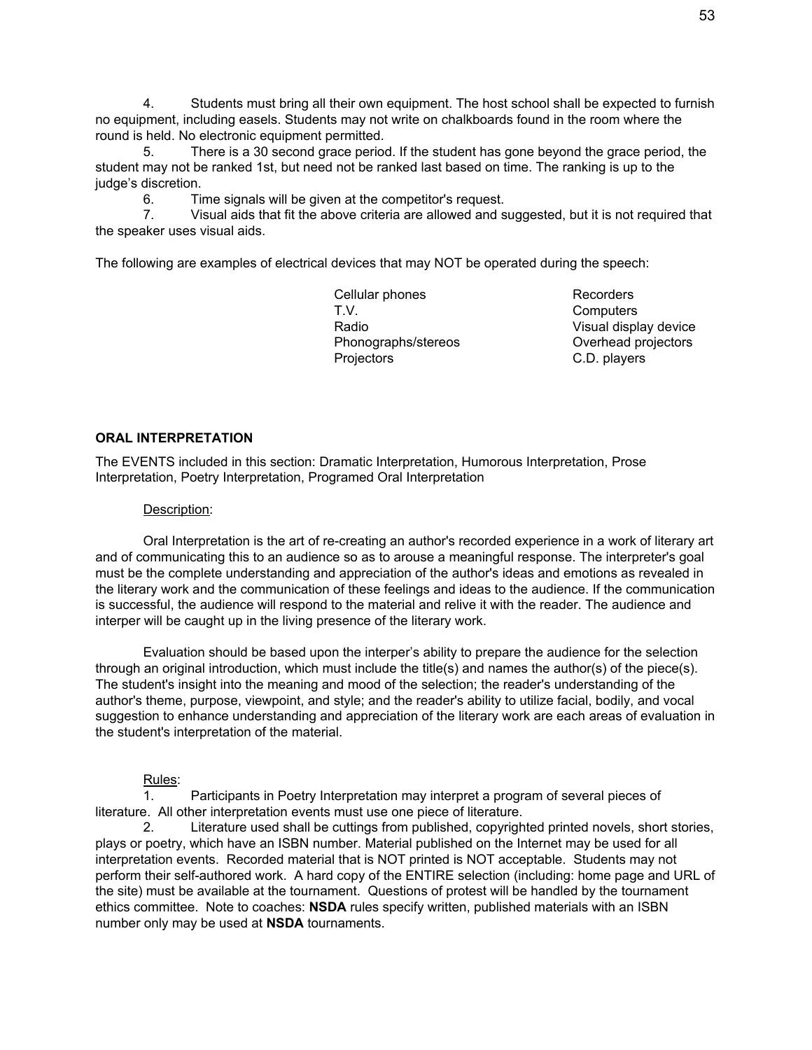4. Students must bring all their own equipment. The host school shall be expected to furnish no equipment, including easels. Students may not write on chalkboards found in the room where the round is held. No electronic equipment permitted.

5. There is a 30 second grace period. If the student has gone beyond the grace period, the student may not be ranked 1st, but need not be ranked last based on time. The ranking is up to the judge's discretion.

6. Time signals will be given at the competitor's request.

7. Visual aids that fit the above criteria are allowed and suggested, but it is not required that the speaker uses visual aids.

The following are examples of electrical devices that may NOT be operated during the speech:

| | |
|---|---|
| Cellular phones | Recorders |
| T.V. | Computers |
| Radio | Visual display device |
| Phonographs/stereos | Overhead projectors |
| Projectors | C.D. players |

**ORAL INTERPRETATION**

The EVENTS included in this section: Dramatic Interpretation, Humorous Interpretation, Prose Interpretation, Poetry Interpretation, Programed Oral Interpretation

Description:

Oral Interpretation is the art of re-creating an author's recorded experience in a work of literary art and of communicating this to an audience so as to arouse a meaningful response. The interpreter's goal must be the complete understanding and appreciation of the author's ideas and emotions as revealed in the literary work and the communication of these feelings and ideas to the audience. If the communication is successful, the audience will respond to the material and relive it with the reader. The audience and interper will be caught up in the living presence of the literary work.

Evaluation should be based upon the interper's ability to prepare the audience for the selection through an original introduction, which must include the title(s) and names the author(s) of the piece(s). The student's insight into the meaning and mood of the selection; the reader's understanding of the author's theme, purpose, viewpoint, and style; and the reader's ability to utilize facial, bodily, and vocal suggestion to enhance understanding and appreciation of the literary work are each areas of evaluation in the student's interpretation of the material.

Rules:

1. Participants in Poetry Interpretation may interpret a program of several pieces of literature. All other interpretation events must use one piece of literature.

2. Literature used shall be cuttings from published, copyrighted printed novels, short stories, plays or poetry, which have an ISBN number. Material published on the Internet may be used for all interpretation events. Recorded material that is NOT printed is NOT acceptable. Students may not perform their self-authored work. A hard copy of the ENTIRE selection (including: home page and URL of the site) must be available at the tournament. Questions of protest will be handled by the tournament ethics committee. Note to coaches: **NSDA** rules specify written, published materials with an ISBN number only may be used at **NSDA** tournaments.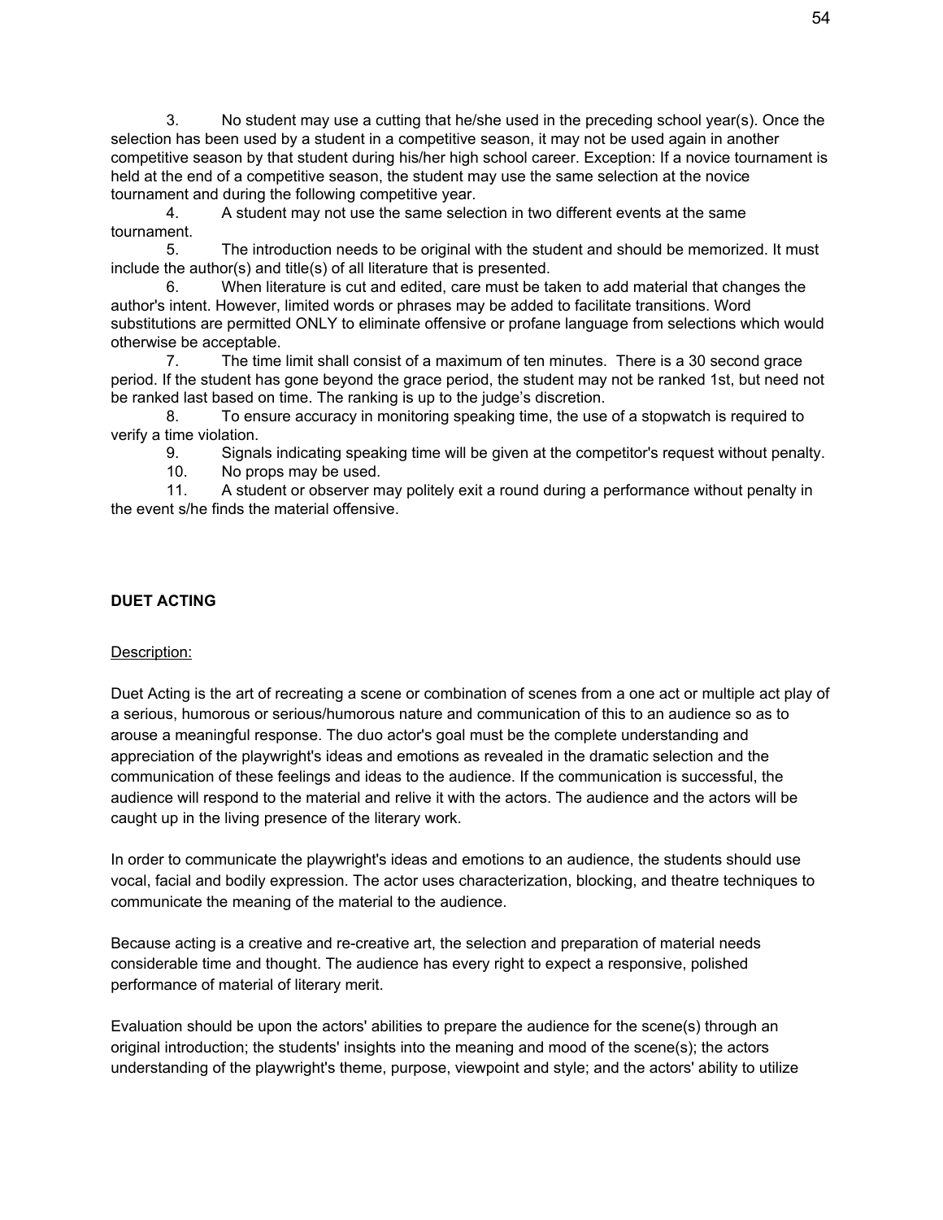3. No student may use a cutting that he/she used in the preceding school year(s). Once the selection has been used by a student in a competitive season, it may not be used again in another competitive season by that student during his/her high school career. Exception: If a novice tournament is held at the end of a competitive season, the student may use the same selection at the novice tournament and during the following competitive year.

4. A student may not use the same selection in two different events at the same tournament.

5. The introduction needs to be original with the student and should be memorized. It must include the author(s) and title(s) of all literature that is presented.

6. When literature is cut and edited, care must be taken to add material that changes the author's intent. However, limited words or phrases may be added to facilitate transitions. Word substitutions are permitted ONLY to eliminate offensive or profane language from selections which would otherwise be acceptable.

7. The time limit shall consist of a maximum of ten minutes. There is a 30 second grace period. If the student has gone beyond the grace period, the student may not be ranked 1st, but need not be ranked last based on time. The ranking is up to the judge's discretion.

8. To ensure accuracy in monitoring speaking time, the use of a stopwatch is required to verify a time violation.

9. Signals indicating speaking time will be given at the competitor's request without penalty.

10. No props may be used.

11. A student or observer may politely exit a round during a performance without penalty in the event s/he finds the material offensive.

**DUET ACTING**

Description:

Duet Acting is the art of recreating a scene or combination of scenes from a one act or multiple act play of a serious, humorous or serious/humorous nature and communication of this to an audience so as to arouse a meaningful response. The duo actor's goal must be the complete understanding and appreciation of the playwright's ideas and emotions as revealed in the dramatic selection and the communication of these feelings and ideas to the audience. If the communication is successful, the audience will respond to the material and relive it with the actors. The audience and the actors will be caught up in the living presence of the literary work.

In order to communicate the playwright's ideas and emotions to an audience, the students should use vocal, facial and bodily expression. The actor uses characterization, blocking, and theatre techniques to communicate the meaning of the material to the audience.

Because acting is a creative and re-creative art, the selection and preparation of material needs considerable time and thought. The audience has every right to expect a responsive, polished performance of material of literary merit.

Evaluation should be upon the actors' abilities to prepare the audience for the scene(s) through an original introduction; the students' insights into the meaning and mood of the scene(s); the actors understanding of the playwright's theme, purpose, viewpoint and style; and the actors' ability to utilize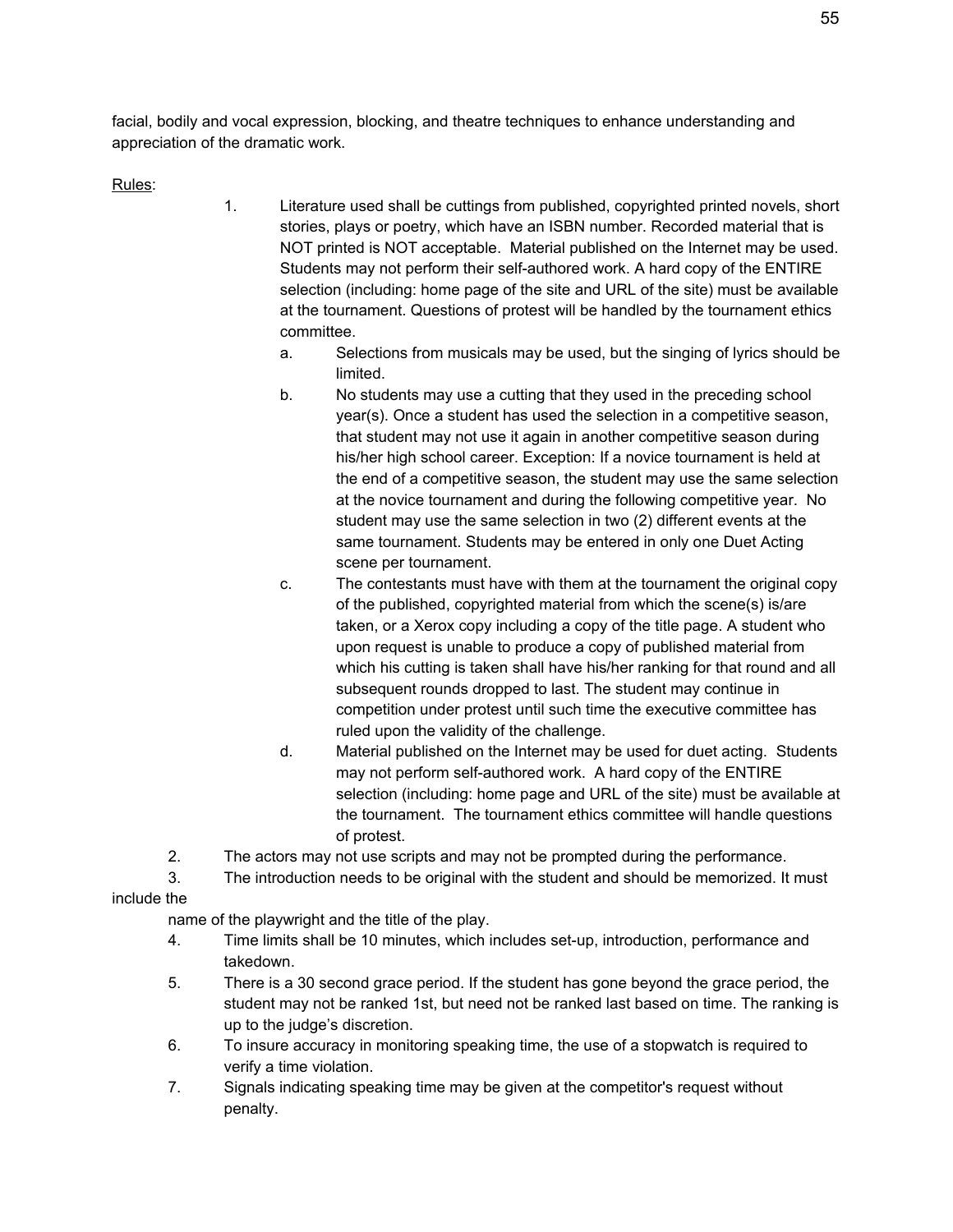facial, bodily and vocal expression, blocking, and theatre techniques to enhance understanding and appreciation of the dramatic work.

Rules:

1. Literature used shall be cuttings from published, copyrighted printed novels, short stories, plays or poetry, which have an ISBN number. Recorded material that is NOT printed is NOT acceptable. Material published on the Internet may be used. Students may not perform their self-authored work. A hard copy of the ENTIRE selection (including: home page of the site and URL of the site) must be available at the tournament. Questions of protest will be handled by the tournament ethics committee.
   a. Selections from musicals may be used, but the singing of lyrics should be limited.
   b. No students may use a cutting that they used in the preceding school year(s). Once a student has used the selection in a competitive season, that student may not use it again in another competitive season during his/her high school career. Exception: If a novice tournament is held at the end of a competitive season, the student may use the same selection at the novice tournament and during the following competitive year. No student may use the same selection in two (2) different events at the same tournament. Students may be entered in only one Duet Acting scene per tournament.
   c. The contestants must have with them at the tournament the original copy of the published, copyrighted material from which the scene(s) is/are taken, or a Xerox copy including a copy of the title page. A student who upon request is unable to produce a copy of published material from which his cutting is taken shall have his/her ranking for that round and all subsequent rounds dropped to last. The student may continue in competition under protest until such time the executive committee has ruled upon the validity of the challenge.
   d. Material published on the Internet may be used for duet acting. Students may not perform self-authored work. A hard copy of the ENTIRE selection (including: home page and URL of the site) must be available at the tournament. The tournament ethics committee will handle questions of protest.
2. The actors may not use scripts and may not be prompted during the performance.
3. The introduction needs to be original with the student and should be memorized. It must include the name of the playwright and the title of the play.
4. Time limits shall be 10 minutes, which includes set-up, introduction, performance and takedown.
5. There is a 30 second grace period. If the student has gone beyond the grace period, the student may not be ranked 1st, but need not be ranked last based on time. The ranking is up to the judge's discretion.
6. To insure accuracy in monitoring speaking time, the use of a stopwatch is required to verify a time violation.
7. Signals indicating speaking time may be given at the competitor's request without penalty.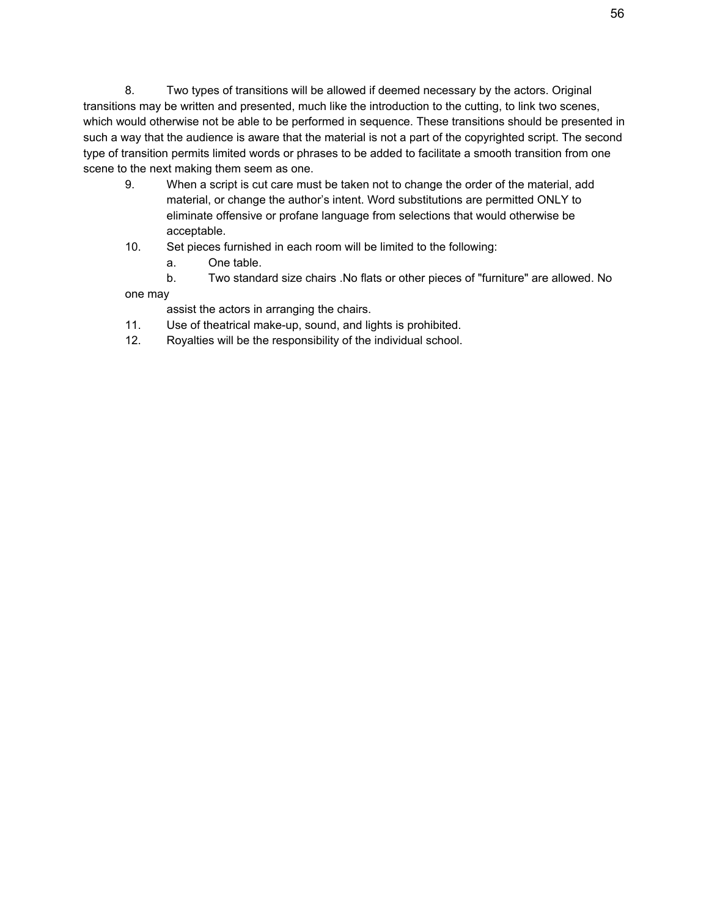8. Two types of transitions will be allowed if deemed necessary by the actors. Original transitions may be written and presented, much like the introduction to the cutting, to link two scenes, which would otherwise not be able to be performed in sequence. These transitions should be presented in such a way that the audience is aware that the material is not a part of the copyrighted script. The second type of transition permits limited words or phrases to be added to facilitate a smooth transition from one scene to the next making them seem as one.

9. When a script is cut care must be taken not to change the order of the material, add material, or change the author's intent. Word substitutions are permitted ONLY to eliminate offensive or profane language from selections that would otherwise be acceptable.

10. Set pieces furnished in each room will be limited to the following:
    a. One table.
    b. Two standard size chairs .No flats or other pieces of "furniture" are allowed. No one may assist the actors in arranging the chairs.

11. Use of theatrical make-up, sound, and lights is prohibited.

12. Royalties will be the responsibility of the individual school.